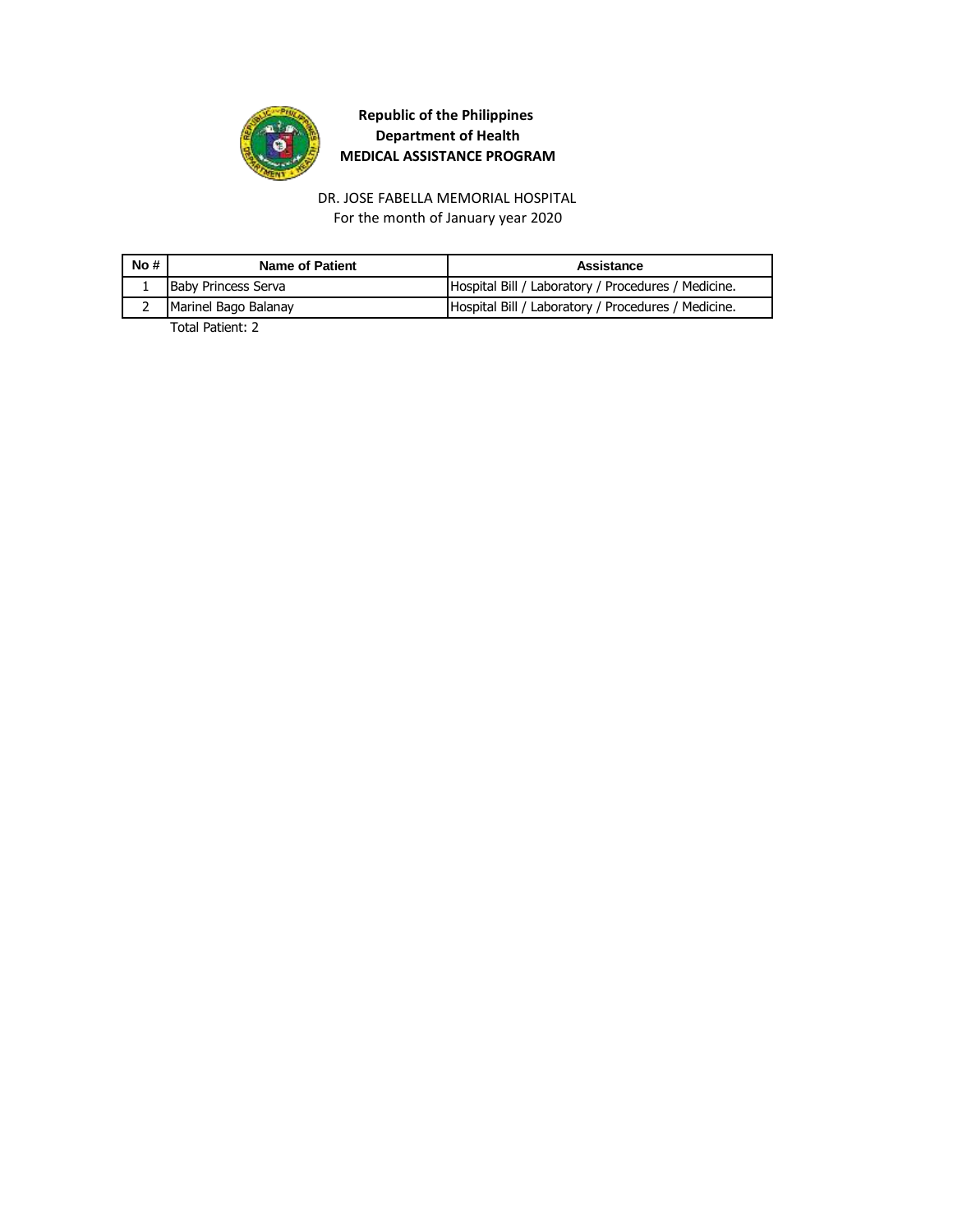**Republic of the Philippines**
**Department of Health**
**MEDICAL ASSISTANCE PROGRAM**

DR. JOSE FABELLA MEMORIAL HOSPITAL
For the month of January year 2020

| No # | Name of Patient | Assistance |
|---|---|---|
| 1 | Baby Princess Serva | Hospital Bill / Laboratory / Procedures / Medicine. |
| 2 | Marinel Bago Balanay | Hospital Bill / Laboratory / Procedures / Medicine. |

Total Patient: 2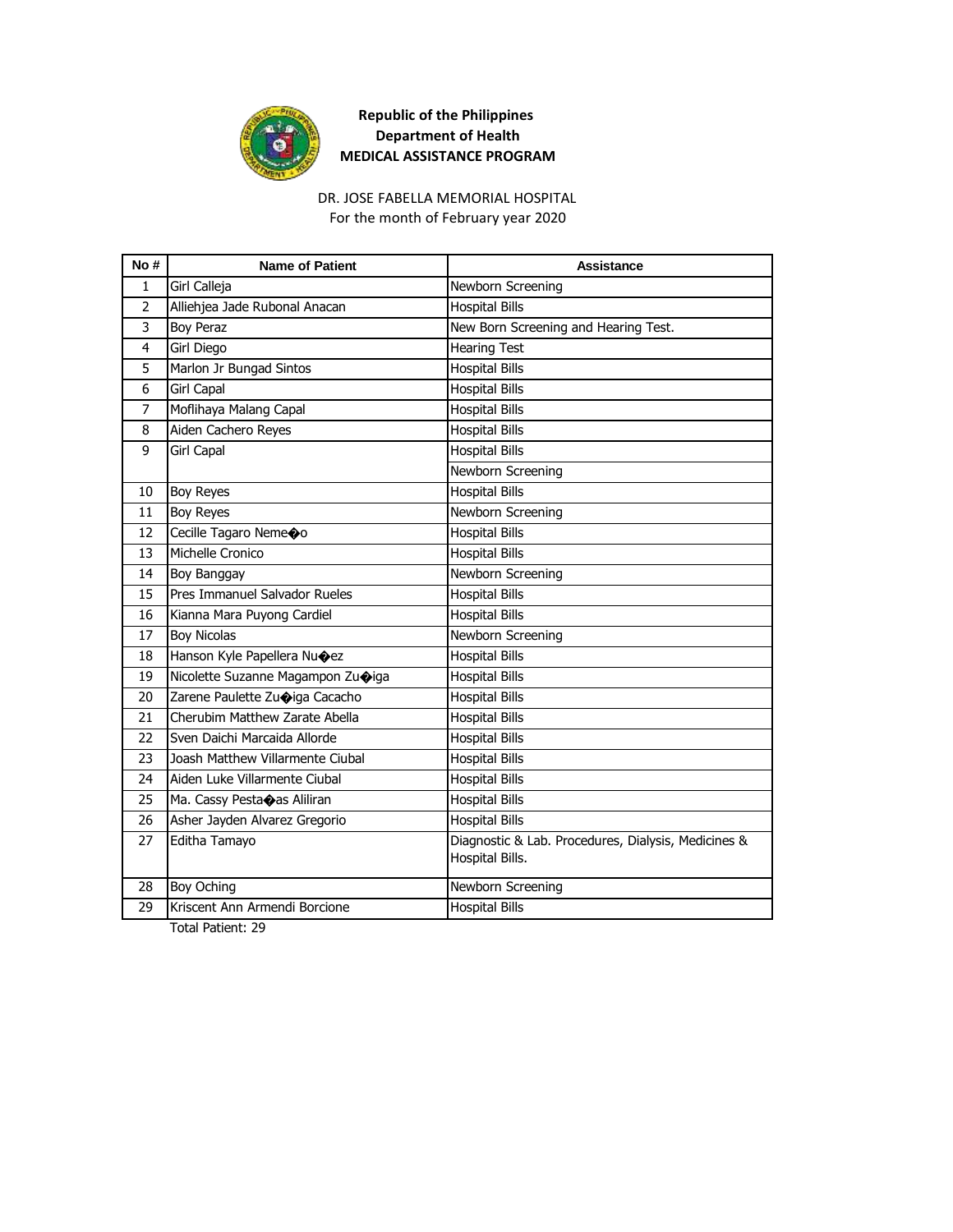**Republic of the Philippines**
**Department of Health**
**MEDICAL ASSISTANCE PROGRAM**

DR. JOSE FABELLA MEMORIAL HOSPITAL
For the month of February year 2020

| No # | Name of Patient | Assistance |
|---|---|---|
| 1 | Girl Calleja | Newborn Screening |
| 2 | Alliehjea Jade Rubonal Anacan | Hospital Bills |
| 3 | Boy Peraz | New Born Screening and Hearing Test. |
| 4 | Girl Diego | Hearing Test |
| 5 | Marlon Jr Bungad Sintos | Hospital Bills |
| 6 | Girl Capal | Hospital Bills |
| 7 | Moflihaya Malang Capal | Hospital Bills |
| 8 | Aiden Cachero Reyes | Hospital Bills |
| 9 | Girl Capal | Hospital Bills |
| | | Newborn Screening |
| 10 | Boy Reyes | Hospital Bills |
| 11 | Boy Reyes | Newborn Screening |
| 12 | Cecille Tagaro Neme�o | Hospital Bills |
| 13 | Michelle Cronico | Hospital Bills |
| 14 | Boy Banggay | Newborn Screening |
| 15 | Pres Immanuel Salvador Rueles | Hospital Bills |
| 16 | Kianna Mara Puyong Cardiel | Hospital Bills |
| 17 | Boy Nicolas | Newborn Screening |
| 18 | Hanson Kyle Papellera Nu�ez | Hospital Bills |
| 19 | Nicolette Suzanne Magampon Zu�iga | Hospital Bills |
| 20 | Zarene Paulette Zu�iga Cacacho | Hospital Bills |
| 21 | Cherubim Matthew Zarate Abella | Hospital Bills |
| 22 | Sven Daichi Marcaida Allorde | Hospital Bills |
| 23 | Joash Matthew Villarmente Ciubal | Hospital Bills |
| 24 | Aiden Luke Villarmente Ciubal | Hospital Bills |
| 25 | Ma. Cassy Pesta�as Aliliran | Hospital Bills |
| 26 | Asher Jayden Alvarez Gregorio | Hospital Bills |
| 27 | Editha Tamayo | Diagnostic & Lab. Procedures, Dialysis, Medicines & Hospital Bills. |
| 28 | Boy Oching | Newborn Screening |
| 29 | Kriscent Ann Armendi Borcione | Hospital Bills |

Total Patient: 29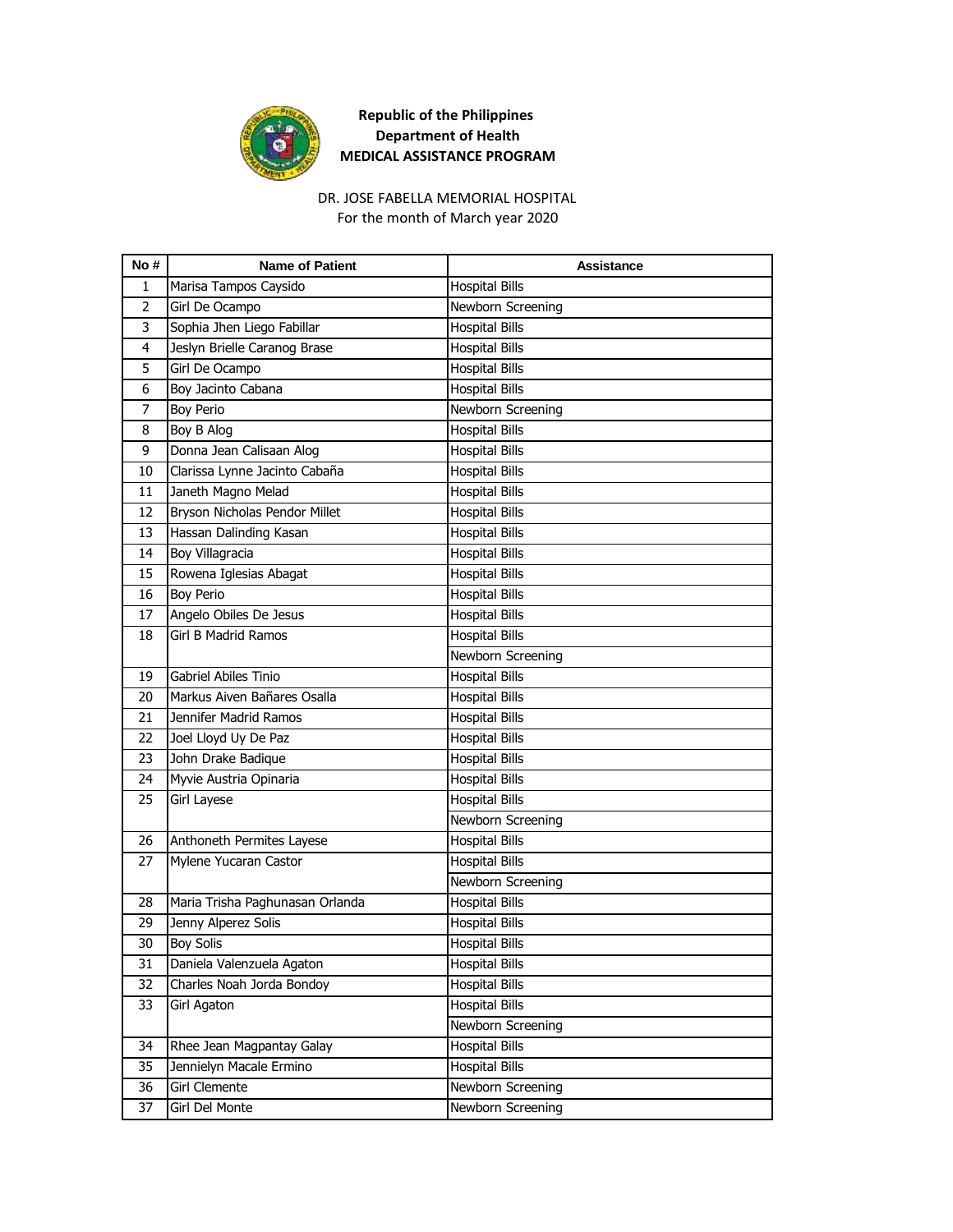**Republic of the Philippines**
**Department of Health**
**MEDICAL ASSISTANCE PROGRAM**

DR. JOSE FABELLA MEMORIAL HOSPITAL
For the month of March year 2020

| No # | Name of Patient | Assistance |
|---|---|---|
| 1 | Marisa Tampos Caysido | Hospital Bills |
| 2 | Girl De Ocampo | Newborn Screening |
| 3 | Sophia Jhen Liego Fabillar | Hospital Bills |
| 4 | Jeslyn Brielle Caranog Brase | Hospital Bills |
| 5 | Girl De Ocampo | Hospital Bills |
| 6 | Boy Jacinto Cabana | Hospital Bills |
| 7 | Boy Perio | Newborn Screening |
| 8 | Boy B Alog | Hospital Bills |
| 9 | Donna Jean Calisaan Alog | Hospital Bills |
| 10 | Clarissa Lynne Jacinto Cabaña | Hospital Bills |
| 11 | Janeth Magno Melad | Hospital Bills |
| 12 | Bryson Nicholas Pendor Millet | Hospital Bills |
| 13 | Hassan Dalinding Kasan | Hospital Bills |
| 14 | Boy Villagracia | Hospital Bills |
| 15 | Rowena Iglesias Abagat | Hospital Bills |
| 16 | Boy Perio | Hospital Bills |
| 17 | Angelo Obiles De Jesus | Hospital Bills |
| 18 | Girl B Madrid Ramos | Hospital Bills |
| | | Newborn Screening |
| 19 | Gabriel Abiles Tinio | Hospital Bills |
| 20 | Markus Aiven Bañares Osalla | Hospital Bills |
| 21 | Jennifer Madrid Ramos | Hospital Bills |
| 22 | Joel Lloyd Uy De Paz | Hospital Bills |
| 23 | John Drake Badique | Hospital Bills |
| 24 | Myvie Austria Opinaria | Hospital Bills |
| 25 | Girl Layese | Hospital Bills |
| | | Newborn Screening |
| 26 | Anthoneth Permites Layese | Hospital Bills |
| 27 | Mylene Yucaran Castor | Hospital Bills |
| | | Newborn Screening |
| 28 | Maria Trisha Paghunasan Orlanda | Hospital Bills |
| 29 | Jenny Alperez Solis | Hospital Bills |
| 30 | Boy Solis | Hospital Bills |
| 31 | Daniela Valenzuela Agaton | Hospital Bills |
| 32 | Charles Noah Jorda Bondoy | Hospital Bills |
| 33 | Girl Agaton | Hospital Bills |
| | | Newborn Screening |
| 34 | Rhee Jean Magpantay Galay | Hospital Bills |
| 35 | Jennielyn Macale Ermino | Hospital Bills |
| 36 | Girl Clemente | Newborn Screening |
| 37 | Girl Del Monte | Newborn Screening |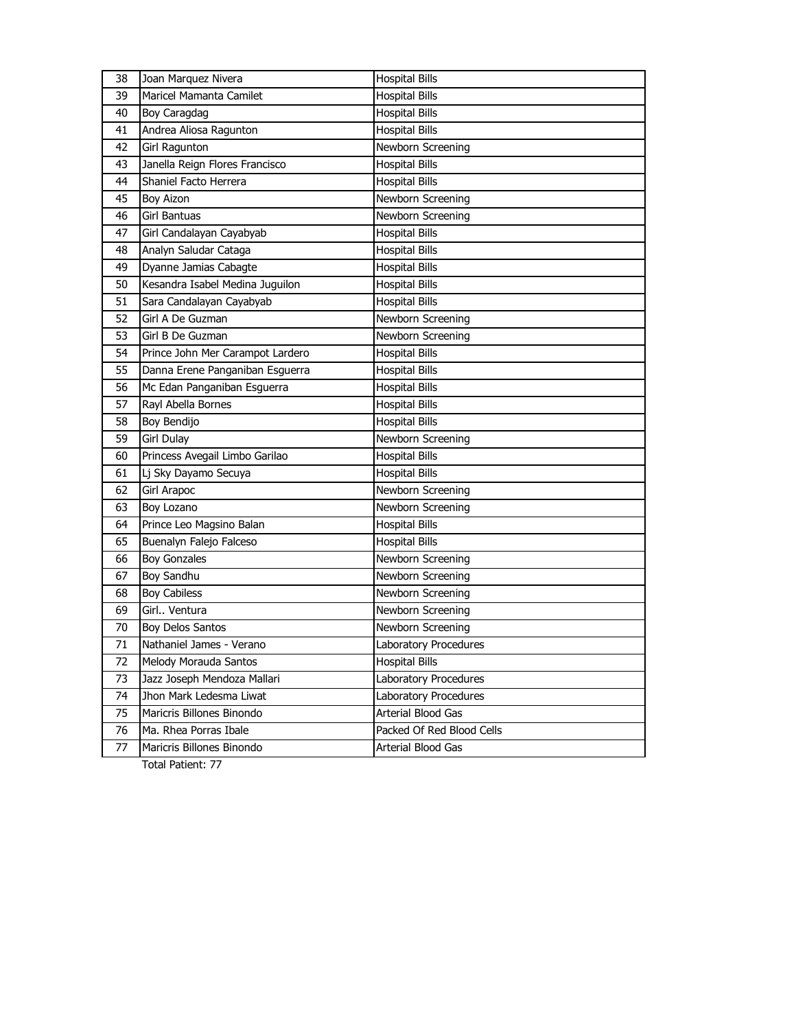| 38 | Joan Marquez Nivera | Hospital Bills |
|---|---|---|
| 39 | Maricel Mamanta Camilet | Hospital Bills |
| 40 | Boy Caragdag | Hospital Bills |
| 41 | Andrea Aliosa Ragunton | Hospital Bills |
| 42 | Girl Ragunton | Newborn Screening |
| 43 | Janella Reign Flores Francisco | Hospital Bills |
| 44 | Shaniel Facto Herrera | Hospital Bills |
| 45 | Boy Aizon | Newborn Screening |
| 46 | Girl Bantuas | Newborn Screening |
| 47 | Girl Candalayan Cayabyab | Hospital Bills |
| 48 | Analyn Saludar Cataga | Hospital Bills |
| 49 | Dyanne Jamias Cabagte | Hospital Bills |
| 50 | Kesandra Isabel Medina Juguilon | Hospital Bills |
| 51 | Sara Candalayan Cayabyab | Hospital Bills |
| 52 | Girl A De Guzman | Newborn Screening |
| 53 | Girl B De Guzman | Newborn Screening |
| 54 | Prince John Mer Carampot Lardero | Hospital Bills |
| 55 | Danna Erene Panganiban Esguerra | Hospital Bills |
| 56 | Mc Edan Panganiban Esguerra | Hospital Bills |
| 57 | Rayl Abella Bornes | Hospital Bills |
| 58 | Boy Bendijo | Hospital Bills |
| 59 | Girl Dulay | Newborn Screening |
| 60 | Princess Avegail Limbo Garilao | Hospital Bills |
| 61 | Lj Sky Dayamo Secuya | Hospital Bills |
| 62 | Girl Arapoc | Newborn Screening |
| 63 | Boy Lozano | Newborn Screening |
| 64 | Prince Leo Magsino Balan | Hospital Bills |
| 65 | Buenalyn Falejo Falceso | Hospital Bills |
| 66 | Boy Gonzales | Newborn Screening |
| 67 | Boy Sandhu | Newborn Screening |
| 68 | Boy Cabiless | Newborn Screening |
| 69 | Girl.. Ventura | Newborn Screening |
| 70 | Boy Delos Santos | Newborn Screening |
| 71 | Nathaniel James - Verano | Laboratory Procedures |
| 72 | Melody Morauda Santos | Hospital Bills |
| 73 | Jazz Joseph Mendoza Mallari | Laboratory Procedures |
| 74 | Jhon Mark Ledesma Liwat | Laboratory Procedures |
| 75 | Maricris Billones Binondo | Arterial Blood Gas |
| 76 | Ma. Rhea Porras Ibale | Packed Of Red Blood Cells |
| 77 | Maricris Billones Binondo | Arterial Blood Gas |

Total Patient: 77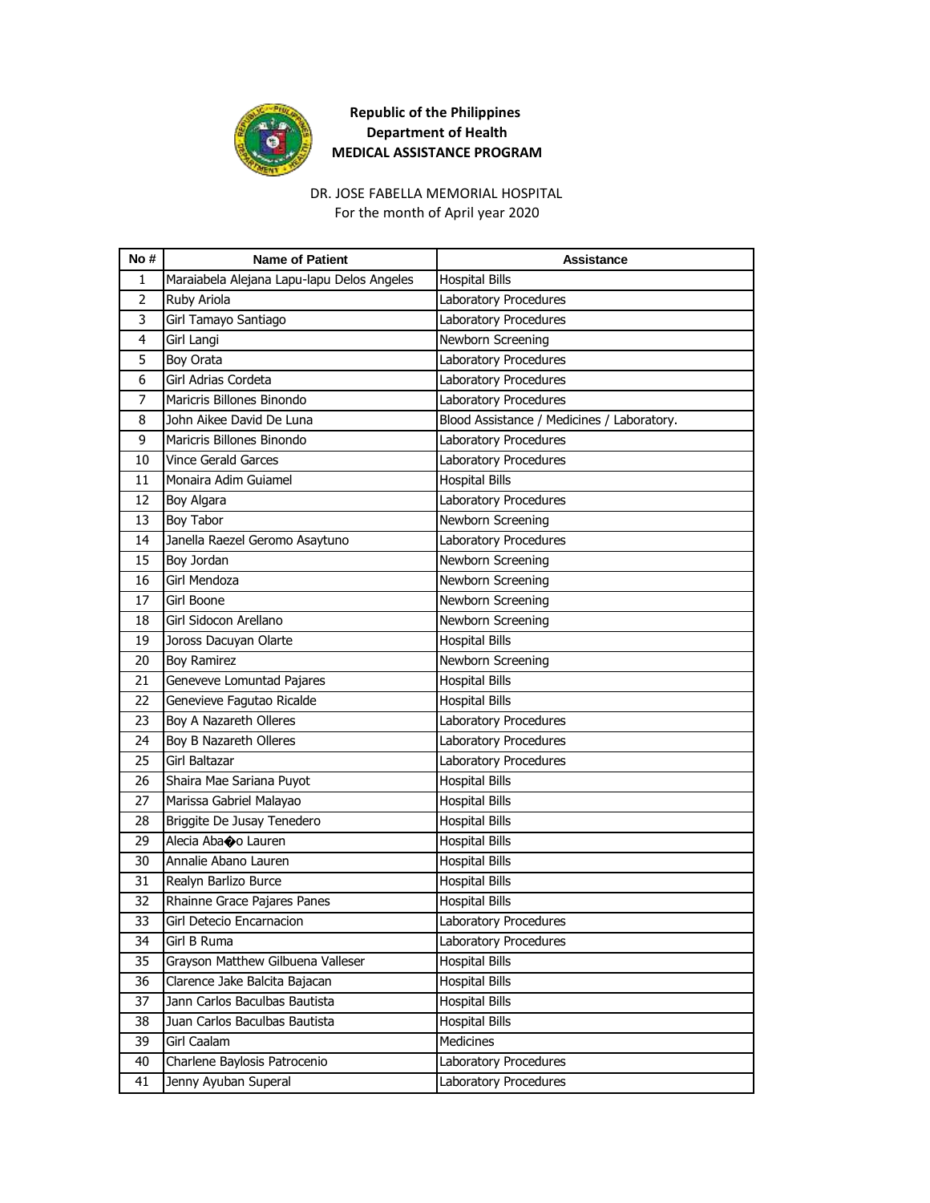**Republic of the Philippines**
**Department of Health**
**MEDICAL ASSISTANCE PROGRAM**

DR. JOSE FABELLA MEMORIAL HOSPITAL
For the month of April year 2020

| No # | Name of Patient | Assistance |
|---|---|---|
| 1 | Maraiabela Alejana Lapu-lapu Delos Angeles | Hospital Bills |
| 2 | Ruby Ariola | Laboratory Procedures |
| 3 | Girl Tamayo Santiago | Laboratory Procedures |
| 4 | Girl Langi | Newborn Screening |
| 5 | Boy Orata | Laboratory Procedures |
| 6 | Girl Adrias Cordeta | Laboratory Procedures |
| 7 | Maricris Billones Binondo | Laboratory Procedures |
| 8 | John Aikee David De Luna | Blood Assistance / Medicines / Laboratory. |
| 9 | Maricris Billones Binondo | Laboratory Procedures |
| 10 | Vince Gerald Garces | Laboratory Procedures |
| 11 | Monaira Adim Guiamel | Hospital Bills |
| 12 | Boy Algara | Laboratory Procedures |
| 13 | Boy Tabor | Newborn Screening |
| 14 | Janella Raezel Geromo Asaytuno | Laboratory Procedures |
| 15 | Boy Jordan | Newborn Screening |
| 16 | Girl Mendoza | Newborn Screening |
| 17 | Girl Boone | Newborn Screening |
| 18 | Girl Sidocon Arellano | Newborn Screening |
| 19 | Joross Dacuyan Olarte | Hospital Bills |
| 20 | Boy Ramirez | Newborn Screening |
| 21 | Geneveve Lomuntad Pajares | Hospital Bills |
| 22 | Genevieve Fagutao Ricalde | Hospital Bills |
| 23 | Boy A Nazareth Olleres | Laboratory Procedures |
| 24 | Boy B Nazareth Olleres | Laboratory Procedures |
| 25 | Girl Baltazar | Laboratory Procedures |
| 26 | Shaira Mae Sariana Puyot | Hospital Bills |
| 27 | Marissa Gabriel Malayao | Hospital Bills |
| 28 | Briggite De Jusay Tenedero | Hospital Bills |
| 29 | Alecia Aba�o Lauren | Hospital Bills |
| 30 | Annalie Abano Lauren | Hospital Bills |
| 31 | Realyn Barlizo Burce | Hospital Bills |
| 32 | Rhainne Grace Pajares Panes | Hospital Bills |
| 33 | Girl Detecio Encarnacion | Laboratory Procedures |
| 34 | Girl B Ruma | Laboratory Procedures |
| 35 | Grayson Matthew Gilbuena Valleser | Hospital Bills |
| 36 | Clarence Jake Balcita Bajacan | Hospital Bills |
| 37 | Jann Carlos Baculbas Bautista | Hospital Bills |
| 38 | Juan Carlos Baculbas Bautista | Hospital Bills |
| 39 | Girl Caalam | Medicines |
| 40 | Charlene Baylosis Patrocenio | Laboratory Procedures |
| 41 | Jenny Ayuban Superal | Laboratory Procedures |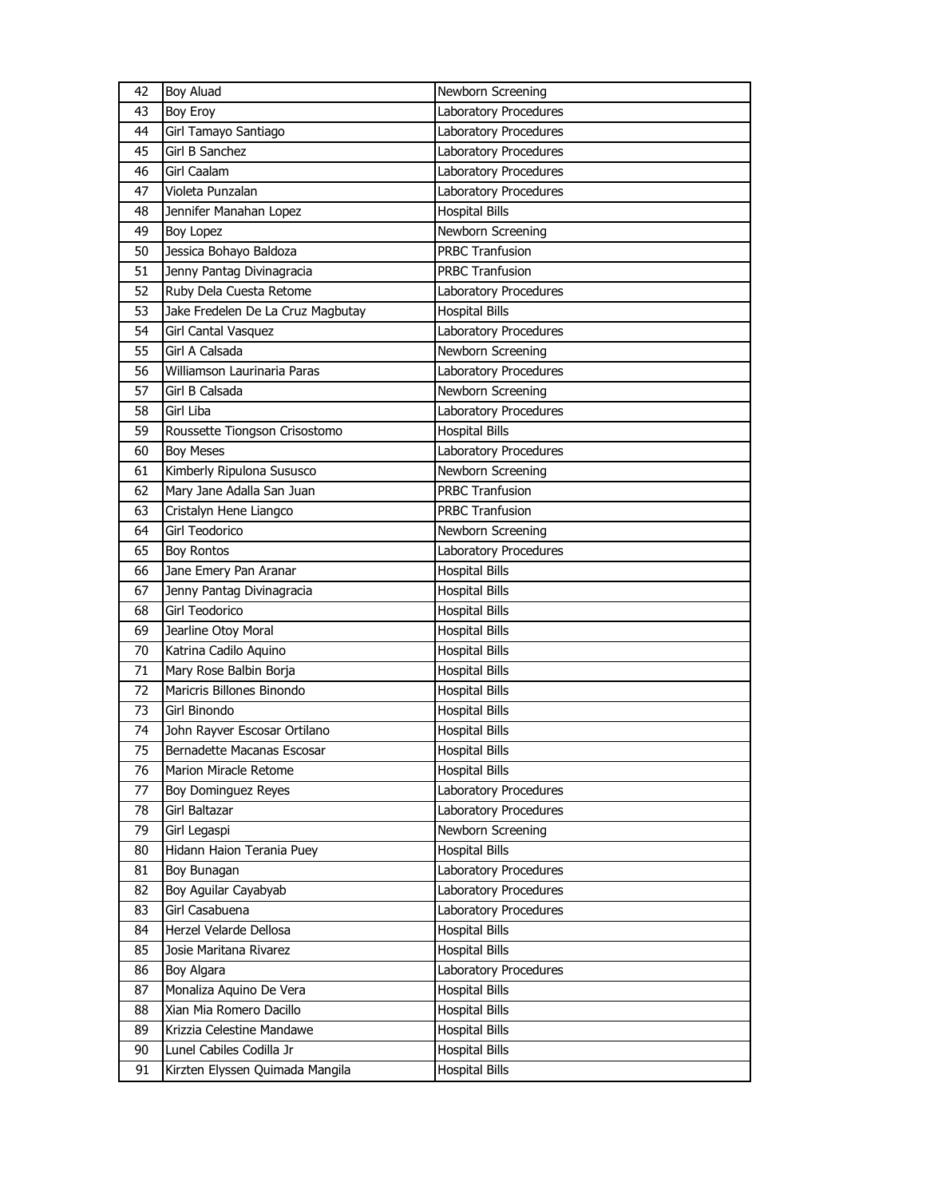| 42 | Boy Aluad | Newborn Screening |
|---|---|---|
| 43 | Boy Eroy | Laboratory Procedures |
| 44 | Girl Tamayo Santiago | Laboratory Procedures |
| 45 | Girl B Sanchez | Laboratory Procedures |
| 46 | Girl Caalam | Laboratory Procedures |
| 47 | Violeta Punzalan | Laboratory Procedures |
| 48 | Jennifer Manahan Lopez | Hospital Bills |
| 49 | Boy Lopez | Newborn Screening |
| 50 | Jessica Bohayo Baldoza | PRBC Tranfusion |
| 51 | Jenny Pantag Divinagracia | PRBC Tranfusion |
| 52 | Ruby Dela Cuesta Retome | Laboratory Procedures |
| 53 | Jake Fredelen De La Cruz Magbutay | Hospital Bills |
| 54 | Girl Cantal Vasquez | Laboratory Procedures |
| 55 | Girl A Calsada | Newborn Screening |
| 56 | Williamson Laurinaria Paras | Laboratory Procedures |
| 57 | Girl B Calsada | Newborn Screening |
| 58 | Girl Liba | Laboratory Procedures |
| 59 | Roussette Tiongson Crisostomo | Hospital Bills |
| 60 | Boy Meses | Laboratory Procedures |
| 61 | Kimberly Ripulona Sususco | Newborn Screening |
| 62 | Mary Jane Adalla San Juan | PRBC Tranfusion |
| 63 | Cristalyn Hene Liangco | PRBC Tranfusion |
| 64 | Girl Teodorico | Newborn Screening |
| 65 | Boy Rontos | Laboratory Procedures |
| 66 | Jane Emery Pan Aranar | Hospital Bills |
| 67 | Jenny Pantag Divinagracia | Hospital Bills |
| 68 | Girl Teodorico | Hospital Bills |
| 69 | Jearline Otoy Moral | Hospital Bills |
| 70 | Katrina Cadilo Aquino | Hospital Bills |
| 71 | Mary Rose Balbin Borja | Hospital Bills |
| 72 | Maricris Billones Binondo | Hospital Bills |
| 73 | Girl Binondo | Hospital Bills |
| 74 | John Rayver Escosar Ortilano | Hospital Bills |
| 75 | Bernadette Macanas Escosar | Hospital Bills |
| 76 | Marion Miracle Retome | Hospital Bills |
| 77 | Boy Dominguez Reyes | Laboratory Procedures |
| 78 | Girl Baltazar | Laboratory Procedures |
| 79 | Girl Legaspi | Newborn Screening |
| 80 | Hidann Haion Terania Puey | Hospital Bills |
| 81 | Boy Bunagan | Laboratory Procedures |
| 82 | Boy Aguilar Cayabyab | Laboratory Procedures |
| 83 | Girl Casabuena | Laboratory Procedures |
| 84 | Herzel Velarde Dellosa | Hospital Bills |
| 85 | Josie Maritana Rivarez | Hospital Bills |
| 86 | Boy Algara | Laboratory Procedures |
| 87 | Monaliza Aquino De Vera | Hospital Bills |
| 88 | Xian Mia Romero Dacillo | Hospital Bills |
| 89 | Krizzia Celestine Mandawe | Hospital Bills |
| 90 | Lunel Cabiles Codilla Jr | Hospital Bills |
| 91 | Kirzten Elyssen Quimada Mangila | Hospital Bills |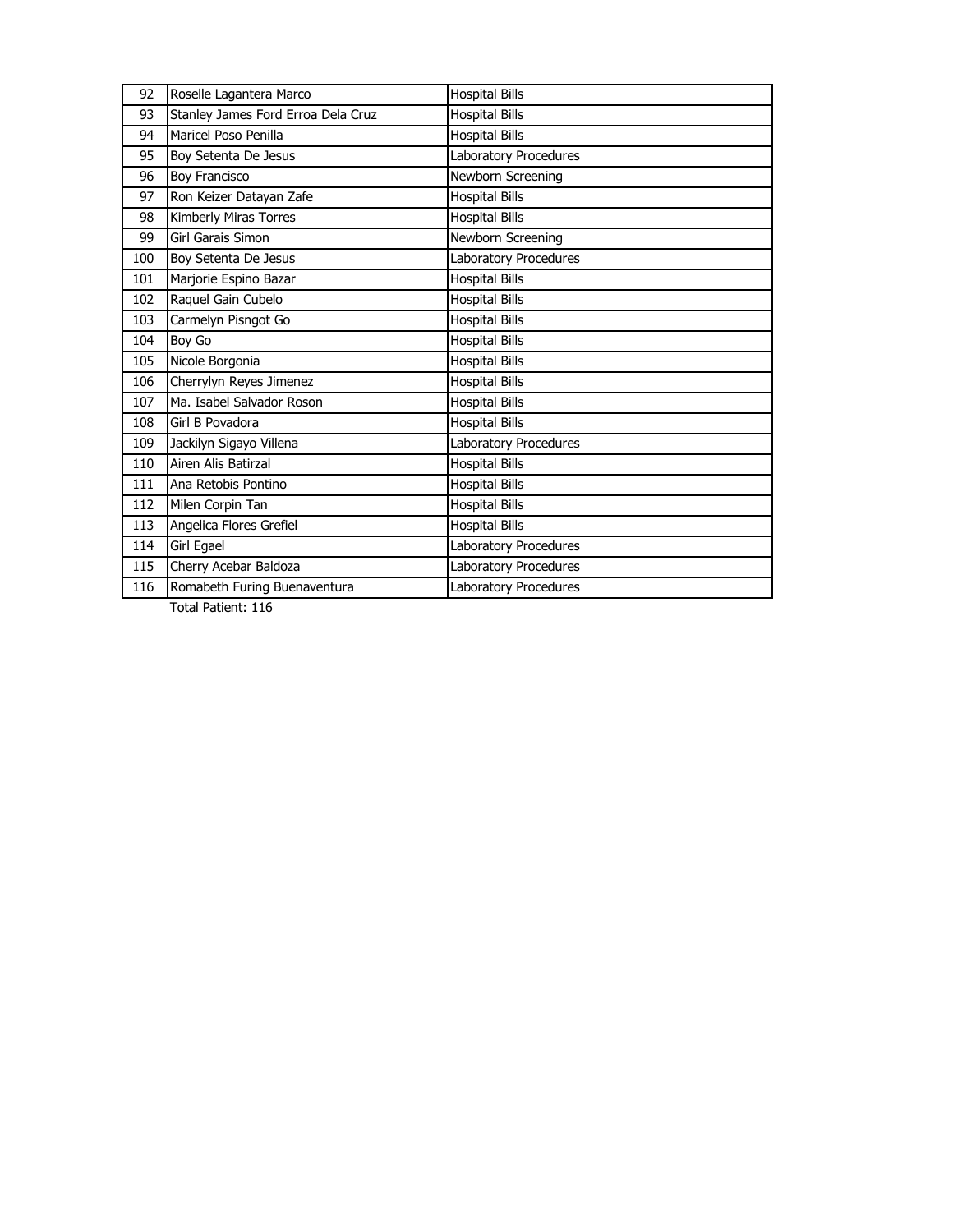| 92 | Roselle Lagantera Marco | Hospital Bills |
|---|---|---|
| 93 | Stanley James Ford Erroa Dela Cruz | Hospital Bills |
| 94 | Maricel Poso Penilla | Hospital Bills |
| 95 | Boy Setenta De Jesus | Laboratory Procedures |
| 96 | Boy Francisco | Newborn Screening |
| 97 | Ron Keizer Datayan Zafe | Hospital Bills |
| 98 | Kimberly Miras Torres | Hospital Bills |
| 99 | Girl Garais Simon | Newborn Screening |
| 100 | Boy Setenta De Jesus | Laboratory Procedures |
| 101 | Marjorie Espino Bazar | Hospital Bills |
| 102 | Raquel Gain Cubelo | Hospital Bills |
| 103 | Carmelyn Pisngot Go | Hospital Bills |
| 104 | Boy Go | Hospital Bills |
| 105 | Nicole Borgonia | Hospital Bills |
| 106 | Cherrylyn Reyes Jimenez | Hospital Bills |
| 107 | Ma. Isabel Salvador Roson | Hospital Bills |
| 108 | Girl B Povadora | Hospital Bills |
| 109 | Jackilyn Sigayo Villena | Laboratory Procedures |
| 110 | Airen Alis Batirzal | Hospital Bills |
| 111 | Ana Retobis Pontino | Hospital Bills |
| 112 | Milen Corpin Tan | Hospital Bills |
| 113 | Angelica Flores Grefiel | Hospital Bills |
| 114 | Girl Egael | Laboratory Procedures |
| 115 | Cherry Acebar Baldoza | Laboratory Procedures |
| 116 | Romabeth Furing Buenaventura | Laboratory Procedures |

Total Patient: 116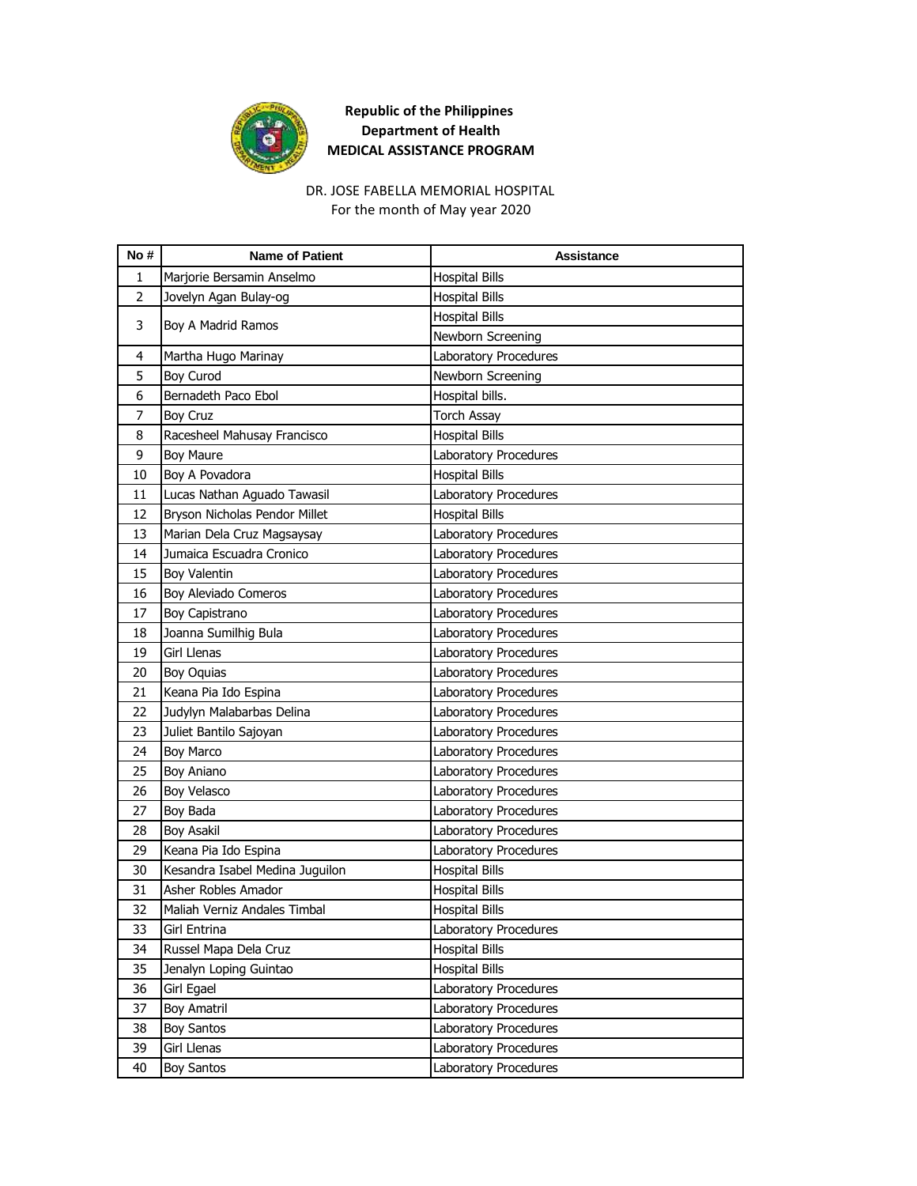**Republic of the Philippines**
**Department of Health**
**MEDICAL ASSISTANCE PROGRAM**

DR. JOSE FABELLA MEMORIAL HOSPITAL
For the month of May year 2020

| No # | Name of Patient | Assistance |
|---|---|---|
| 1 | Marjorie Bersamin Anselmo | Hospital Bills |
| 2 | Jovelyn Agan Bulay-og | Hospital Bills |
| 3 | Boy A Madrid Ramos | Hospital Bills |
| | | Newborn Screening |
| 4 | Martha Hugo Marinay | Laboratory Procedures |
| 5 | Boy Curod | Newborn Screening |
| 6 | Bernadeth Paco Ebol | Hospital bills. |
| 7 | Boy Cruz | Torch Assay |
| 8 | Racesheel Mahusay Francisco | Hospital Bills |
| 9 | Boy Maure | Laboratory Procedures |
| 10 | Boy A Povadora | Hospital Bills |
| 11 | Lucas Nathan Aguado Tawasil | Laboratory Procedures |
| 12 | Bryson Nicholas Pendor Millet | Hospital Bills |
| 13 | Marian Dela Cruz Magsaysay | Laboratory Procedures |
| 14 | Jumaica Escuadra Cronico | Laboratory Procedures |
| 15 | Boy Valentin | Laboratory Procedures |
| 16 | Boy Aleviado Comeros | Laboratory Procedures |
| 17 | Boy Capistrano | Laboratory Procedures |
| 18 | Joanna Sumilhig Bula | Laboratory Procedures |
| 19 | Girl Llenas | Laboratory Procedures |
| 20 | Boy Oquias | Laboratory Procedures |
| 21 | Keana Pia Ido Espina | Laboratory Procedures |
| 22 | Judylyn Malabarbas Delina | Laboratory Procedures |
| 23 | Juliet Bantilo Sajoyan | Laboratory Procedures |
| 24 | Boy Marco | Laboratory Procedures |
| 25 | Boy Aniano | Laboratory Procedures |
| 26 | Boy Velasco | Laboratory Procedures |
| 27 | Boy Bada | Laboratory Procedures |
| 28 | Boy Asakil | Laboratory Procedures |
| 29 | Keana Pia Ido Espina | Laboratory Procedures |
| 30 | Kesandra Isabel Medina Juguilon | Hospital Bills |
| 31 | Asher Robles Amador | Hospital Bills |
| 32 | Maliah Verniz Andales Timbal | Hospital Bills |
| 33 | Girl Entrina | Laboratory Procedures |
| 34 | Russel Mapa Dela Cruz | Hospital Bills |
| 35 | Jenalyn Loping Guintao | Hospital Bills |
| 36 | Girl Egael | Laboratory Procedures |
| 37 | Boy Amatril | Laboratory Procedures |
| 38 | Boy Santos | Laboratory Procedures |
| 39 | Girl Llenas | Laboratory Procedures |
| 40 | Boy Santos | Laboratory Procedures |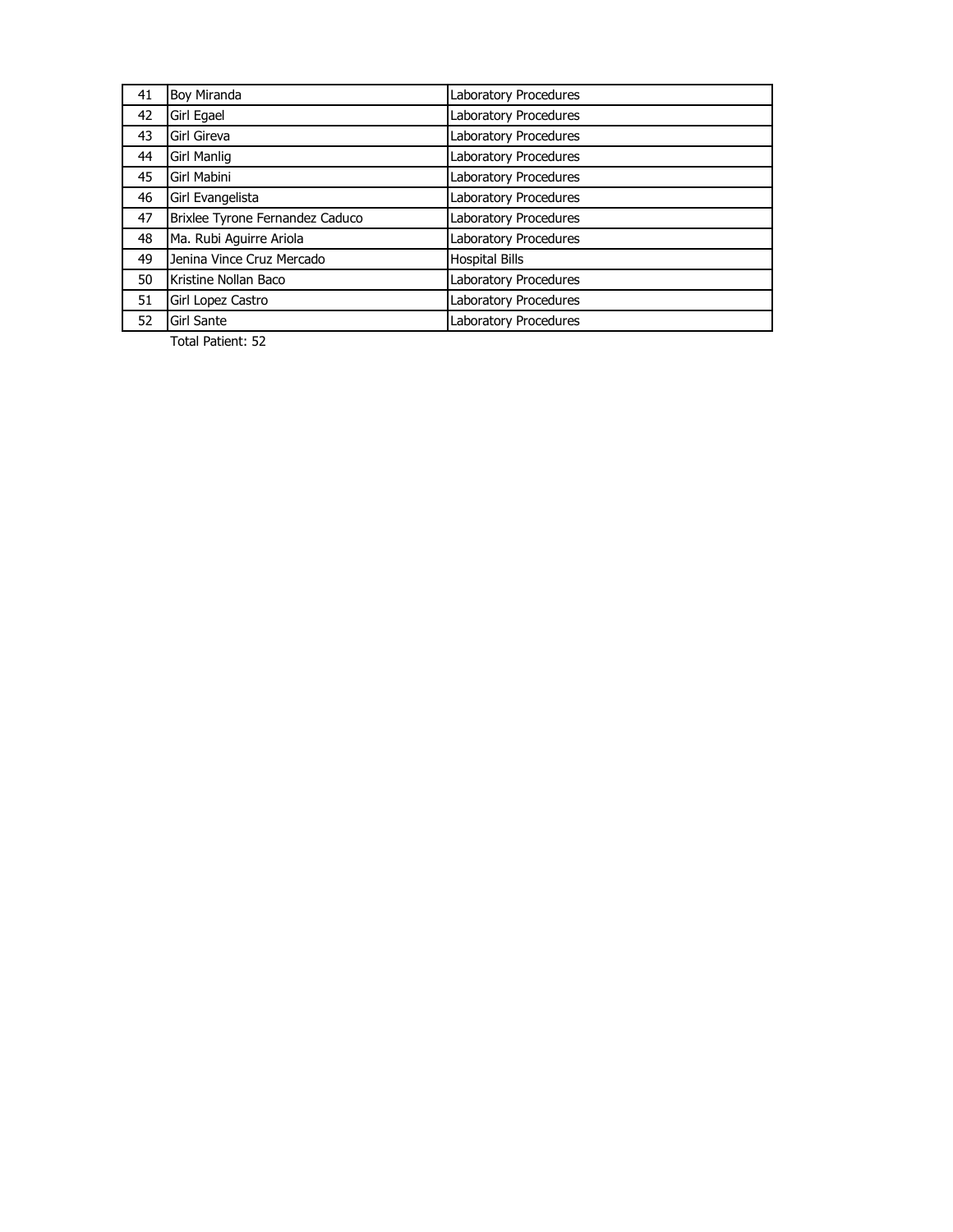| | | |
|---|---|---|
| 41 | Boy Miranda | Laboratory Procedures |
| 42 | Girl Egael | Laboratory Procedures |
| 43 | Girl Gireva | Laboratory Procedures |
| 44 | Girl Manlig | Laboratory Procedures |
| 45 | Girl Mabini | Laboratory Procedures |
| 46 | Girl Evangelista | Laboratory Procedures |
| 47 | Brixlee Tyrone Fernandez Caduco | Laboratory Procedures |
| 48 | Ma. Rubi Aguirre Ariola | Laboratory Procedures |
| 49 | Jenina Vince Cruz Mercado | Hospital Bills |
| 50 | Kristine Nollan Baco | Laboratory Procedures |
| 51 | Girl Lopez Castro | Laboratory Procedures |
| 52 | Girl Sante | Laboratory Procedures |

Total Patient: 52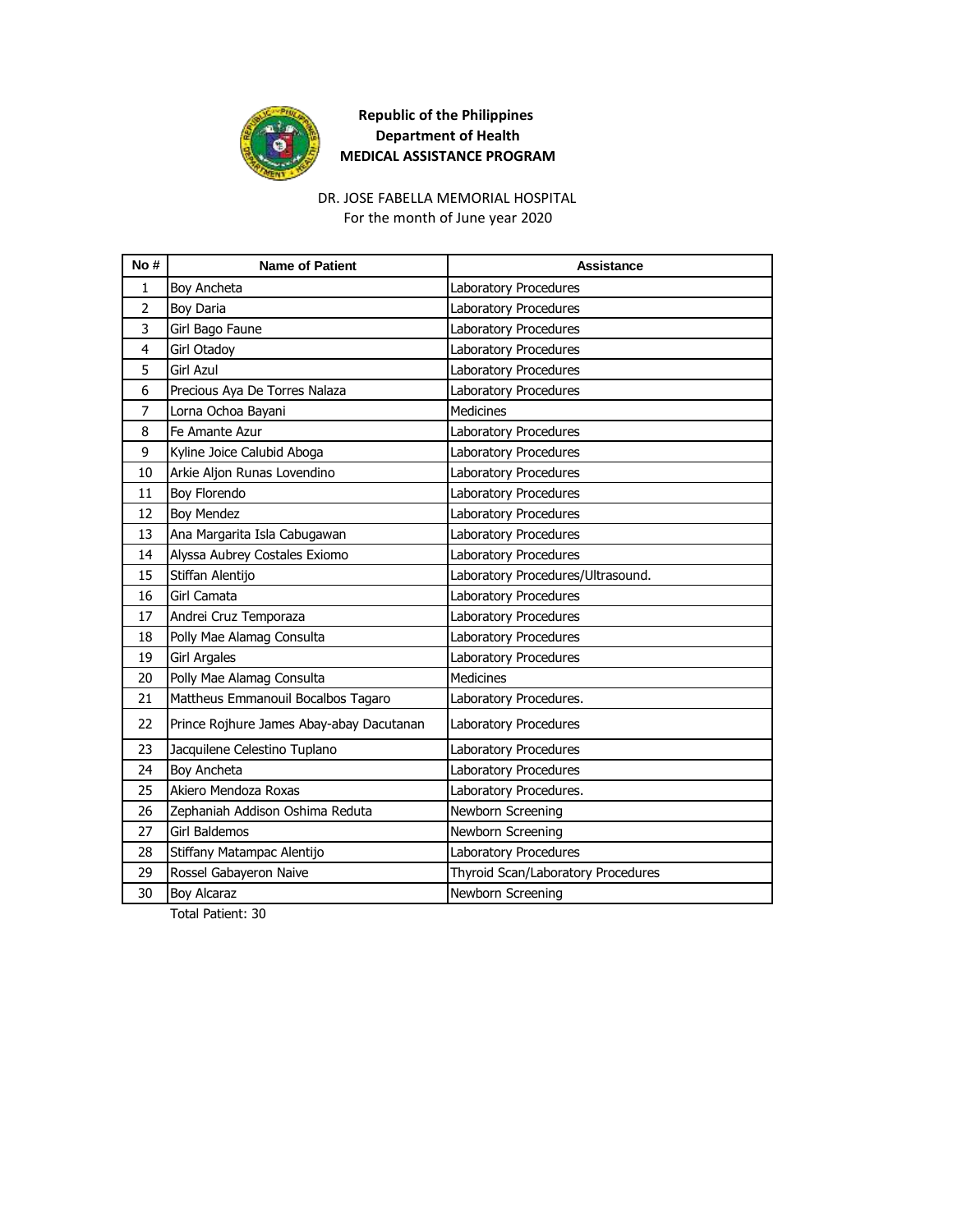**Republic of the Philippines**
**Department of Health**
**MEDICAL ASSISTANCE PROGRAM**

DR. JOSE FABELLA MEMORIAL HOSPITAL
For the month of June year 2020

| No # | Name of Patient | Assistance |
|---|---|---|
| 1 | Boy Ancheta | Laboratory Procedures |
| 2 | Boy Daria | Laboratory Procedures |
| 3 | Girl Bago Faune | Laboratory Procedures |
| 4 | Girl Otadoy | Laboratory Procedures |
| 5 | Girl Azul | Laboratory Procedures |
| 6 | Precious Aya De Torres Nalaza | Laboratory Procedures |
| 7 | Lorna Ochoa Bayani | Medicines |
| 8 | Fe Amante Azur | Laboratory Procedures |
| 9 | Kyline Joice Calubid Aboga | Laboratory Procedures |
| 10 | Arkie Aljon Runas Lovendino | Laboratory Procedures |
| 11 | Boy Florendo | Laboratory Procedures |
| 12 | Boy Mendez | Laboratory Procedures |
| 13 | Ana Margarita Isla Cabugawan | Laboratory Procedures |
| 14 | Alyssa Aubrey Costales Exiomo | Laboratory Procedures |
| 15 | Stiffan Alentijo | Laboratory Procedures/Ultrasound. |
| 16 | Girl Camata | Laboratory Procedures |
| 17 | Andrei Cruz Temporaza | Laboratory Procedures |
| 18 | Polly Mae Alamag Consulta | Laboratory Procedures |
| 19 | Girl Argales | Laboratory Procedures |
| 20 | Polly Mae Alamag Consulta | Medicines |
| 21 | Mattheus Emmanouil Bocalbos Tagaro | Laboratory Procedures. |
| 22 | Prince Rojhure James Abay-abay Dacutanan | Laboratory Procedures |
| 23 | Jacquilene Celestino Tuplano | Laboratory Procedures |
| 24 | Boy Ancheta | Laboratory Procedures |
| 25 | Akiero Mendoza Roxas | Laboratory Procedures. |
| 26 | Zephaniah Addison Oshima Reduta | Newborn Screening |
| 27 | Girl Baldemos | Newborn Screening |
| 28 | Stiffany Matampac Alentijo | Laboratory Procedures |
| 29 | Rossel Gabayeron Naive | Thyroid Scan/Laboratory Procedures |
| 30 | Boy Alcaraz | Newborn Screening |

Total Patient: 30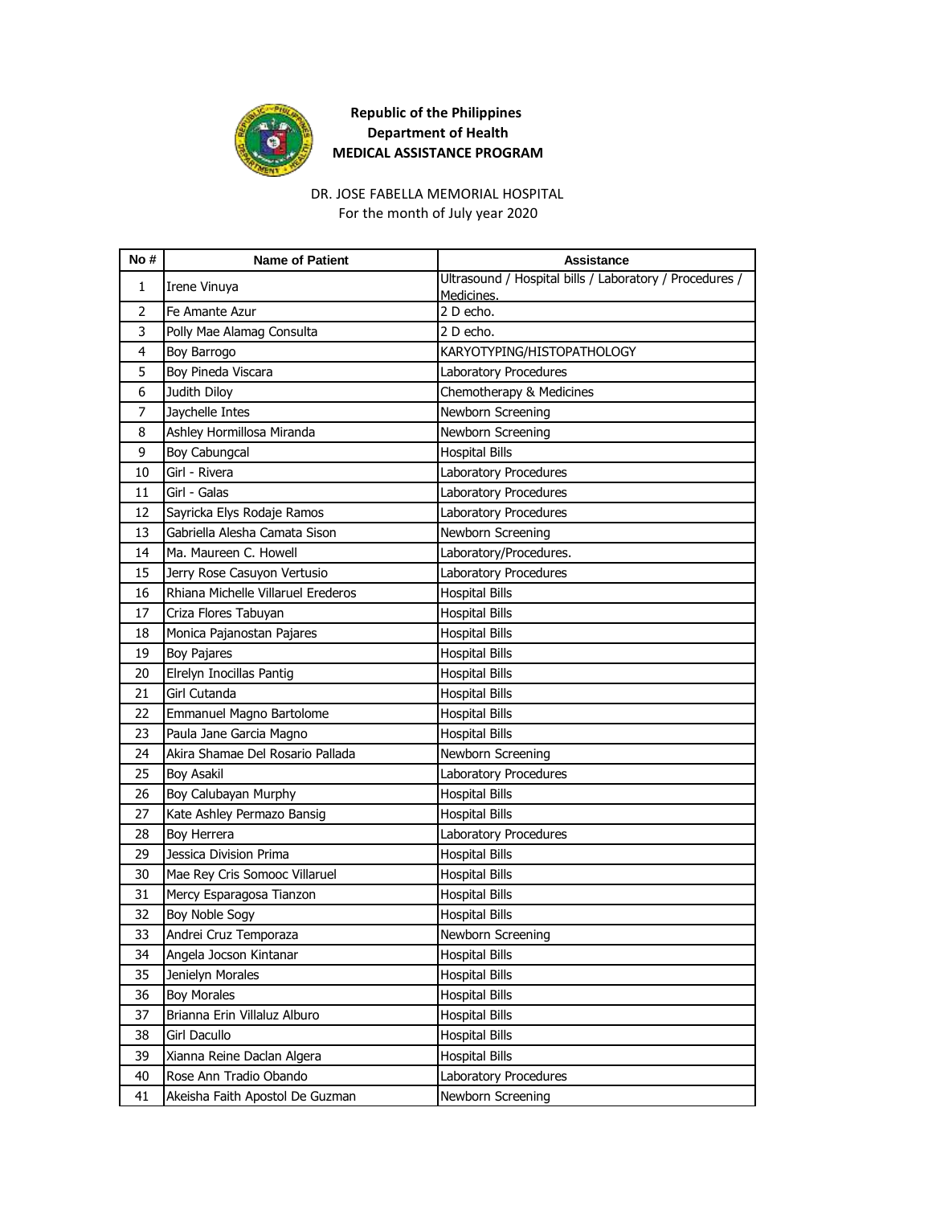**Republic of the Philippines**
**Department of Health**
**MEDICAL ASSISTANCE PROGRAM**

DR. JOSE FABELLA MEMORIAL HOSPITAL
For the month of July year 2020

| No # | Name of Patient | Assistance |
|---|---|---|
| 1 | Irene Vinuya | Ultrasound / Hospital bills / Laboratory / Procedures / Medicines. |
| 2 | Fe Amante Azur | 2 D echo. |
| 3 | Polly Mae Alamag Consulta | 2 D echo. |
| 4 | Boy Barrogo | KARYOTYPING/HISTOPATHOLOGY |
| 5 | Boy Pineda Viscara | Laboratory Procedures |
| 6 | Judith Diloy | Chemotherapy & Medicines |
| 7 | Jaychelle Intes | Newborn Screening |
| 8 | Ashley Hormillosa Miranda | Newborn Screening |
| 9 | Boy Cabungcal | Hospital Bills |
| 10 | Girl - Rivera | Laboratory Procedures |
| 11 | Girl - Galas | Laboratory Procedures |
| 12 | Sayricka Elys Rodaje Ramos | Laboratory Procedures |
| 13 | Gabriella Alesha Camata Sison | Newborn Screening |
| 14 | Ma. Maureen C. Howell | Laboratory/Procedures. |
| 15 | Jerry Rose Casuyon Vertusio | Laboratory Procedures |
| 16 | Rhiana Michelle Villaruel Erederos | Hospital Bills |
| 17 | Criza Flores Tabuyan | Hospital Bills |
| 18 | Monica Pajanostan Pajares | Hospital Bills |
| 19 | Boy Pajares | Hospital Bills |
| 20 | Elrelyn Inocillas Pantig | Hospital Bills |
| 21 | Girl Cutanda | Hospital Bills |
| 22 | Emmanuel Magno Bartolome | Hospital Bills |
| 23 | Paula Jane Garcia Magno | Hospital Bills |
| 24 | Akira Shamae Del Rosario Pallada | Newborn Screening |
| 25 | Boy Asakil | Laboratory Procedures |
| 26 | Boy Calubayan Murphy | Hospital Bills |
| 27 | Kate Ashley Permazo Bansig | Hospital Bills |
| 28 | Boy Herrera | Laboratory Procedures |
| 29 | Jessica Division Prima | Hospital Bills |
| 30 | Mae Rey Cris Somooc Villaruel | Hospital Bills |
| 31 | Mercy Esparagosa Tianzon | Hospital Bills |
| 32 | Boy Noble Sogy | Hospital Bills |
| 33 | Andrei Cruz Temporaza | Newborn Screening |
| 34 | Angela Jocson Kintanar | Hospital Bills |
| 35 | Jenielyn Morales | Hospital Bills |
| 36 | Boy Morales | Hospital Bills |
| 37 | Brianna Erin Villaluz Alburo | Hospital Bills |
| 38 | Girl Dacullo | Hospital Bills |
| 39 | Xianna Reine Daclan Algera | Hospital Bills |
| 40 | Rose Ann Tradio Obando | Laboratory Procedures |
| 41 | Akeisha Faith Apostol De Guzman | Newborn Screening |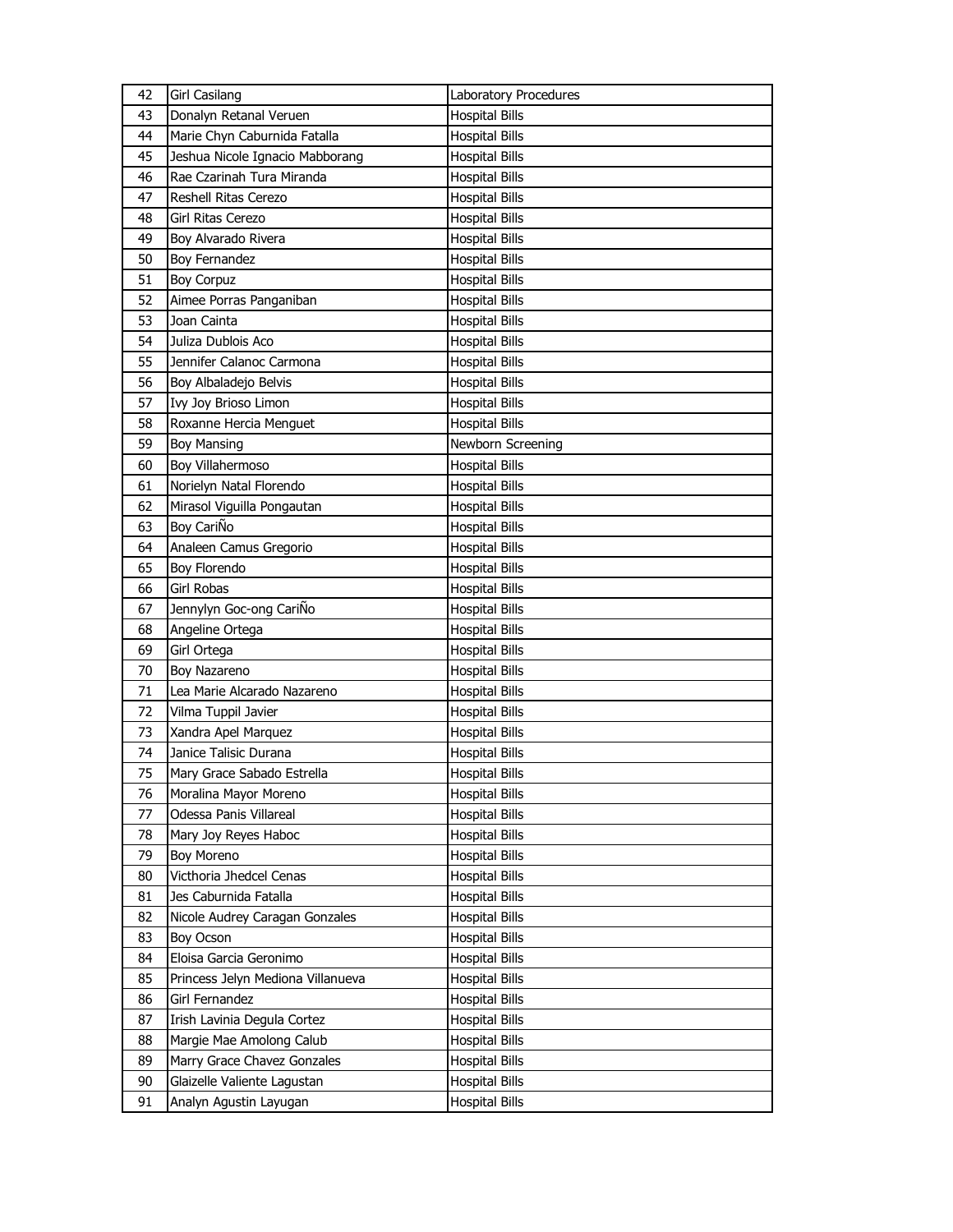| 42 | Girl Casilang | Laboratory Procedures |
|---|---|---|
| 43 | Donalyn Retanal Veruen | Hospital Bills |
| 44 | Marie Chyn Caburnida Fatalla | Hospital Bills |
| 45 | Jeshua Nicole Ignacio Mabborang | Hospital Bills |
| 46 | Rae Czarinah Tura Miranda | Hospital Bills |
| 47 | Reshell Ritas Cerezo | Hospital Bills |
| 48 | Girl Ritas Cerezo | Hospital Bills |
| 49 | Boy Alvarado Rivera | Hospital Bills |
| 50 | Boy Fernandez | Hospital Bills |
| 51 | Boy Corpuz | Hospital Bills |
| 52 | Aimee Porras Panganiban | Hospital Bills |
| 53 | Joan Cainta | Hospital Bills |
| 54 | Juliza Dublois Aco | Hospital Bills |
| 55 | Jennifer Calanoc Carmona | Hospital Bills |
| 56 | Boy Albaladejo Belvis | Hospital Bills |
| 57 | Ivy Joy Brioso Limon | Hospital Bills |
| 58 | Roxanne Hercia Menguet | Hospital Bills |
| 59 | Boy Mansing | Newborn Screening |
| 60 | Boy Villahermoso | Hospital Bills |
| 61 | Norielyn Natal Florendo | Hospital Bills |
| 62 | Mirasol Viguilla Pongautan | Hospital Bills |
| 63 | Boy CariÑo | Hospital Bills |
| 64 | Analeen Camus Gregorio | Hospital Bills |
| 65 | Boy Florendo | Hospital Bills |
| 66 | Girl Robas | Hospital Bills |
| 67 | Jennylyn Goc-ong CariÑo | Hospital Bills |
| 68 | Angeline Ortega | Hospital Bills |
| 69 | Girl Ortega | Hospital Bills |
| 70 | Boy Nazareno | Hospital Bills |
| 71 | Lea Marie Alcarado Nazareno | Hospital Bills |
| 72 | Vilma Tuppil Javier | Hospital Bills |
| 73 | Xandra Apel Marquez | Hospital Bills |
| 74 | Janice Talisic Durana | Hospital Bills |
| 75 | Mary Grace Sabado Estrella | Hospital Bills |
| 76 | Moralina Mayor Moreno | Hospital Bills |
| 77 | Odessa Panis Villareal | Hospital Bills |
| 78 | Mary Joy Reyes Haboc | Hospital Bills |
| 79 | Boy Moreno | Hospital Bills |
| 80 | Victhoria Jhedcel Cenas | Hospital Bills |
| 81 | Jes Caburnida Fatalla | Hospital Bills |
| 82 | Nicole Audrey Caragan Gonzales | Hospital Bills |
| 83 | Boy Ocson | Hospital Bills |
| 84 | Eloisa Garcia Geronimo | Hospital Bills |
| 85 | Princess Jelyn Mediona Villanueva | Hospital Bills |
| 86 | Girl Fernandez | Hospital Bills |
| 87 | Irish Lavinia Degula Cortez | Hospital Bills |
| 88 | Margie Mae Amolong Calub | Hospital Bills |
| 89 | Marry Grace Chavez Gonzales | Hospital Bills |
| 90 | Glaizelle Valiente Lagustan | Hospital Bills |
| 91 | Analyn Agustin Layugan | Hospital Bills |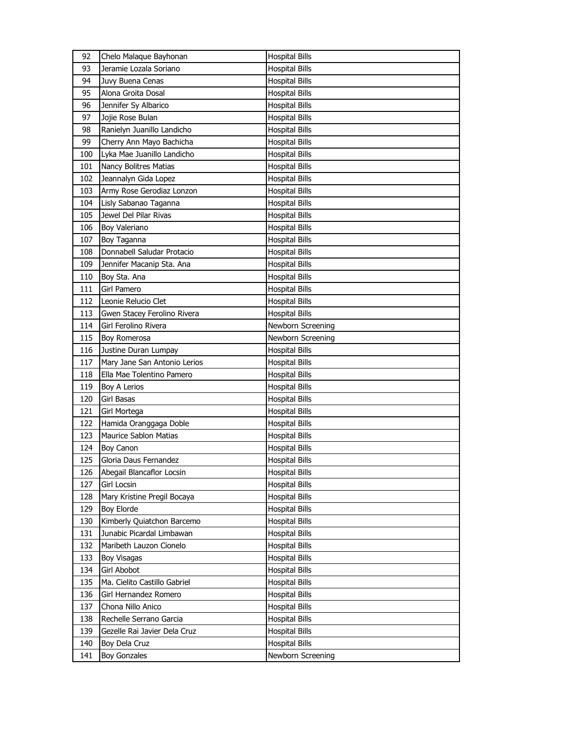| 92 | Chelo Malaque Bayhonan | Hospital Bills |
|---|---|---|
| 93 | Jeramie Lozala Soriano | Hospital Bills |
| 94 | Juvy Buena Cenas | Hospital Bills |
| 95 | Alona Groita Dosal | Hospital Bills |
| 96 | Jennifer Sy Albarico | Hospital Bills |
| 97 | Jojie Rose Bulan | Hospital Bills |
| 98 | Ranielyn Juanillo Landicho | Hospital Bills |
| 99 | Cherry Ann Mayo Bachicha | Hospital Bills |
| 100 | Lyka Mae Juanillo Landicho | Hospital Bills |
| 101 | Nancy Bolitres Matias | Hospital Bills |
| 102 | Jeannalyn Gida Lopez | Hospital Bills |
| 103 | Army Rose Gerodiaz Lonzon | Hospital Bills |
| 104 | Lisly Sabanao Taganna | Hospital Bills |
| 105 | Jewel Del Pilar Rivas | Hospital Bills |
| 106 | Boy Valeriano | Hospital Bills |
| 107 | Boy Taganna | Hospital Bills |
| 108 | Donnabell Saludar Protacio | Hospital Bills |
| 109 | Jennifer Macanip Sta. Ana | Hospital Bills |
| 110 | Boy Sta. Ana | Hospital Bills |
| 111 | Girl Pamero | Hospital Bills |
| 112 | Leonie Relucio Clet | Hospital Bills |
| 113 | Gwen Stacey Ferolino Rivera | Hospital Bills |
| 114 | Girl Ferolino Rivera | Newborn Screening |
| 115 | Boy Romerosa | Newborn Screening |
| 116 | Justine Duran Lumpay | Hospital Bills |
| 117 | Mary Jane San Antonio Lerios | Hospital Bills |
| 118 | Ella Mae Tolentino Pamero | Hospital Bills |
| 119 | Boy A Lerios | Hospital Bills |
| 120 | Girl Basas | Hospital Bills |
| 121 | Girl Mortega | Hospital Bills |
| 122 | Hamida Oranggaga Doble | Hospital Bills |
| 123 | Maurice Sablon Matias | Hospital Bills |
| 124 | Boy Canon | Hospital Bills |
| 125 | Gloria Daus Fernandez | Hospital Bills |
| 126 | Abegail Blancaflor Locsin | Hospital Bills |
| 127 | Girl Locsin | Hospital Bills |
| 128 | Mary Kristine Pregil Bocaya | Hospital Bills |
| 129 | Boy Elorde | Hospital Bills |
| 130 | Kimberly Quiatchon Barcemo | Hospital Bills |
| 131 | Junabic Picardal Limbawan | Hospital Bills |
| 132 | Maribeth Lauzon Cionelo | Hospital Bills |
| 133 | Boy Visagas | Hospital Bills |
| 134 | Girl Abobot | Hospital Bills |
| 135 | Ma. Cielito Castillo Gabriel | Hospital Bills |
| 136 | Girl Hernandez Romero | Hospital Bills |
| 137 | Chona Nillo Anico | Hospital Bills |
| 138 | Rechelle Serrano Garcia | Hospital Bills |
| 139 | Gezelle Rai Javier Dela Cruz | Hospital Bills |
| 140 | Boy Dela Cruz | Hospital Bills |
| 141 | Boy Gonzales | Newborn Screening |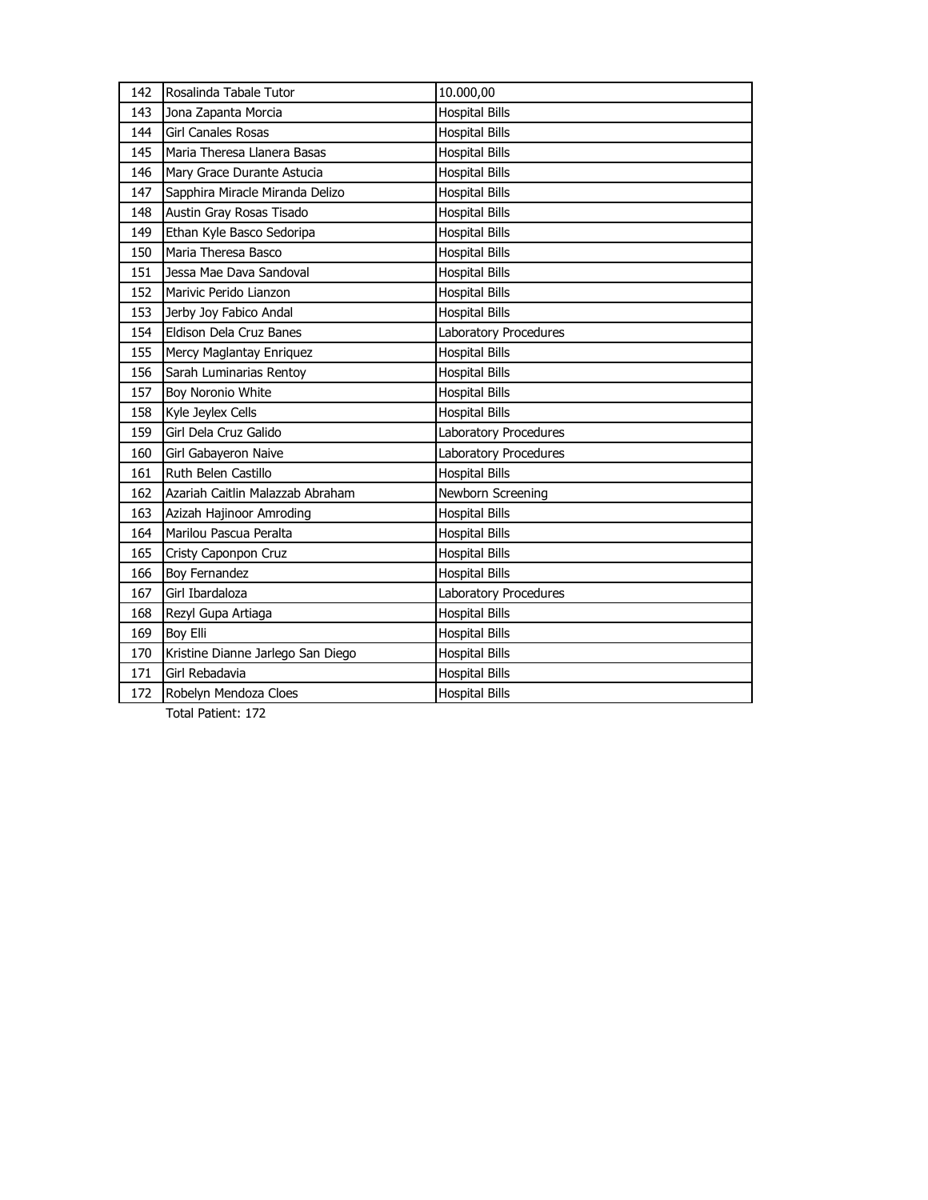| 142 | Rosalinda Tabale Tutor | 10.000,00 |
|---|---|---|
| 143 | Jona Zapanta Morcia | Hospital Bills |
| 144 | Girl Canales Rosas | Hospital Bills |
| 145 | Maria Theresa Llanera Basas | Hospital Bills |
| 146 | Mary Grace Durante Astucia | Hospital Bills |
| 147 | Sapphira Miracle Miranda Delizo | Hospital Bills |
| 148 | Austin Gray Rosas Tisado | Hospital Bills |
| 149 | Ethan Kyle Basco Sedoripa | Hospital Bills |
| 150 | Maria Theresa Basco | Hospital Bills |
| 151 | Jessa Mae Dava Sandoval | Hospital Bills |
| 152 | Marivic Perido Lianzon | Hospital Bills |
| 153 | Jerby Joy Fabico Andal | Hospital Bills |
| 154 | Eldison Dela Cruz Banes | Laboratory Procedures |
| 155 | Mercy Maglantay Enriquez | Hospital Bills |
| 156 | Sarah Luminarias Rentoy | Hospital Bills |
| 157 | Boy Noronio White | Hospital Bills |
| 158 | Kyle Jeylex Cells | Hospital Bills |
| 159 | Girl Dela Cruz Galido | Laboratory Procedures |
| 160 | Girl Gabayeron Naive | Laboratory Procedures |
| 161 | Ruth Belen Castillo | Hospital Bills |
| 162 | Azariah Caitlin Malazzab Abraham | Newborn Screening |
| 163 | Azizah Hajinoor Amroding | Hospital Bills |
| 164 | Marilou Pascua Peralta | Hospital Bills |
| 165 | Cristy Caponpon Cruz | Hospital Bills |
| 166 | Boy Fernandez | Hospital Bills |
| 167 | Girl Ibardaloza | Laboratory Procedures |
| 168 | Rezyl Gupa Artiaga | Hospital Bills |
| 169 | Boy Elli | Hospital Bills |
| 170 | Kristine Dianne Jarlego San Diego | Hospital Bills |
| 171 | Girl Rebadavia | Hospital Bills |
| 172 | Robelyn Mendoza Cloes | Hospital Bills |

Total Patient: 172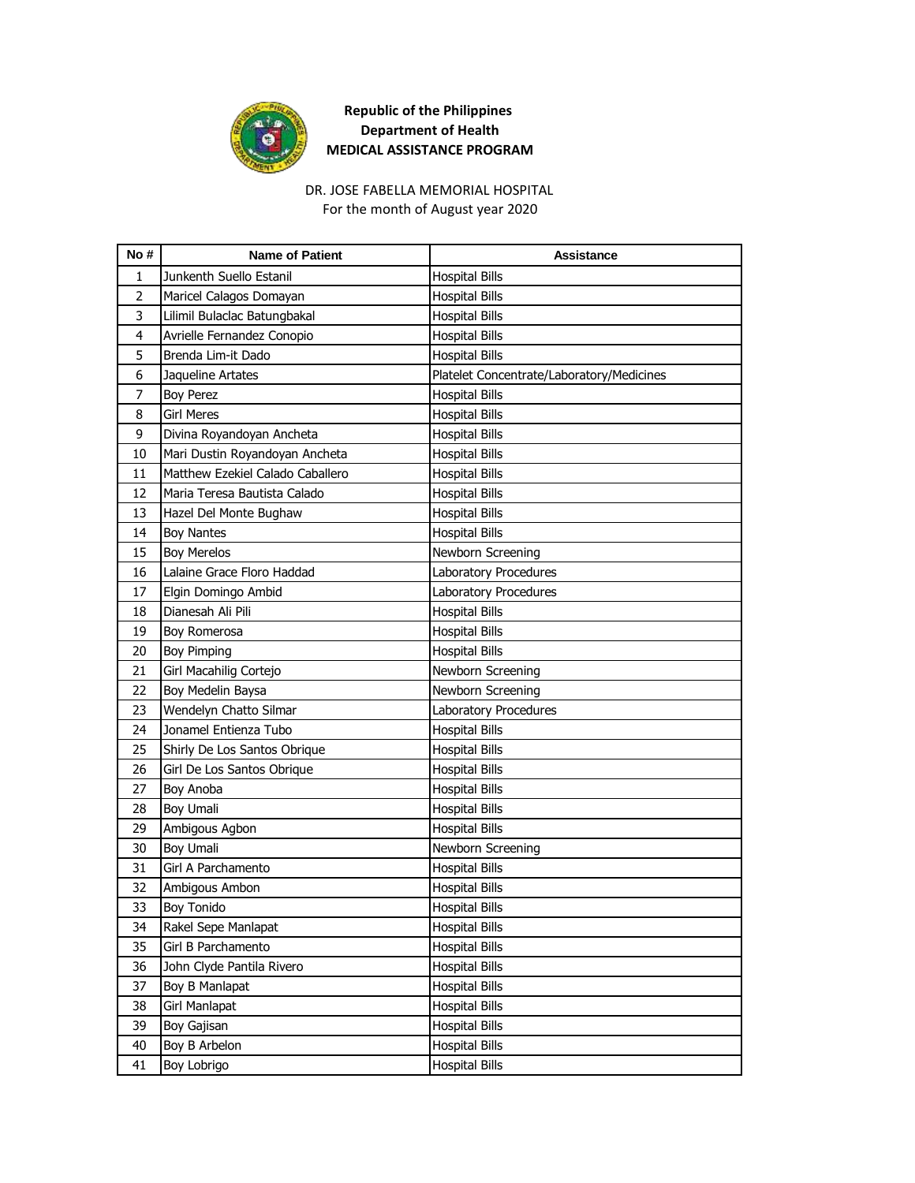**Republic of the Philippines**
**Department of Health**
**MEDICAL ASSISTANCE PROGRAM**

DR. JOSE FABELLA MEMORIAL HOSPITAL
For the month of August year 2020

| No # | Name of Patient | Assistance |
|---|---|---|
| 1 | Junkenth Suello Estanil | Hospital Bills |
| 2 | Maricel Calagos Domayan | Hospital Bills |
| 3 | Lilimil Bulaclac Batungbakal | Hospital Bills |
| 4 | Avrielle Fernandez Conopio | Hospital Bills |
| 5 | Brenda Lim-it Dado | Hospital Bills |
| 6 | Jaqueline Artates | Platelet Concentrate/Laboratory/Medicines |
| 7 | Boy Perez | Hospital Bills |
| 8 | Girl Meres | Hospital Bills |
| 9 | Divina Royandoyan Ancheta | Hospital Bills |
| 10 | Mari Dustin Royandoyan Ancheta | Hospital Bills |
| 11 | Matthew Ezekiel Calado Caballero | Hospital Bills |
| 12 | Maria Teresa Bautista Calado | Hospital Bills |
| 13 | Hazel Del Monte Bughaw | Hospital Bills |
| 14 | Boy Nantes | Hospital Bills |
| 15 | Boy Merelos | Newborn Screening |
| 16 | Lalaine Grace Floro Haddad | Laboratory Procedures |
| 17 | Elgin Domingo Ambid | Laboratory Procedures |
| 18 | Dianesah Ali Pili | Hospital Bills |
| 19 | Boy Romerosa | Hospital Bills |
| 20 | Boy Pimping | Hospital Bills |
| 21 | Girl Macahilig Cortejo | Newborn Screening |
| 22 | Boy Medelin Baysa | Newborn Screening |
| 23 | Wendelyn Chatto Silmar | Laboratory Procedures |
| 24 | Jonamel Entienza Tubo | Hospital Bills |
| 25 | Shirly De Los Santos Obrique | Hospital Bills |
| 26 | Girl De Los Santos Obrique | Hospital Bills |
| 27 | Boy Anoba | Hospital Bills |
| 28 | Boy Umali | Hospital Bills |
| 29 | Ambigous Agbon | Hospital Bills |
| 30 | Boy Umali | Newborn Screening |
| 31 | Girl A Parchamento | Hospital Bills |
| 32 | Ambigous Ambon | Hospital Bills |
| 33 | Boy Tonido | Hospital Bills |
| 34 | Rakel Sepe Manlapat | Hospital Bills |
| 35 | Girl B Parchamento | Hospital Bills |
| 36 | John Clyde Pantila Rivero | Hospital Bills |
| 37 | Boy B Manlapat | Hospital Bills |
| 38 | Girl Manlapat | Hospital Bills |
| 39 | Boy Gajisan | Hospital Bills |
| 40 | Boy B Arbelon | Hospital Bills |
| 41 | Boy Lobrigo | Hospital Bills |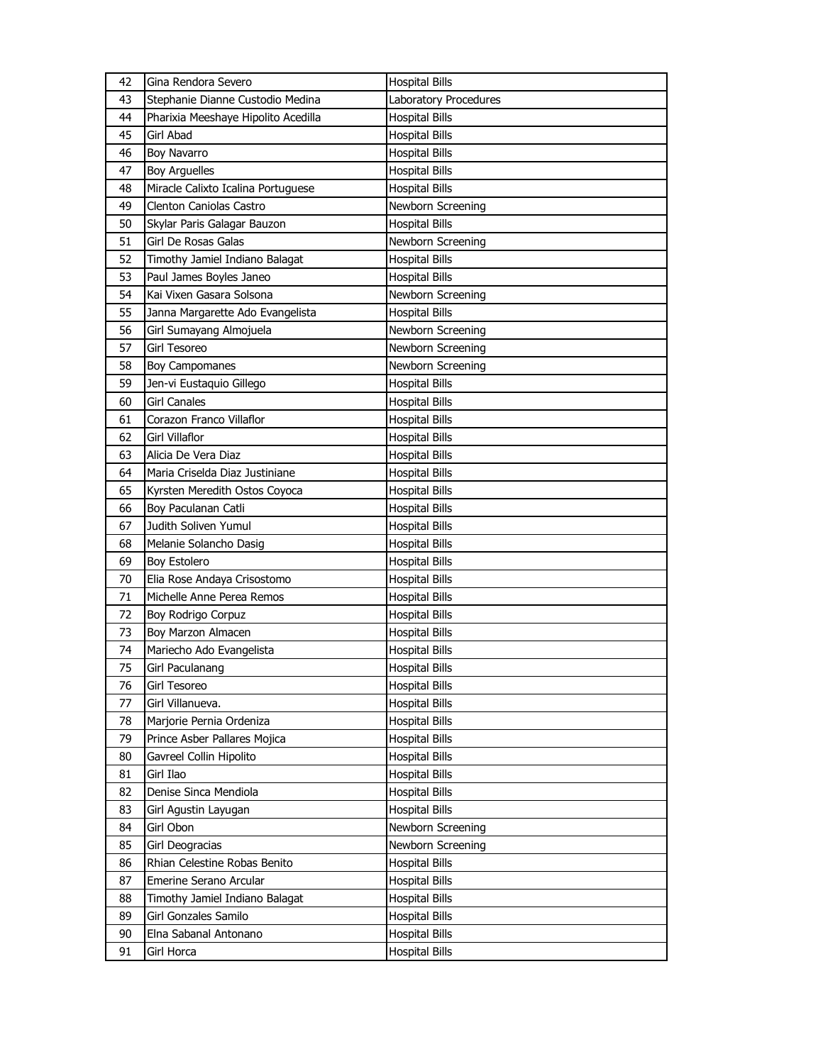| 42 | Gina Rendora Severo | Hospital Bills |
|---|---|---|
| 43 | Stephanie Dianne Custodio Medina | Laboratory Procedures |
| 44 | Pharixia Meeshaye Hipolito Acedilla | Hospital Bills |
| 45 | Girl Abad | Hospital Bills |
| 46 | Boy Navarro | Hospital Bills |
| 47 | Boy Arguelles | Hospital Bills |
| 48 | Miracle Calixto Icalina Portuguese | Hospital Bills |
| 49 | Clenton Caniolas Castro | Newborn Screening |
| 50 | Skylar Paris Galagar Bauzon | Hospital Bills |
| 51 | Girl De Rosas Galas | Newborn Screening |
| 52 | Timothy Jamiel Indiano Balagat | Hospital Bills |
| 53 | Paul James Boyles Janeo | Hospital Bills |
| 54 | Kai Vixen Gasara Solsona | Newborn Screening |
| 55 | Janna Margarette Ado Evangelista | Hospital Bills |
| 56 | Girl Sumayang Almojuela | Newborn Screening |
| 57 | Girl Tesoreo | Newborn Screening |
| 58 | Boy Campomanes | Newborn Screening |
| 59 | Jen-vi Eustaquio Gillego | Hospital Bills |
| 60 | Girl Canales | Hospital Bills |
| 61 | Corazon Franco Villaflor | Hospital Bills |
| 62 | Girl Villaflor | Hospital Bills |
| 63 | Alicia De Vera Diaz | Hospital Bills |
| 64 | Maria Criselda Diaz Justiniane | Hospital Bills |
| 65 | Kyrsten Meredith Ostos Coyoca | Hospital Bills |
| 66 | Boy Paculanan Catli | Hospital Bills |
| 67 | Judith Soliven Yumul | Hospital Bills |
| 68 | Melanie Solancho Dasig | Hospital Bills |
| 69 | Boy Estolero | Hospital Bills |
| 70 | Elia Rose Andaya Crisostomo | Hospital Bills |
| 71 | Michelle Anne Perea Remos | Hospital Bills |
| 72 | Boy Rodrigo Corpuz | Hospital Bills |
| 73 | Boy Marzon Almacen | Hospital Bills |
| 74 | Mariecho Ado Evangelista | Hospital Bills |
| 75 | Girl Paculanang | Hospital Bills |
| 76 | Girl Tesoreo | Hospital Bills |
| 77 | Girl Villanueva. | Hospital Bills |
| 78 | Marjorie Pernia Ordeniza | Hospital Bills |
| 79 | Prince Asber Pallares Mojica | Hospital Bills |
| 80 | Gavreel Collin Hipolito | Hospital Bills |
| 81 | Girl Ilao | Hospital Bills |
| 82 | Denise Sinca Mendiola | Hospital Bills |
| 83 | Girl Agustin Layugan | Hospital Bills |
| 84 | Girl Obon | Newborn Screening |
| 85 | Girl Deogracias | Newborn Screening |
| 86 | Rhian Celestine Robas Benito | Hospital Bills |
| 87 | Emerine Serano Arcular | Hospital Bills |
| 88 | Timothy Jamiel Indiano Balagat | Hospital Bills |
| 89 | Girl Gonzales Samilo | Hospital Bills |
| 90 | Elna Sabanal Antonano | Hospital Bills |
| 91 | Girl Horca | Hospital Bills |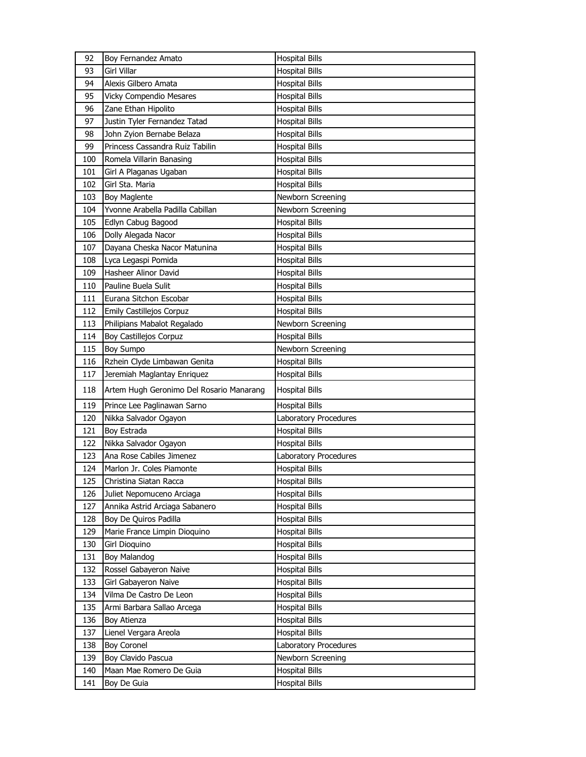| 92 | Boy Fernandez Amato | Hospital Bills |
|---|---|---|
| 93 | Girl Villar | Hospital Bills |
| 94 | Alexis Gilbero Amata | Hospital Bills |
| 95 | Vicky Compendio Mesares | Hospital Bills |
| 96 | Zane Ethan Hipolito | Hospital Bills |
| 97 | Justin Tyler Fernandez Tatad | Hospital Bills |
| 98 | John Zyion Bernabe Belaza | Hospital Bills |
| 99 | Princess Cassandra Ruiz Tabilin | Hospital Bills |
| 100 | Romela Villarin Banasing | Hospital Bills |
| 101 | Girl A Plaganas Ugaban | Hospital Bills |
| 102 | Girl Sta. Maria | Hospital Bills |
| 103 | Boy Maglente | Newborn Screening |
| 104 | Yvonne Arabella Padilla Cabillan | Newborn Screening |
| 105 | Edlyn Cabug Bagood | Hospital Bills |
| 106 | Dolly Alegada Nacor | Hospital Bills |
| 107 | Dayana Cheska Nacor Matunina | Hospital Bills |
| 108 | Lyca Legaspi Pomida | Hospital Bills |
| 109 | Hasheer Alinor David | Hospital Bills |
| 110 | Pauline Buela Sulit | Hospital Bills |
| 111 | Eurana Sitchon Escobar | Hospital Bills |
| 112 | Emily Castillejos Corpuz | Hospital Bills |
| 113 | Philipians Mabalot Regalado | Newborn Screening |
| 114 | Boy Castillejos Corpuz | Hospital Bills |
| 115 | Boy Sumpo | Newborn Screening |
| 116 | Rzhein Clyde Limbawan Genita | Hospital Bills |
| 117 | Jeremiah Maglantay Enriquez | Hospital Bills |
| 118 | Artem Hugh Geronimo Del Rosario Manarang | Hospital Bills |
| 119 | Prince Lee Paglinawan Sarno | Hospital Bills |
| 120 | Nikka Salvador Ogayon | Laboratory Procedures |
| 121 | Boy Estrada | Hospital Bills |
| 122 | Nikka Salvador Ogayon | Hospital Bills |
| 123 | Ana Rose Cabiles Jimenez | Laboratory Procedures |
| 124 | Marlon Jr. Coles Piamonte | Hospital Bills |
| 125 | Christina Siatan Racca | Hospital Bills |
| 126 | Juliet Nepomuceno Arciaga | Hospital Bills |
| 127 | Annika Astrid Arciaga Sabanero | Hospital Bills |
| 128 | Boy De Quiros Padilla | Hospital Bills |
| 129 | Marie France Limpin Dioquino | Hospital Bills |
| 130 | Girl Dioquino | Hospital Bills |
| 131 | Boy Malandog | Hospital Bills |
| 132 | Rossel Gabayeron Naive | Hospital Bills |
| 133 | Girl Gabayeron Naive | Hospital Bills |
| 134 | Vilma De Castro De Leon | Hospital Bills |
| 135 | Armi Barbara Sallao Arcega | Hospital Bills |
| 136 | Boy Atienza | Hospital Bills |
| 137 | Lienel Vergara Areola | Hospital Bills |
| 138 | Boy Coronel | Laboratory Procedures |
| 139 | Boy Clavido Pascua | Newborn Screening |
| 140 | Maan Mae Romero De Guia | Hospital Bills |
| 141 | Boy De Guia | Hospital Bills |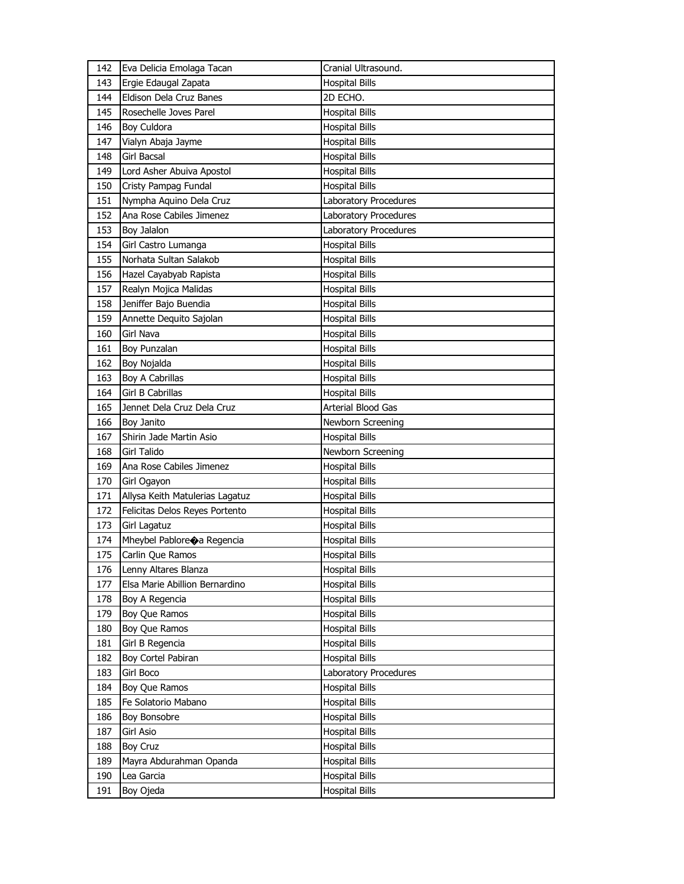| 142 | Eva Delicia Emolaga Tacan | Cranial Ultrasound. |
|---|---|---|
| 143 | Ergie Edaugal Zapata | Hospital Bills |
| 144 | Eldison Dela Cruz Banes | 2D ECHO. |
| 145 | Rosechelle Joves Parel | Hospital Bills |
| 146 | Boy Culdora | Hospital Bills |
| 147 | Vialyn Abaja Jayme | Hospital Bills |
| 148 | Girl Bacsal | Hospital Bills |
| 149 | Lord Asher Abuiva Apostol | Hospital Bills |
| 150 | Cristy Pampag Fundal | Hospital Bills |
| 151 | Nympha Aquino Dela Cruz | Laboratory Procedures |
| 152 | Ana Rose Cabiles Jimenez | Laboratory Procedures |
| 153 | Boy Jalalon | Laboratory Procedures |
| 154 | Girl Castro Lumanga | Hospital Bills |
| 155 | Norhata Sultan Salakob | Hospital Bills |
| 156 | Hazel Cayabyab Rapista | Hospital Bills |
| 157 | Realyn Mojica Malidas | Hospital Bills |
| 158 | Jeniffer Bajo Buendia | Hospital Bills |
| 159 | Annette Dequito Sajolan | Hospital Bills |
| 160 | Girl Nava | Hospital Bills |
| 161 | Boy Punzalan | Hospital Bills |
| 162 | Boy Nojalda | Hospital Bills |
| 163 | Boy A Cabrillas | Hospital Bills |
| 164 | Girl B Cabrillas | Hospital Bills |
| 165 | Jennet Dela Cruz Dela Cruz | Arterial Blood Gas |
| 166 | Boy Janito | Newborn Screening |
| 167 | Shirin Jade Martin Asio | Hospital Bills |
| 168 | Girl Talido | Newborn Screening |
| 169 | Ana Rose Cabiles Jimenez | Hospital Bills |
| 170 | Girl Ogayon | Hospital Bills |
| 171 | Allysa Keith Matulerias Lagatuz | Hospital Bills |
| 172 | Felicitas Delos Reyes Portento | Hospital Bills |
| 173 | Girl Lagatuz | Hospital Bills |
| 174 | Mheybel Pablore�a Regencia | Hospital Bills |
| 175 | Carlin Que Ramos | Hospital Bills |
| 176 | Lenny Altares Blanza | Hospital Bills |
| 177 | Elsa Marie Abillion Bernardino | Hospital Bills |
| 178 | Boy A Regencia | Hospital Bills |
| 179 | Boy Que Ramos | Hospital Bills |
| 180 | Boy Que Ramos | Hospital Bills |
| 181 | Girl B Regencia | Hospital Bills |
| 182 | Boy Cortel Pabiran | Hospital Bills |
| 183 | Girl Boco | Laboratory Procedures |
| 184 | Boy Que Ramos | Hospital Bills |
| 185 | Fe Solatorio Mabano | Hospital Bills |
| 186 | Boy Bonsobre | Hospital Bills |
| 187 | Girl Asio | Hospital Bills |
| 188 | Boy Cruz | Hospital Bills |
| 189 | Mayra Abdurahman Opanda | Hospital Bills |
| 190 | Lea Garcia | Hospital Bills |
| 191 | Boy Ojeda | Hospital Bills |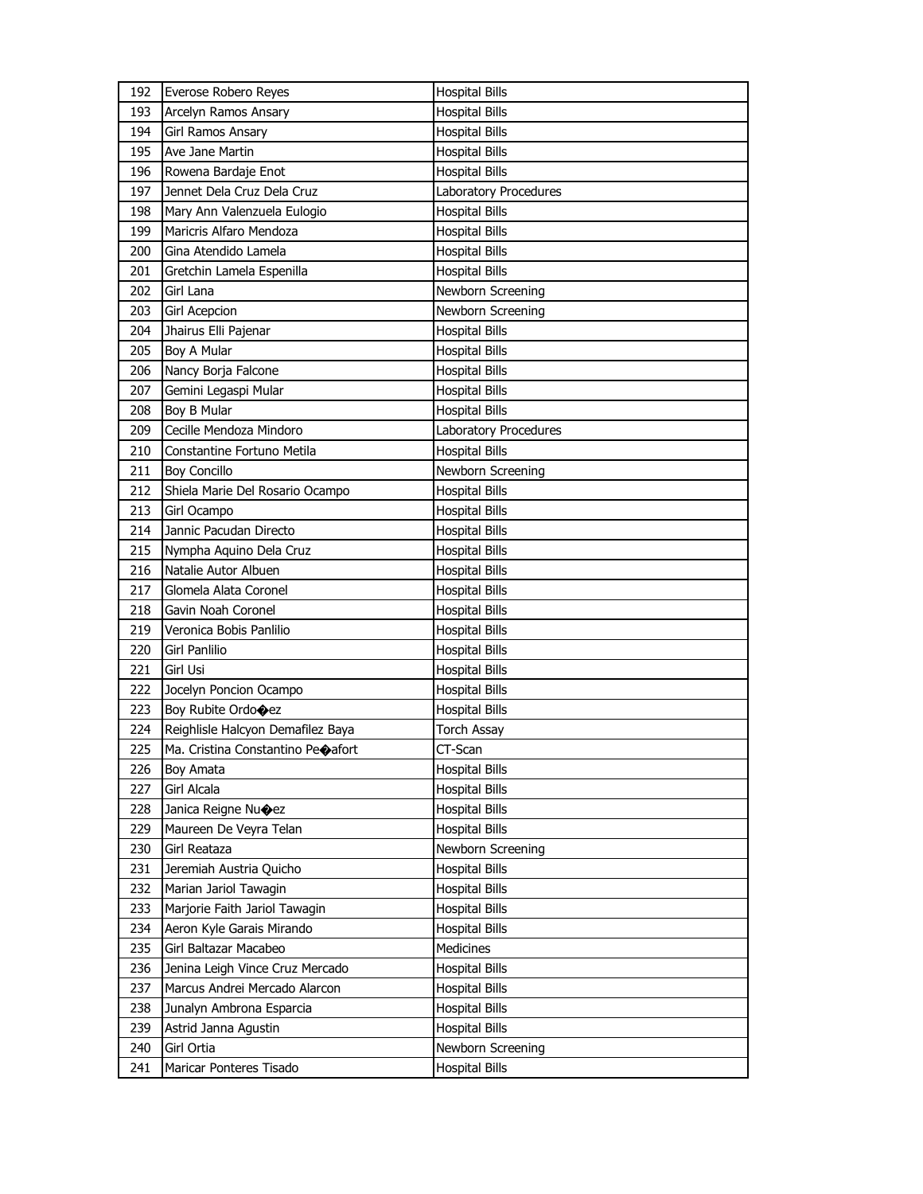| 192 | Everose Robero Reyes | Hospital Bills |
|---|---|---|
| 193 | Arcelyn Ramos Ansary | Hospital Bills |
| 194 | Girl Ramos Ansary | Hospital Bills |
| 195 | Ave Jane Martin | Hospital Bills |
| 196 | Rowena Bardaje Enot | Hospital Bills |
| 197 | Jennet Dela Cruz Dela Cruz | Laboratory Procedures |
| 198 | Mary Ann Valenzuela Eulogio | Hospital Bills |
| 199 | Maricris Alfaro Mendoza | Hospital Bills |
| 200 | Gina Atendido Lamela | Hospital Bills |
| 201 | Gretchin Lamela Espenilla | Hospital Bills |
| 202 | Girl Lana | Newborn Screening |
| 203 | Girl Acepcion | Newborn Screening |
| 204 | Jhairus Elli Pajenar | Hospital Bills |
| 205 | Boy A Mular | Hospital Bills |
| 206 | Nancy Borja Falcone | Hospital Bills |
| 207 | Gemini Legaspi Mular | Hospital Bills |
| 208 | Boy B Mular | Hospital Bills |
| 209 | Cecille Mendoza Mindoro | Laboratory Procedures |
| 210 | Constantine Fortuno Metila | Hospital Bills |
| 211 | Boy Concillo | Newborn Screening |
| 212 | Shiela Marie Del Rosario Ocampo | Hospital Bills |
| 213 | Girl Ocampo | Hospital Bills |
| 214 | Jannic Pacudan Directo | Hospital Bills |
| 215 | Nympha Aquino Dela Cruz | Hospital Bills |
| 216 | Natalie Autor Albuen | Hospital Bills |
| 217 | Glomela Alata Coronel | Hospital Bills |
| 218 | Gavin Noah Coronel | Hospital Bills |
| 219 | Veronica Bobis Panlilio | Hospital Bills |
| 220 | Girl Panlilio | Hospital Bills |
| 221 | Girl Usi | Hospital Bills |
| 222 | Jocelyn Poncion Ocampo | Hospital Bills |
| 223 | Boy Rubite Ordo�ez | Hospital Bills |
| 224 | Reighlisle Halcyon Demafilez Baya | Torch Assay |
| 225 | Ma. Cristina Constantino Pe�afort | CT-Scan |
| 226 | Boy Amata | Hospital Bills |
| 227 | Girl Alcala | Hospital Bills |
| 228 | Janica Reigne Nu�ez | Hospital Bills |
| 229 | Maureen De Veyra Telan | Hospital Bills |
| 230 | Girl Reataza | Newborn Screening |
| 231 | Jeremiah Austria Quicho | Hospital Bills |
| 232 | Marian Jariol Tawagin | Hospital Bills |
| 233 | Marjorie Faith Jariol Tawagin | Hospital Bills |
| 234 | Aeron Kyle Garais Mirando | Hospital Bills |
| 235 | Girl Baltazar Macabeo | Medicines |
| 236 | Jenina Leigh Vince Cruz Mercado | Hospital Bills |
| 237 | Marcus Andrei Mercado Alarcon | Hospital Bills |
| 238 | Junalyn Ambrona Esparcia | Hospital Bills |
| 239 | Astrid Janna Agustin | Hospital Bills |
| 240 | Girl Ortia | Newborn Screening |
| 241 | Maricar Ponteres Tisado | Hospital Bills |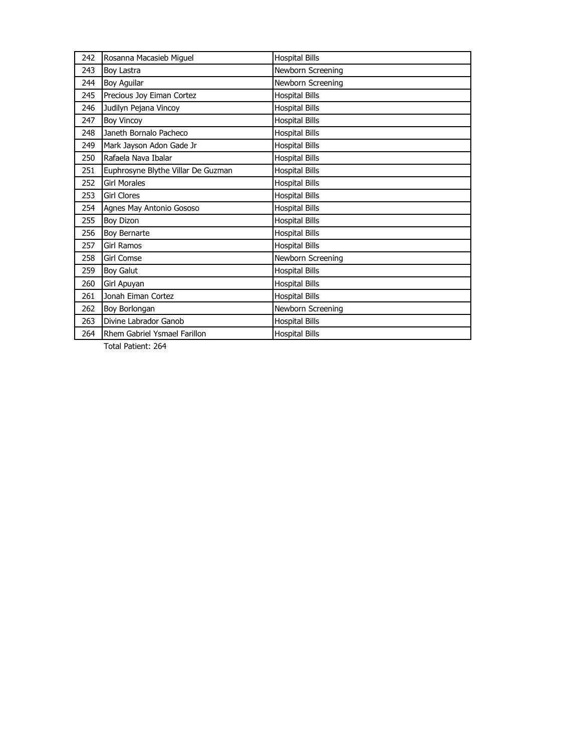| | | |
|---|---|---|
| 242 | Rosanna Macasieb Miguel | Hospital Bills |
| 243 | Boy Lastra | Newborn Screening |
| 244 | Boy Aguilar | Newborn Screening |
| 245 | Precious Joy Eiman Cortez | Hospital Bills |
| 246 | Judilyn Pejana Vincoy | Hospital Bills |
| 247 | Boy Vincoy | Hospital Bills |
| 248 | Janeth Bornalo Pacheco | Hospital Bills |
| 249 | Mark Jayson Adon Gade Jr | Hospital Bills |
| 250 | Rafaela Nava Ibalar | Hospital Bills |
| 251 | Euphrosyne Blythe Villar De Guzman | Hospital Bills |
| 252 | Girl Morales | Hospital Bills |
| 253 | Girl Clores | Hospital Bills |
| 254 | Agnes May Antonio Gososo | Hospital Bills |
| 255 | Boy Dizon | Hospital Bills |
| 256 | Boy Bernarte | Hospital Bills |
| 257 | Girl Ramos | Hospital Bills |
| 258 | Girl Comse | Newborn Screening |
| 259 | Boy Galut | Hospital Bills |
| 260 | Girl Apuyan | Hospital Bills |
| 261 | Jonah Eiman Cortez | Hospital Bills |
| 262 | Boy Borlongan | Newborn Screening |
| 263 | Divine Labrador Ganob | Hospital Bills |
| 264 | Rhem Gabriel Ysmael Farillon | Hospital Bills |

Total Patient: 264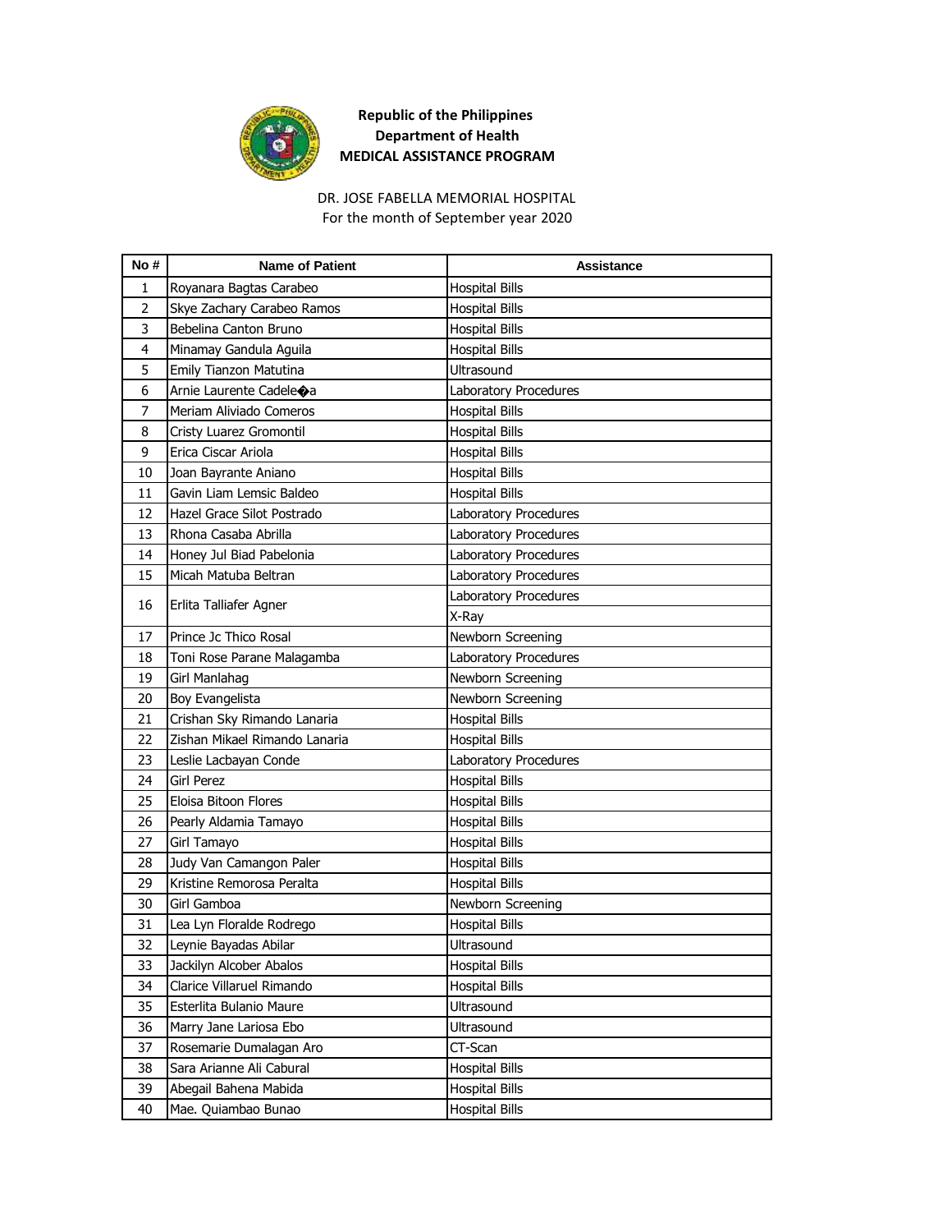**Republic of the Philippines**
**Department of Health**
**MEDICAL ASSISTANCE PROGRAM**

DR. JOSE FABELLA MEMORIAL HOSPITAL
For the month of September year 2020

| No # | Name of Patient | Assistance |
|---|---|---|
| 1 | Royanara Bagtas Carabeo | Hospital Bills |
| 2 | Skye Zachary Carabeo Ramos | Hospital Bills |
| 3 | Bebelina Canton Bruno | Hospital Bills |
| 4 | Minamay Gandula Aguila | Hospital Bills |
| 5 | Emily Tianzon Matutina | Ultrasound |
| 6 | Arnie Laurente Cadele�a | Laboratory Procedures |
| 7 | Meriam Aliviado Comeros | Hospital Bills |
| 8 | Cristy Luarez Gromontil | Hospital Bills |
| 9 | Erica Ciscar Ariola | Hospital Bills |
| 10 | Joan Bayrante Aniano | Hospital Bills |
| 11 | Gavin Liam Lemsic Baldeo | Hospital Bills |
| 12 | Hazel Grace Silot Postrado | Laboratory Procedures |
| 13 | Rhona Casaba Abrilla | Laboratory Procedures |
| 14 | Honey Jul Biad Pabelonia | Laboratory Procedures |
| 15 | Micah Matuba Beltran | Laboratory Procedures |
| 16 | Erlita Talliafer Agner | Laboratory Procedures |
| | | X-Ray |
| 17 | Prince Jc Thico Rosal | Newborn Screening |
| 18 | Toni Rose Parane Malagamba | Laboratory Procedures |
| 19 | Girl Manlahag | Newborn Screening |
| 20 | Boy Evangelista | Newborn Screening |
| 21 | Crishan Sky Rimando Lanaria | Hospital Bills |
| 22 | Zishan Mikael Rimando Lanaria | Hospital Bills |
| 23 | Leslie Lacbayan Conde | Laboratory Procedures |
| 24 | Girl Perez | Hospital Bills |
| 25 | Eloisa Bitoon Flores | Hospital Bills |
| 26 | Pearly Aldamia Tamayo | Hospital Bills |
| 27 | Girl Tamayo | Hospital Bills |
| 28 | Judy Van Camangon Paler | Hospital Bills |
| 29 | Kristine Remorosa Peralta | Hospital Bills |
| 30 | Girl Gamboa | Newborn Screening |
| 31 | Lea Lyn Floralde Rodrego | Hospital Bills |
| 32 | Leynie Bayadas Abilar | Ultrasound |
| 33 | Jackilyn Alcober Abalos | Hospital Bills |
| 34 | Clarice Villaruel Rimando | Hospital Bills |
| 35 | Esterlita Bulanio Maure | Ultrasound |
| 36 | Marry Jane Lariosa Ebo | Ultrasound |
| 37 | Rosemarie Dumalagan Aro | CT-Scan |
| 38 | Sara Arianne Ali Cabural | Hospital Bills |
| 39 | Abegail Bahena Mabida | Hospital Bills |
| 40 | Mae. Quiambao Bunao | Hospital Bills |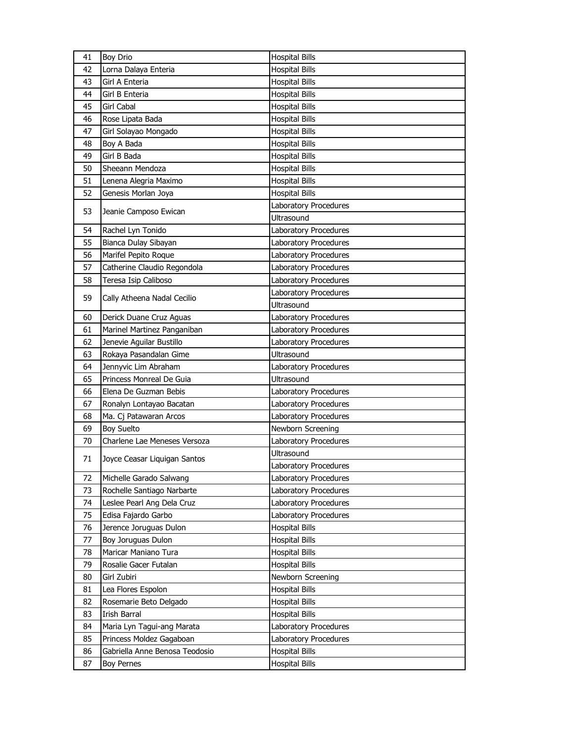| | | |
|---|---|---|
| 41 | Boy Drio | Hospital Bills |
| 42 | Lorna Dalaya Enteria | Hospital Bills |
| 43 | Girl A Enteria | Hospital Bills |
| 44 | Girl B Enteria | Hospital Bills |
| 45 | Girl Cabal | Hospital Bills |
| 46 | Rose Lipata Bada | Hospital Bills |
| 47 | Girl Solayao Mongado | Hospital Bills |
| 48 | Boy A Bada | Hospital Bills |
| 49 | Girl B Bada | Hospital Bills |
| 50 | Sheeann Mendoza | Hospital Bills |
| 51 | Lenena Alegria Maximo | Hospital Bills |
| 52 | Genesis Morlan Joya | Hospital Bills |
| 53 | Jeanie Camposo Ewican | Laboratory Procedures |
| | | Ultrasound |
| 54 | Rachel Lyn Tonido | Laboratory Procedures |
| 55 | Bianca Dulay Sibayan | Laboratory Procedures |
| 56 | Marifel Pepito Roque | Laboratory Procedures |
| 57 | Catherine Claudio Regondola | Laboratory Procedures |
| 58 | Teresa Isip Caliboso | Laboratory Procedures |
| 59 | Cally Atheena Nadal Cecilio | Laboratory Procedures |
| | | Ultrasound |
| 60 | Derick Duane Cruz Aguas | Laboratory Procedures |
| 61 | Marinel Martinez Panganiban | Laboratory Procedures |
| 62 | Jenevie Aguilar Bustillo | Laboratory Procedures |
| 63 | Rokaya Pasandalan Gime | Ultrasound |
| 64 | Jennyvic Lim Abraham | Laboratory Procedures |
| 65 | Princess Monreal De Guia | Ultrasound |
| 66 | Elena De Guzman Bebis | Laboratory Procedures |
| 67 | Ronalyn Lontayao Bacatan | Laboratory Procedures |
| 68 | Ma. Cj Patawaran Arcos | Laboratory Procedures |
| 69 | Boy Suelto | Newborn Screening |
| 70 | Charlene Lae Meneses Versoza | Laboratory Procedures |
| 71 | Joyce Ceasar Liquigan Santos | Ultrasound |
| | | Laboratory Procedures |
| 72 | Michelle Garado Salwang | Laboratory Procedures |
| 73 | Rochelle Santiago Narbarte | Laboratory Procedures |
| 74 | Leslee Pearl Ang Dela Cruz | Laboratory Procedures |
| 75 | Edisa Fajardo Garbo | Laboratory Procedures |
| 76 | Jerence Joruguas Dulon | Hospital Bills |
| 77 | Boy Joruguas Dulon | Hospital Bills |
| 78 | Maricar Maniano Tura | Hospital Bills |
| 79 | Rosalie Gacer Futalan | Hospital Bills |
| 80 | Girl Zubiri | Newborn Screening |
| 81 | Lea Flores Espolon | Hospital Bills |
| 82 | Rosemarie Beto Delgado | Hospital Bills |
| 83 | Irish Barral | Hospital Bills |
| 84 | Maria Lyn Tagui-ang Marata | Laboratory Procedures |
| 85 | Princess Moldez Gagaboan | Laboratory Procedures |
| 86 | Gabriella Anne Benosa Teodosio | Hospital Bills |
| 87 | Boy Pernes | Hospital Bills |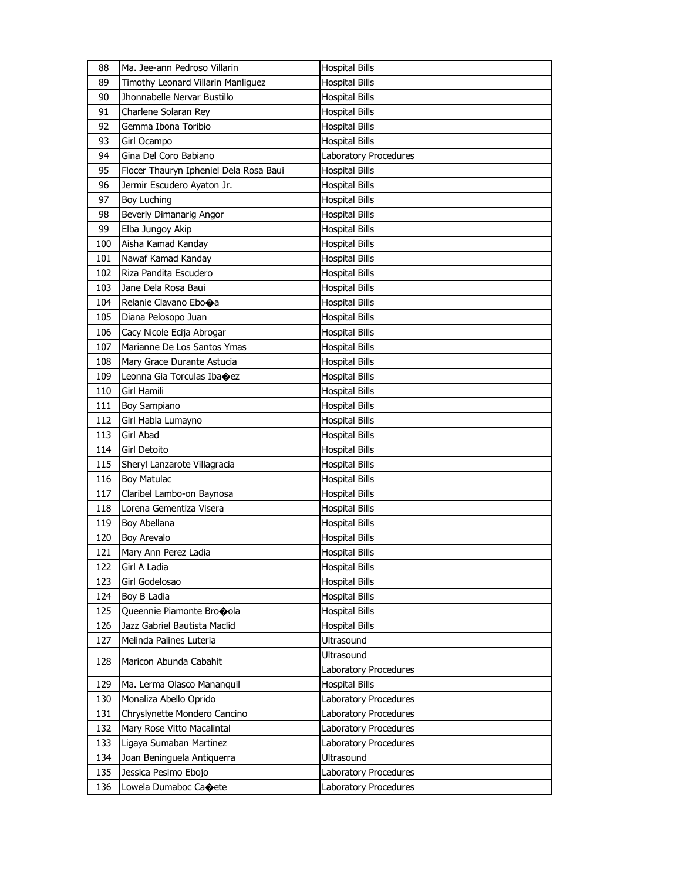| 88 | Ma. Jee-ann Pedroso Villarin | Hospital Bills |
|---|---|---|
| 89 | Timothy Leonard Villarin Manliguez | Hospital Bills |
| 90 | Jhonnabelle Nervar Bustillo | Hospital Bills |
| 91 | Charlene Solaran Rey | Hospital Bills |
| 92 | Gemma Ibona Toribio | Hospital Bills |
| 93 | Girl Ocampo | Hospital Bills |
| 94 | Gina Del Coro Babiano | Laboratory Procedures |
| 95 | Flocer Thauryn Ipheniel Dela Rosa Baui | Hospital Bills |
| 96 | Jermir Escudero Ayaton Jr. | Hospital Bills |
| 97 | Boy Luching | Hospital Bills |
| 98 | Beverly Dimanarig Angor | Hospital Bills |
| 99 | Elba Jungoy Akip | Hospital Bills |
| 100 | Aisha Kamad Kanday | Hospital Bills |
| 101 | Nawaf Kamad Kanday | Hospital Bills |
| 102 | Riza Pandita Escudero | Hospital Bills |
| 103 | Jane Dela Rosa Baui | Hospital Bills |
| 104 | Relanie Clavano Ebo�a | Hospital Bills |
| 105 | Diana Pelosopo Juan | Hospital Bills |
| 106 | Cacy Nicole Ecija Abrogar | Hospital Bills |
| 107 | Marianne De Los Santos Ymas | Hospital Bills |
| 108 | Mary Grace Durante Astucia | Hospital Bills |
| 109 | Leonna Gia Torculas Iba�ez | Hospital Bills |
| 110 | Girl Hamili | Hospital Bills |
| 111 | Boy Sampiano | Hospital Bills |
| 112 | Girl Habla Lumayno | Hospital Bills |
| 113 | Girl Abad | Hospital Bills |
| 114 | Girl Detoito | Hospital Bills |
| 115 | Sheryl Lanzarote Villagracia | Hospital Bills |
| 116 | Boy Matulac | Hospital Bills |
| 117 | Claribel Lambo-on Baynosa | Hospital Bills |
| 118 | Lorena Gementiza Visera | Hospital Bills |
| 119 | Boy Abellana | Hospital Bills |
| 120 | Boy Arevalo | Hospital Bills |
| 121 | Mary Ann Perez Ladia | Hospital Bills |
| 122 | Girl A Ladia | Hospital Bills |
| 123 | Girl Godelosao | Hospital Bills |
| 124 | Boy B Ladia | Hospital Bills |
| 125 | Queennie Piamonte Bro�ola | Hospital Bills |
| 126 | Jazz Gabriel Bautista Maclid | Hospital Bills |
| 127 | Melinda Palines Luteria | Ultrasound |
| 128 | Maricon Abunda Cabahit | Ultrasound |
| | | Laboratory Procedures |
| 129 | Ma. Lerma Olasco Mananquil | Hospital Bills |
| 130 | Monaliza Abello Oprido | Laboratory Procedures |
| 131 | Chryslynette Mondero Cancino | Laboratory Procedures |
| 132 | Mary Rose Vitto Macalintal | Laboratory Procedures |
| 133 | Ligaya Sumaban Martinez | Laboratory Procedures |
| 134 | Joan Beninguela Antiquerra | Ultrasound |
| 135 | Jessica Pesimo Ebojo | Laboratory Procedures |
| 136 | Lowela Dumaboc Ca�ete | Laboratory Procedures |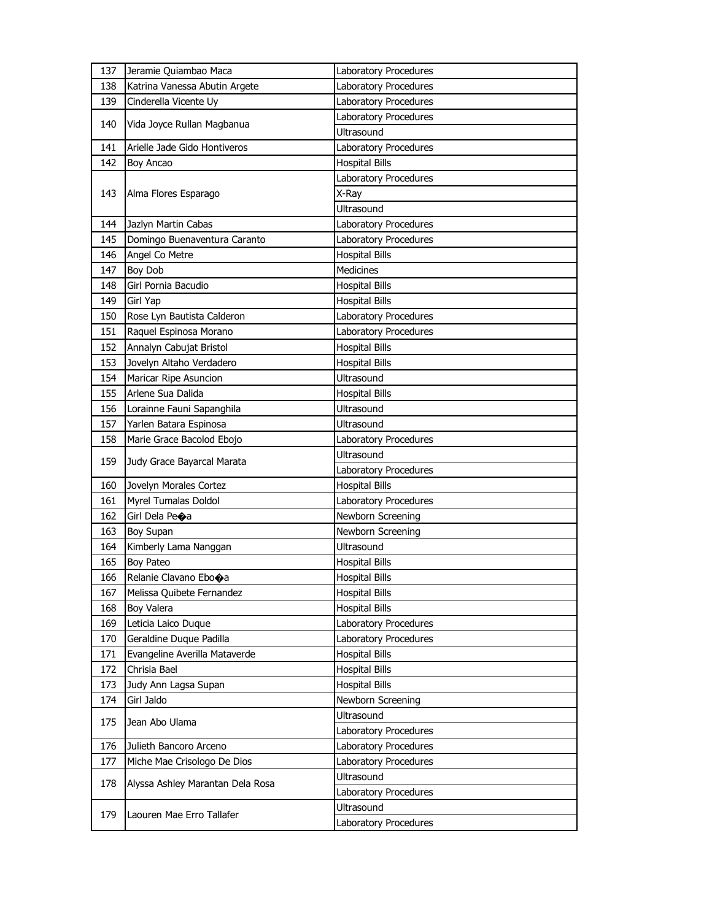| | | |
|---|---|---|
| 137 | Jeramie Quiambao Maca | Laboratory Procedures |
| 138 | Katrina Vanessa Abutin Argete | Laboratory Procedures |
| 139 | Cinderella Vicente Uy | Laboratory Procedures |
| 140 | Vida Joyce Rullan Magbanua | Laboratory Procedures |
| | | Ultrasound |
| 141 | Arielle Jade Gido Hontiveros | Laboratory Procedures |
| 142 | Boy Ancao | Hospital Bills |
| 143 | Alma Flores Esparago | Laboratory Procedures |
| | | X-Ray |
| | | Ultrasound |
| 144 | Jazlyn Martin Cabas | Laboratory Procedures |
| 145 | Domingo Buenaventura Caranto | Laboratory Procedures |
| 146 | Angel Co Metre | Hospital Bills |
| 147 | Boy Dob | Medicines |
| 148 | Girl Pornia Bacudio | Hospital Bills |
| 149 | Girl Yap | Hospital Bills |
| 150 | Rose Lyn Bautista Calderon | Laboratory Procedures |
| 151 | Raquel Espinosa Morano | Laboratory Procedures |
| 152 | Annalyn Cabujat Bristol | Hospital Bills |
| 153 | Jovelyn Altaho Verdadero | Hospital Bills |
| 154 | Maricar Ripe Asuncion | Ultrasound |
| 155 | Arlene Sua Dalida | Hospital Bills |
| 156 | Lorainne Fauni Sapanghila | Ultrasound |
| 157 | Yarlen Batara Espinosa | Ultrasound |
| 158 | Marie Grace Bacolod Ebojo | Laboratory Procedures |
| 159 | Judy Grace Bayarcal Marata | Ultrasound |
| | | Laboratory Procedures |
| 160 | Jovelyn Morales Cortez | Hospital Bills |
| 161 | Myrel Tumalas Doldol | Laboratory Procedures |
| 162 | Girl Dela Pe�a | Newborn Screening |
| 163 | Boy Supan | Newborn Screening |
| 164 | Kimberly Lama Nanggan | Ultrasound |
| 165 | Boy Pateo | Hospital Bills |
| 166 | Relanie Clavano Ebo�a | Hospital Bills |
| 167 | Melissa Quibete Fernandez | Hospital Bills |
| 168 | Boy Valera | Hospital Bills |
| 169 | Leticia Laico Duque | Laboratory Procedures |
| 170 | Geraldine Duque Padilla | Laboratory Procedures |
| 171 | Evangeline Averilla Mataverde | Hospital Bills |
| 172 | Chrisia Bael | Hospital Bills |
| 173 | Judy Ann Lagsa Supan | Hospital Bills |
| 174 | Girl Jaldo | Newborn Screening |
| 175 | Jean Abo Ulama | Ultrasound |
| | | Laboratory Procedures |
| 176 | Julieth Bancoro Arceno | Laboratory Procedures |
| 177 | Miche Mae Crisologo De Dios | Laboratory Procedures |
| 178 | Alyssa Ashley Marantan Dela Rosa | Ultrasound |
| | | Laboratory Procedures |
| 179 | Laouren Mae Erro Tallafer | Ultrasound |
| | | Laboratory Procedures |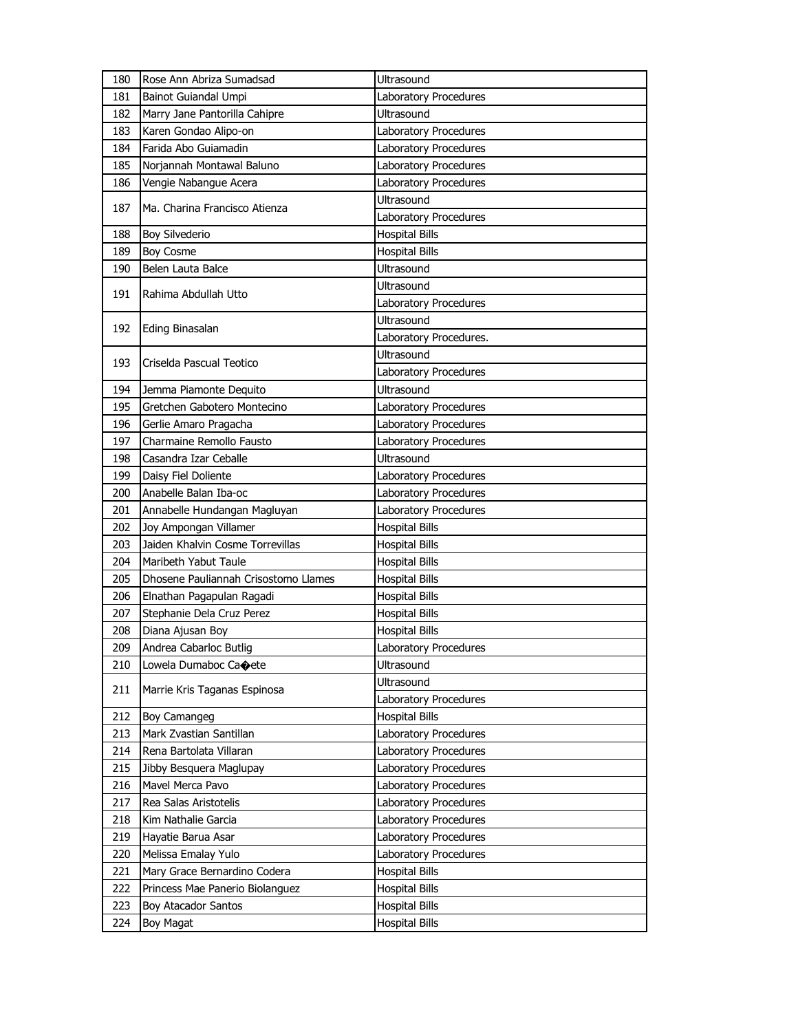| 180 | Rose Ann Abriza Sumadsad | Ultrasound |
|---|---|---|
| 181 | Bainot Guiandal Umpi | Laboratory Procedures |
| 182 | Marry Jane Pantorilla Cahipre | Ultrasound |
| 183 | Karen Gondao Alipo-on | Laboratory Procedures |
| 184 | Farida Abo Guiamadin | Laboratory Procedures |
| 185 | Norjannah Montawal Baluno | Laboratory Procedures |
| 186 | Vengie Nabangue Acera | Laboratory Procedures |
| 187 | Ma. Charina Francisco Atienza | Ultrasound |
| | | Laboratory Procedures |
| 188 | Boy Silvederio | Hospital Bills |
| 189 | Boy Cosme | Hospital Bills |
| 190 | Belen Lauta Balce | Ultrasound |
| 191 | Rahima Abdullah Utto | Ultrasound |
| | | Laboratory Procedures |
| 192 | Eding Binasalan | Ultrasound |
| | | Laboratory Procedures. |
| 193 | Criselda Pascual Teotico | Ultrasound |
| | | Laboratory Procedures |
| 194 | Jemma Piamonte Dequito | Ultrasound |
| 195 | Gretchen Gabotero Montecino | Laboratory Procedures |
| 196 | Gerlie Amaro Pragacha | Laboratory Procedures |
| 197 | Charmaine Remollo Fausto | Laboratory Procedures |
| 198 | Casandra Izar Ceballe | Ultrasound |
| 199 | Daisy Fiel Doliente | Laboratory Procedures |
| 200 | Anabelle Balan Iba-oc | Laboratory Procedures |
| 201 | Annabelle Hundangan Magluyan | Laboratory Procedures |
| 202 | Joy Ampongan Villamer | Hospital Bills |
| 203 | Jaiden Khalvin Cosme Torrevillas | Hospital Bills |
| 204 | Maribeth Yabut Taule | Hospital Bills |
| 205 | Dhosene Pauliannah Crisostomo Llames | Hospital Bills |
| 206 | Elnathan Pagapulan Ragadi | Hospital Bills |
| 207 | Stephanie Dela Cruz Perez | Hospital Bills |
| 208 | Diana Ajusan Boy | Hospital Bills |
| 209 | Andrea Cabarloc Butlig | Laboratory Procedures |
| 210 | Lowela Dumaboc Ca�ete | Ultrasound |
| 211 | Marrie Kris Taganas Espinosa | Ultrasound |
| | | Laboratory Procedures |
| 212 | Boy Camangeg | Hospital Bills |
| 213 | Mark Zvastian Santillan | Laboratory Procedures |
| 214 | Rena Bartolata Villaran | Laboratory Procedures |
| 215 | Jibby Besquera Maglupay | Laboratory Procedures |
| 216 | Mavel Merca Pavo | Laboratory Procedures |
| 217 | Rea Salas Aristotelis | Laboratory Procedures |
| 218 | Kim Nathalie Garcia | Laboratory Procedures |
| 219 | Hayatie Barua Asar | Laboratory Procedures |
| 220 | Melissa Emalay Yulo | Laboratory Procedures |
| 221 | Mary Grace Bernardino Codera | Hospital Bills |
| 222 | Princess Mae Panerio Biolanguez | Hospital Bills |
| 223 | Boy Atacador Santos | Hospital Bills |
| 224 | Boy Magat | Hospital Bills |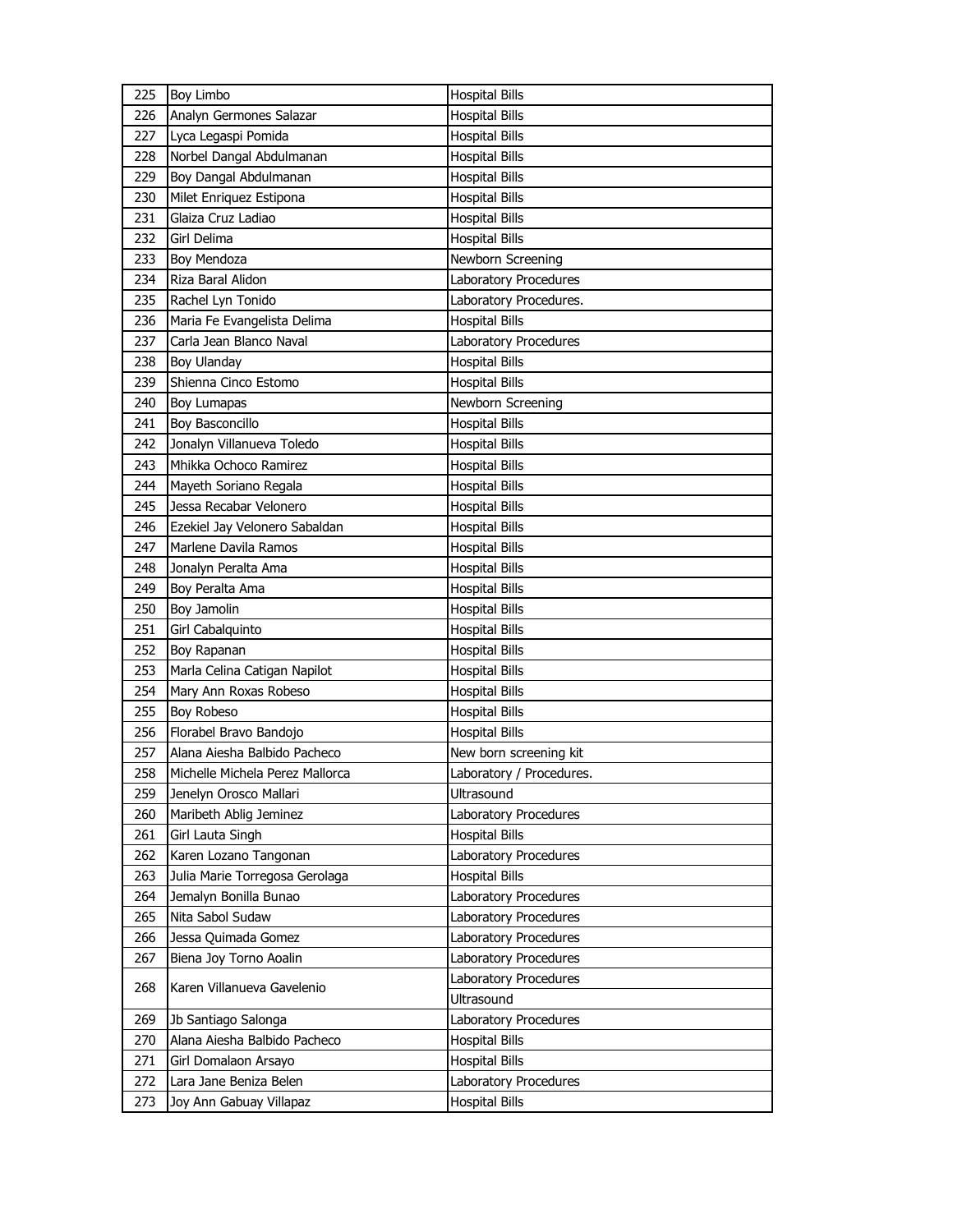| 225 | Boy Limbo | Hospital Bills |
|---|---|---|
| 226 | Analyn Germones Salazar | Hospital Bills |
| 227 | Lyca Legaspi Pomida | Hospital Bills |
| 228 | Norbel Dangal Abdulmanan | Hospital Bills |
| 229 | Boy Dangal Abdulmanan | Hospital Bills |
| 230 | Milet Enriquez Estipona | Hospital Bills |
| 231 | Glaiza Cruz Ladiao | Hospital Bills |
| 232 | Girl Delima | Hospital Bills |
| 233 | Boy Mendoza | Newborn Screening |
| 234 | Riza Baral Alidon | Laboratory Procedures |
| 235 | Rachel Lyn Tonido | Laboratory Procedures. |
| 236 | Maria Fe Evangelista Delima | Hospital Bills |
| 237 | Carla Jean Blanco Naval | Laboratory Procedures |
| 238 | Boy Ulanday | Hospital Bills |
| 239 | Shienna Cinco Estomo | Hospital Bills |
| 240 | Boy Lumapas | Newborn Screening |
| 241 | Boy Basconcillo | Hospital Bills |
| 242 | Jonalyn Villanueva Toledo | Hospital Bills |
| 243 | Mhikka Ochoco Ramirez | Hospital Bills |
| 244 | Mayeth Soriano Regala | Hospital Bills |
| 245 | Jessa Recabar Velonero | Hospital Bills |
| 246 | Ezekiel Jay Velonero Sabaldan | Hospital Bills |
| 247 | Marlene Davila Ramos | Hospital Bills |
| 248 | Jonalyn Peralta Ama | Hospital Bills |
| 249 | Boy Peralta Ama | Hospital Bills |
| 250 | Boy Jamolin | Hospital Bills |
| 251 | Girl Cabalquinto | Hospital Bills |
| 252 | Boy Rapanan | Hospital Bills |
| 253 | Marla Celina Catigan Napilot | Hospital Bills |
| 254 | Mary Ann Roxas Robeso | Hospital Bills |
| 255 | Boy Robeso | Hospital Bills |
| 256 | Florabel Bravo Bandojo | Hospital Bills |
| 257 | Alana Aiesha Balbido Pacheco | New born screening kit |
| 258 | Michelle Michela Perez Mallorca | Laboratory / Procedures. |
| 259 | Jenelyn Orosco Mallari | Ultrasound |
| 260 | Maribeth Ablig Jeminez | Laboratory Procedures |
| 261 | Girl Lauta Singh | Hospital Bills |
| 262 | Karen Lozano Tangonan | Laboratory Procedures |
| 263 | Julia Marie Torregosa Gerolaga | Hospital Bills |
| 264 | Jemalyn Bonilla Bunao | Laboratory Procedures |
| 265 | Nita Sabol Sudaw | Laboratory Procedures |
| 266 | Jessa Quimada Gomez | Laboratory Procedures |
| 267 | Biena Joy Torno Aoalin | Laboratory Procedures |
| 268 | Karen Villanueva Gavelenio | Laboratory Procedures |
| | | Ultrasound |
| 269 | Jb Santiago Salonga | Laboratory Procedures |
| 270 | Alana Aiesha Balbido Pacheco | Hospital Bills |
| 271 | Girl Domalaon Arsayo | Hospital Bills |
| 272 | Lara Jane Beniza Belen | Laboratory Procedures |
| 273 | Joy Ann Gabuay Villapaz | Hospital Bills |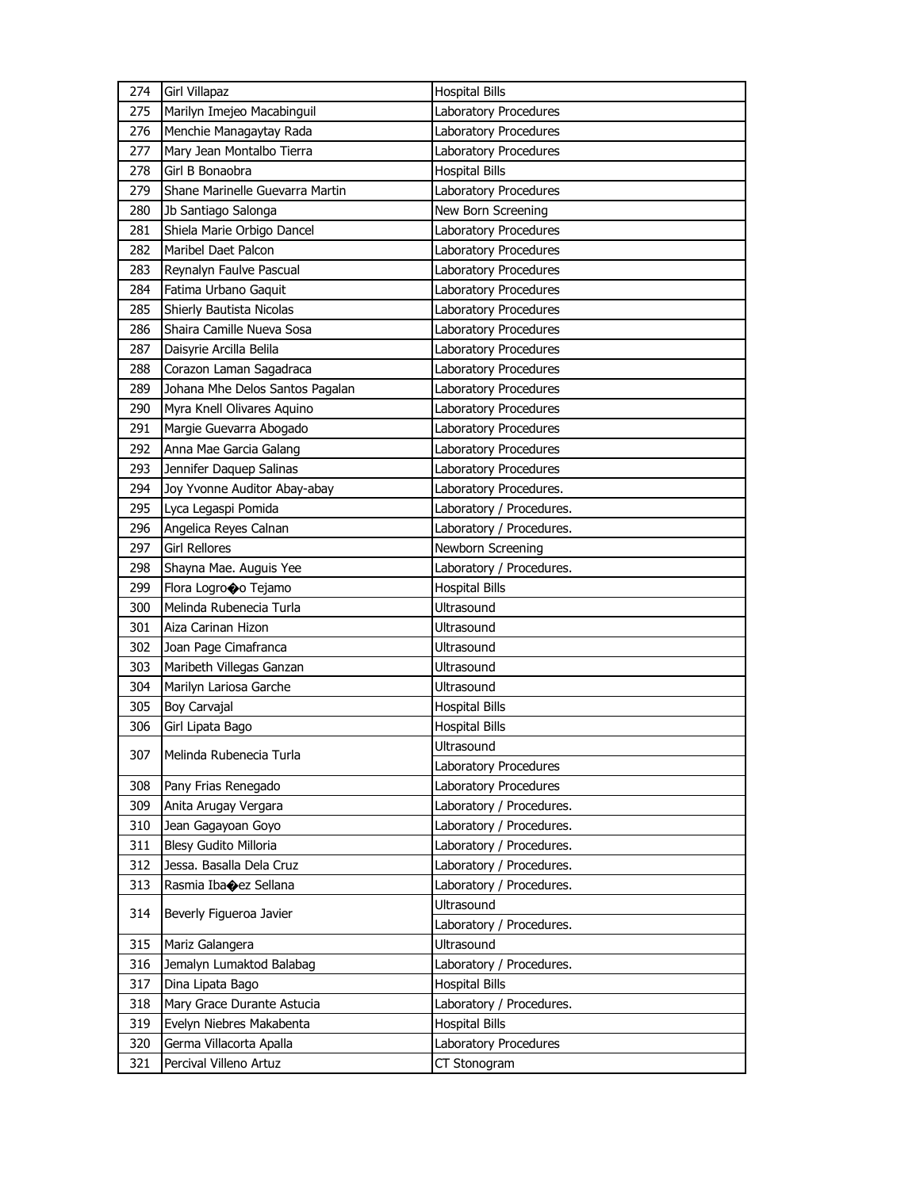| 274 | Girl Villapaz | Hospital Bills |
|---|---|---|
| 275 | Marilyn Imejeo Macabinguil | Laboratory Procedures |
| 276 | Menchie Managaytay Rada | Laboratory Procedures |
| 277 | Mary Jean Montalbo Tierra | Laboratory Procedures |
| 278 | Girl B Bonaobra | Hospital Bills |
| 279 | Shane Marinelle Guevarra Martin | Laboratory Procedures |
| 280 | Jb Santiago Salonga | New Born Screening |
| 281 | Shiela Marie Orbigo Dancel | Laboratory Procedures |
| 282 | Maribel Daet Palcon | Laboratory Procedures |
| 283 | Reynalyn Faulve Pascual | Laboratory Procedures |
| 284 | Fatima Urbano Gaquit | Laboratory Procedures |
| 285 | Shierly Bautista Nicolas | Laboratory Procedures |
| 286 | Shaira Camille Nueva Sosa | Laboratory Procedures |
| 287 | Daisyrie Arcilla Belila | Laboratory Procedures |
| 288 | Corazon Laman Sagadraca | Laboratory Procedures |
| 289 | Johana Mhe Delos Santos Pagalan | Laboratory Procedures |
| 290 | Myra Knell Olivares Aquino | Laboratory Procedures |
| 291 | Margie Guevarra Abogado | Laboratory Procedures |
| 292 | Anna Mae Garcia Galang | Laboratory Procedures |
| 293 | Jennifer Daquep Salinas | Laboratory Procedures |
| 294 | Joy Yvonne Auditor Abay-abay | Laboratory Procedures. |
| 295 | Lyca Legaspi Pomida | Laboratory / Procedures. |
| 296 | Angelica Reyes Calnan | Laboratory / Procedures. |
| 297 | Girl Rellores | Newborn Screening |
| 298 | Shayna Mae. Auguis Yee | Laboratory / Procedures. |
| 299 | Flora Logro�o Tejamo | Hospital Bills |
| 300 | Melinda Rubenecia Turla | Ultrasound |
| 301 | Aiza Carinan Hizon | Ultrasound |
| 302 | Joan Page Cimafranca | Ultrasound |
| 303 | Maribeth Villegas Ganzan | Ultrasound |
| 304 | Marilyn Lariosa Garche | Ultrasound |
| 305 | Boy Carvajal | Hospital Bills |
| 306 | Girl Lipata Bago | Hospital Bills |
| 307 | Melinda Rubenecia Turla | Ultrasound |
| | | Laboratory Procedures |
| 308 | Pany Frias Renegado | Laboratory Procedures |
| 309 | Anita Arugay Vergara | Laboratory / Procedures. |
| 310 | Jean Gagayoan Goyo | Laboratory / Procedures. |
| 311 | Blesy Gudito Milloria | Laboratory / Procedures. |
| 312 | Jessa. Basalla Dela Cruz | Laboratory / Procedures. |
| 313 | Rasmia Iba�ez Sellana | Laboratory / Procedures. |
| 314 | Beverly Figueroa Javier | Ultrasound |
| | | Laboratory / Procedures. |
| 315 | Mariz Galangera | Ultrasound |
| 316 | Jemalyn Lumaktod Balabag | Laboratory / Procedures. |
| 317 | Dina Lipata Bago | Hospital Bills |
| 318 | Mary Grace Durante Astucia | Laboratory / Procedures. |
| 319 | Evelyn Niebres Makabenta | Hospital Bills |
| 320 | Germa Villacorta Apalla | Laboratory Procedures |
| 321 | Percival Villeno Artuz | CT Stonogram |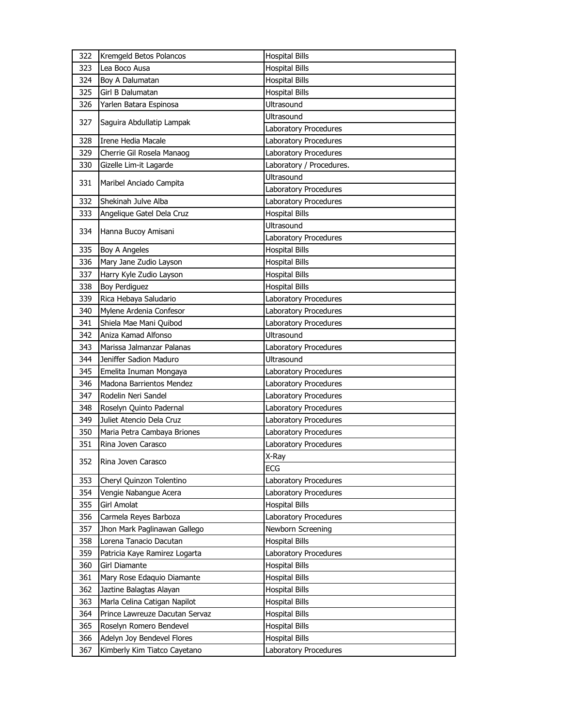| | | |
|---|---|---|
| 322 | Kremgeld Betos Polancos | Hospital Bills |
| 323 | Lea Boco Ausa | Hospital Bills |
| 324 | Boy A Dalumatan | Hospital Bills |
| 325 | Girl B Dalumatan | Hospital Bills |
| 326 | Yarlen Batara Espinosa | Ultrasound |
| 327 | Saguira Abdullatip Lampak | Ultrasound |
| | | Laboratory Procedures |
| 328 | Irene Hedia Macale | Laboratory Procedures |
| 329 | Cherrie Gil Rosela Manaog | Laboratory Procedures |
| 330 | Gizelle Lim-it Lagarde | Laboratory / Procedures. |
| 331 | Maribel Anciado Campita | Ultrasound |
| | | Laboratory Procedures |
| 332 | Shekinah Julve Alba | Laboratory Procedures |
| 333 | Angelique Gatel Dela Cruz | Hospital Bills |
| 334 | Hanna Bucoy Amisani | Ultrasound |
| | | Laboratory Procedures |
| 335 | Boy A Angeles | Hospital Bills |
| 336 | Mary Jane Zudio Layson | Hospital Bills |
| 337 | Harry Kyle Zudio Layson | Hospital Bills |
| 338 | Boy Perdiguez | Hospital Bills |
| 339 | Rica Hebaya Saludario | Laboratory Procedures |
| 340 | Mylene Ardenia Confesor | Laboratory Procedures |
| 341 | Shiela Mae Mani Quibod | Laboratory Procedures |
| 342 | Aniza Kamad Alfonso | Ultrasound |
| 343 | Marissa Jalmanzar Palanas | Laboratory Procedures |
| 344 | Jeniffer Sadion Maduro | Ultrasound |
| 345 | Emelita Inuman Mongaya | Laboratory Procedures |
| 346 | Madona Barrientos Mendez | Laboratory Procedures |
| 347 | Rodelin Neri Sandel | Laboratory Procedures |
| 348 | Roselyn Quinto Padernal | Laboratory Procedures |
| 349 | Juliet Atencio Dela Cruz | Laboratory Procedures |
| 350 | Maria Petra Cambaya Briones | Laboratory Procedures |
| 351 | Rina Joven Carasco | Laboratory Procedures |
| 352 | Rina Joven Carasco | X-Ray |
| | | ECG |
| 353 | Cheryl Quinzon Tolentino | Laboratory Procedures |
| 354 | Vengie Nabangue Acera | Laboratory Procedures |
| 355 | Girl Amolat | Hospital Bills |
| 356 | Carmela Reyes Barboza | Laboratory Procedures |
| 357 | Jhon Mark Paglinawan Gallego | Newborn Screening |
| 358 | Lorena Tanacio Dacutan | Hospital Bills |
| 359 | Patricia Kaye Ramirez Logarta | Laboratory Procedures |
| 360 | Girl Diamante | Hospital Bills |
| 361 | Mary Rose Edaquio Diamante | Hospital Bills |
| 362 | Jaztine Balagtas Alayan | Hospital Bills |
| 363 | Marla Celina Catigan Napilot | Hospital Bills |
| 364 | Prince Lawreuze Dacutan Servaz | Hospital Bills |
| 365 | Roselyn Romero Bendevel | Hospital Bills |
| 366 | Adelyn Joy Bendevel Flores | Hospital Bills |
| 367 | Kimberly Kim Tiatco Cayetano | Laboratory Procedures |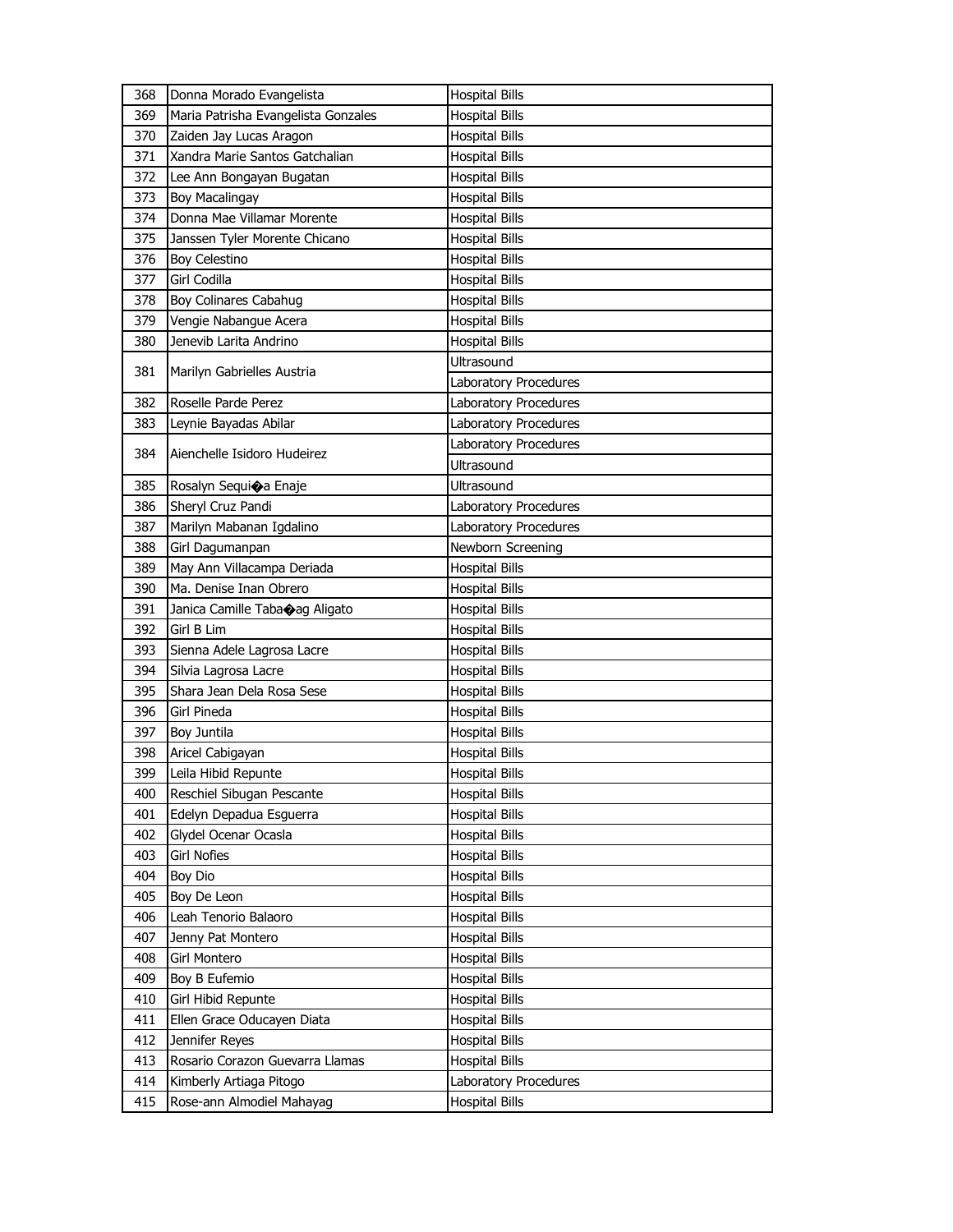| | | |
|---|---|---|
| 368 | Donna Morado Evangelista | Hospital Bills |
| 369 | Maria Patrisha Evangelista Gonzales | Hospital Bills |
| 370 | Zaiden Jay Lucas Aragon | Hospital Bills |
| 371 | Xandra Marie Santos Gatchalian | Hospital Bills |
| 372 | Lee Ann Bongayan Bugatan | Hospital Bills |
| 373 | Boy Macalingay | Hospital Bills |
| 374 | Donna Mae Villamar Morente | Hospital Bills |
| 375 | Janssen Tyler Morente Chicano | Hospital Bills |
| 376 | Boy Celestino | Hospital Bills |
| 377 | Girl Codilla | Hospital Bills |
| 378 | Boy Colinares Cabahug | Hospital Bills |
| 379 | Vengie Nabangue Acera | Hospital Bills |
| 380 | Jenevib Larita Andrino | Hospital Bills |
| 381 | Marilyn Gabrielles Austria | Ultrasound |
| | | Laboratory Procedures |
| 382 | Roselle Parde Perez | Laboratory Procedures |
| 383 | Leynie Bayadas Abilar | Laboratory Procedures |
| 384 | Aienchelle Isidoro Hudeirez | Laboratory Procedures |
| | | Ultrasound |
| 385 | Rosalyn Sequi�a Enaje | Ultrasound |
| 386 | Sheryl Cruz Pandi | Laboratory Procedures |
| 387 | Marilyn Mabanan Igdalino | Laboratory Procedures |
| 388 | Girl Dagumanpan | Newborn Screening |
| 389 | May Ann Villacampa Deriada | Hospital Bills |
| 390 | Ma. Denise Inan Obrero | Hospital Bills |
| 391 | Janica Camille Taba�ag Aligato | Hospital Bills |
| 392 | Girl B Lim | Hospital Bills |
| 393 | Sienna Adele Lagrosa Lacre | Hospital Bills |
| 394 | Silvia Lagrosa Lacre | Hospital Bills |
| 395 | Shara Jean Dela Rosa Sese | Hospital Bills |
| 396 | Girl Pineda | Hospital Bills |
| 397 | Boy Juntila | Hospital Bills |
| 398 | Aricel Cabigayan | Hospital Bills |
| 399 | Leila Hibid Repunte | Hospital Bills |
| 400 | Reschiel Sibugan Pescante | Hospital Bills |
| 401 | Edelyn Depadua Esguerra | Hospital Bills |
| 402 | Glydel Ocenar Ocasla | Hospital Bills |
| 403 | Girl Nofies | Hospital Bills |
| 404 | Boy Dio | Hospital Bills |
| 405 | Boy De Leon | Hospital Bills |
| 406 | Leah Tenorio Balaoro | Hospital Bills |
| 407 | Jenny Pat Montero | Hospital Bills |
| 408 | Girl Montero | Hospital Bills |
| 409 | Boy B Eufemio | Hospital Bills |
| 410 | Girl Hibid Repunte | Hospital Bills |
| 411 | Ellen Grace Oducayen Diata | Hospital Bills |
| 412 | Jennifer Reyes | Hospital Bills |
| 413 | Rosario Corazon Guevarra Llamas | Hospital Bills |
| 414 | Kimberly Artiaga Pitogo | Laboratory Procedures |
| 415 | Rose-ann Almodiel Mahayag | Hospital Bills |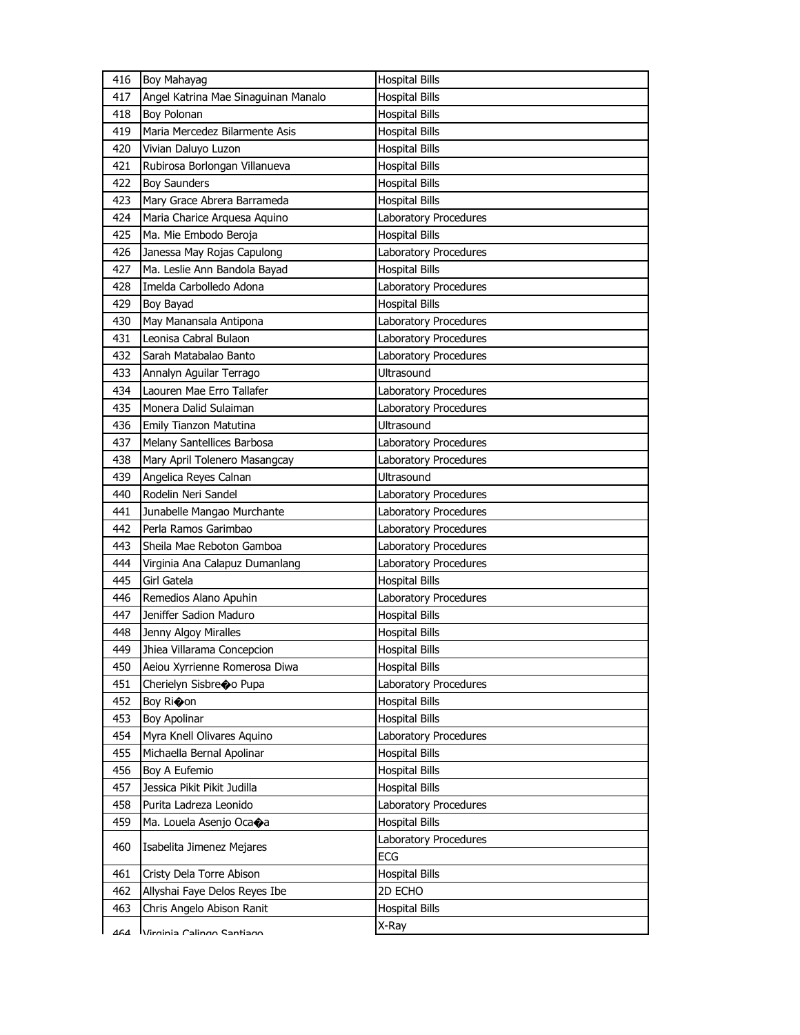| | | |
|---|---|---|
| 416 | Boy Mahayag | Hospital Bills |
| 417 | Angel Katrina Mae Sinaguinan Manalo | Hospital Bills |
| 418 | Boy Polonan | Hospital Bills |
| 419 | Maria Mercedez Bilarmente Asis | Hospital Bills |
| 420 | Vivian Daluyo Luzon | Hospital Bills |
| 421 | Rubirosa Borlongan Villanueva | Hospital Bills |
| 422 | Boy Saunders | Hospital Bills |
| 423 | Mary Grace Abrera Barrameda | Hospital Bills |
| 424 | Maria Charice Arquesa Aquino | Laboratory Procedures |
| 425 | Ma. Mie Embodo Beroja | Hospital Bills |
| 426 | Janessa May Rojas Capulong | Laboratory Procedures |
| 427 | Ma. Leslie Ann Bandola Bayad | Hospital Bills |
| 428 | Imelda Carbolledo Adona | Laboratory Procedures |
| 429 | Boy Bayad | Hospital Bills |
| 430 | May Manansala Antipona | Laboratory Procedures |
| 431 | Leonisa Cabral Bulaon | Laboratory Procedures |
| 432 | Sarah Matabalao Banto | Laboratory Procedures |
| 433 | Annalyn Aguilar Terrago | Ultrasound |
| 434 | Laouren Mae Erro Tallafer | Laboratory Procedures |
| 435 | Monera Dalid Sulaiman | Laboratory Procedures |
| 436 | Emily Tianzon Matutina | Ultrasound |
| 437 | Melany Santellices Barbosa | Laboratory Procedures |
| 438 | Mary April Tolenero Masangcay | Laboratory Procedures |
| 439 | Angelica Reyes Calnan | Ultrasound |
| 440 | Rodelin Neri Sandel | Laboratory Procedures |
| 441 | Junabelle Mangao Murchante | Laboratory Procedures |
| 442 | Perla Ramos Garimbao | Laboratory Procedures |
| 443 | Sheila Mae Reboton Gamboa | Laboratory Procedures |
| 444 | Virginia Ana Calapuz Dumanlang | Laboratory Procedures |
| 445 | Girl Gatela | Hospital Bills |
| 446 | Remedios Alano Apuhin | Laboratory Procedures |
| 447 | Jeniffer Sadion Maduro | Hospital Bills |
| 448 | Jenny Algoy Miralles | Hospital Bills |
| 449 | Jhiea Villarama Concepcion | Hospital Bills |
| 450 | Aeiou Xyrrienne Romerosa Diwa | Hospital Bills |
| 451 | Cherielyn Sisbre�o Pupa | Laboratory Procedures |
| 452 | Boy Ri�on | Hospital Bills |
| 453 | Boy Apolinar | Hospital Bills |
| 454 | Myra Knell Olivares Aquino | Laboratory Procedures |
| 455 | Michaella Bernal Apolinar | Hospital Bills |
| 456 | Boy A Eufemio | Hospital Bills |
| 457 | Jessica Pikit Pikit Judilla | Hospital Bills |
| 458 | Purita Ladreza Leonido | Laboratory Procedures |
| 459 | Ma. Louela Asenjo Oca�a | Hospital Bills |
| 460 | Isabelita Jimenez Mejares | Laboratory Procedures |
| | | ECG |
| 461 | Cristy Dela Torre Abison | Hospital Bills |
| 462 | Allyshai Faye Delos Reyes Ibe | 2D ECHO |
| 463 | Chris Angelo Abison Ranit | Hospital Bills |
| 464 | Virginia Calingo Santiago | X-Ray |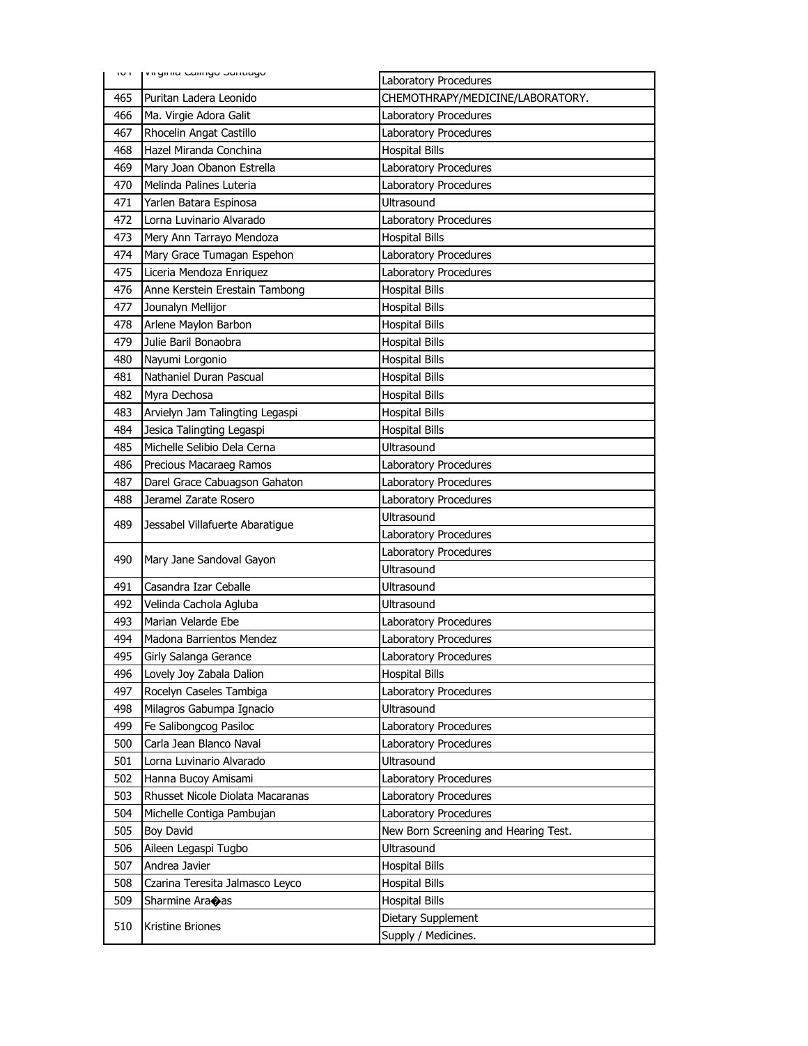| 464 | Virginia Calingo Santiago | Laboratory Procedures |
|---|---|---|
| 465 | Puritan Ladera Leonido | CHEMOTHRAPY/MEDICINE/LABORATORY. |
| 466 | Ma. Virgie Adora Galit | Laboratory Procedures |
| 467 | Rhocelin Angat Castillo | Laboratory Procedures |
| 468 | Hazel Miranda Conchina | Hospital Bills |
| 469 | Mary Joan Obanon Estrella | Laboratory Procedures |
| 470 | Melinda Palines Luteria | Laboratory Procedures |
| 471 | Yarlen Batara Espinosa | Ultrasound |
| 472 | Lorna Luvinario Alvarado | Laboratory Procedures |
| 473 | Mery Ann Tarrayo Mendoza | Hospital Bills |
| 474 | Mary Grace Tumagan Espehon | Laboratory Procedures |
| 475 | Liceria Mendoza Enriquez | Laboratory Procedures |
| 476 | Anne Kerstein Erestain Tambong | Hospital Bills |
| 477 | Jounalyn Mellijor | Hospital Bills |
| 478 | Arlene Maylon Barbon | Hospital Bills |
| 479 | Julie Baril Bonaobra | Hospital Bills |
| 480 | Nayumi Lorgonio | Hospital Bills |
| 481 | Nathaniel Duran Pascual | Hospital Bills |
| 482 | Myra Dechosa | Hospital Bills |
| 483 | Arvielyn Jam Talingting Legaspi | Hospital Bills |
| 484 | Jesica Talingting Legaspi | Hospital Bills |
| 485 | Michelle Selibio Dela Cerna | Ultrasound |
| 486 | Precious Macaraeg Ramos | Laboratory Procedures |
| 487 | Darel Grace Cabuagson Gahaton | Laboratory Procedures |
| 488 | Jeramel Zarate Rosero | Laboratory Procedures |
| 489 | Jessabel Villafuerte Abaratigue | Ultrasound |
| | | Laboratory Procedures |
| 490 | Mary Jane Sandoval Gayon | Laboratory Procedures |
| | | Ultrasound |
| 491 | Casandra Izar Ceballe | Ultrasound |
| 492 | Velinda Cachola Agluba | Ultrasound |
| 493 | Marian Velarde Ebe | Laboratory Procedures |
| 494 | Madona Barrientos Mendez | Laboratory Procedures |
| 495 | Girly Salanga Gerance | Laboratory Procedures |
| 496 | Lovely Joy Zabala Dalion | Hospital Bills |
| 497 | Rocelyn Caseles Tambiga | Laboratory Procedures |
| 498 | Milagros Gabumpa Ignacio | Ultrasound |
| 499 | Fe Salibongcog Pasiloc | Laboratory Procedures |
| 500 | Carla Jean Blanco Naval | Laboratory Procedures |
| 501 | Lorna Luvinario Alvarado | Ultrasound |
| 502 | Hanna Bucoy Amisami | Laboratory Procedures |
| 503 | Rhusset Nicole Diolata Macaranas | Laboratory Procedures |
| 504 | Michelle Contiga Pambujan | Laboratory Procedures |
| 505 | Boy David | New Born Screening and Hearing Test. |
| 506 | Aileen Legaspi Tugbo | Ultrasound |
| 507 | Andrea Javier | Hospital Bills |
| 508 | Czarina Teresita Jalmasco Leyco | Hospital Bills |
| 509 | Sharmine Ara�as | Hospital Bills |
| 510 | Kristine Briones | Dietary Supplement |
| | | Supply / Medicines. |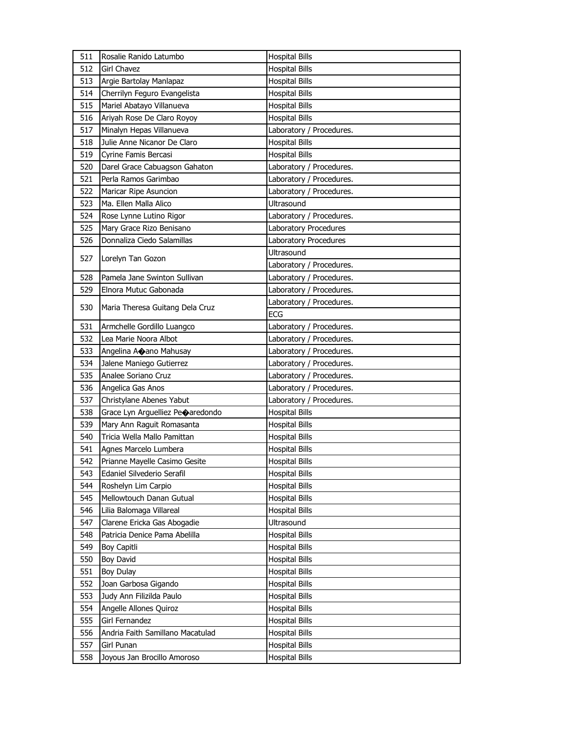| 511 | Rosalie Ranido Latumbo | Hospital Bills |
|---|---|---|
| 512 | Girl Chavez | Hospital Bills |
| 513 | Argie Bartolay Manlapaz | Hospital Bills |
| 514 | Cherrilyn Feguro Evangelista | Hospital Bills |
| 515 | Mariel Abatayo Villanueva | Hospital Bills |
| 516 | Ariyah Rose De Claro Royoy | Hospital Bills |
| 517 | Minalyn Hepas Villanueva | Laboratory / Procedures. |
| 518 | Julie Anne Nicanor De Claro | Hospital Bills |
| 519 | Cyrine Famis Bercasi | Hospital Bills |
| 520 | Darel Grace Cabuagson Gahaton | Laboratory / Procedures. |
| 521 | Perla Ramos Garimbao | Laboratory / Procedures. |
| 522 | Maricar Ripe Asuncion | Laboratory / Procedures. |
| 523 | Ma. Ellen Malla Alico | Ultrasound |
| 524 | Rose Lynne Lutino Rigor | Laboratory / Procedures. |
| 525 | Mary Grace Rizo Benisano | Laboratory Procedures |
| 526 | Donnaliza Ciedo Salamillas | Laboratory Procedures |
| 527 | Lorelyn Tan Gozon | Ultrasound |
| | | Laboratory / Procedures. |
| 528 | Pamela Jane Swinton Sullivan | Laboratory / Procedures. |
| 529 | Elnora Mutuc Gabonada | Laboratory / Procedures. |
| 530 | Maria Theresa Guitang Dela Cruz | Laboratory / Procedures. |
| | | ECG |
| 531 | Armchelle Gordillo Luangco | Laboratory / Procedures. |
| 532 | Lea Marie Noora Albot | Laboratory / Procedures. |
| 533 | Angelina A�ano Mahusay | Laboratory / Procedures. |
| 534 | Jalene Maniego Gutierrez | Laboratory / Procedures. |
| 535 | Analee Soriano Cruz | Laboratory / Procedures. |
| 536 | Angelica Gas Anos | Laboratory / Procedures. |
| 537 | Christylane Abenes Yabut | Laboratory / Procedures. |
| 538 | Grace Lyn Arguelliez Pe�aredondo | Hospital Bills |
| 539 | Mary Ann Raguit Romasanta | Hospital Bills |
| 540 | Tricia Wella Mallo Pamittan | Hospital Bills |
| 541 | Agnes Marcelo Lumbera | Hospital Bills |
| 542 | Prianne Mayelle Casimo Gesite | Hospital Bills |
| 543 | Edaniel Silvederio Serafil | Hospital Bills |
| 544 | Roshelyn Lim Carpio | Hospital Bills |
| 545 | Mellowtouch Danan Gutual | Hospital Bills |
| 546 | Lilia Balomaga Villareal | Hospital Bills |
| 547 | Clarene Ericka Gas Abogadie | Ultrasound |
| 548 | Patricia Denice Pama Abelilla | Hospital Bills |
| 549 | Boy Capitli | Hospital Bills |
| 550 | Boy David | Hospital Bills |
| 551 | Boy Dulay | Hospital Bills |
| 552 | Joan Garbosa Gigando | Hospital Bills |
| 553 | Judy Ann Filizilda Paulo | Hospital Bills |
| 554 | Angelle Allones Quiroz | Hospital Bills |
| 555 | Girl Fernandez | Hospital Bills |
| 556 | Andria Faith Samillano Macatulad | Hospital Bills |
| 557 | Girl Punan | Hospital Bills |
| 558 | Joyous Jan Brocillo Amoroso | Hospital Bills |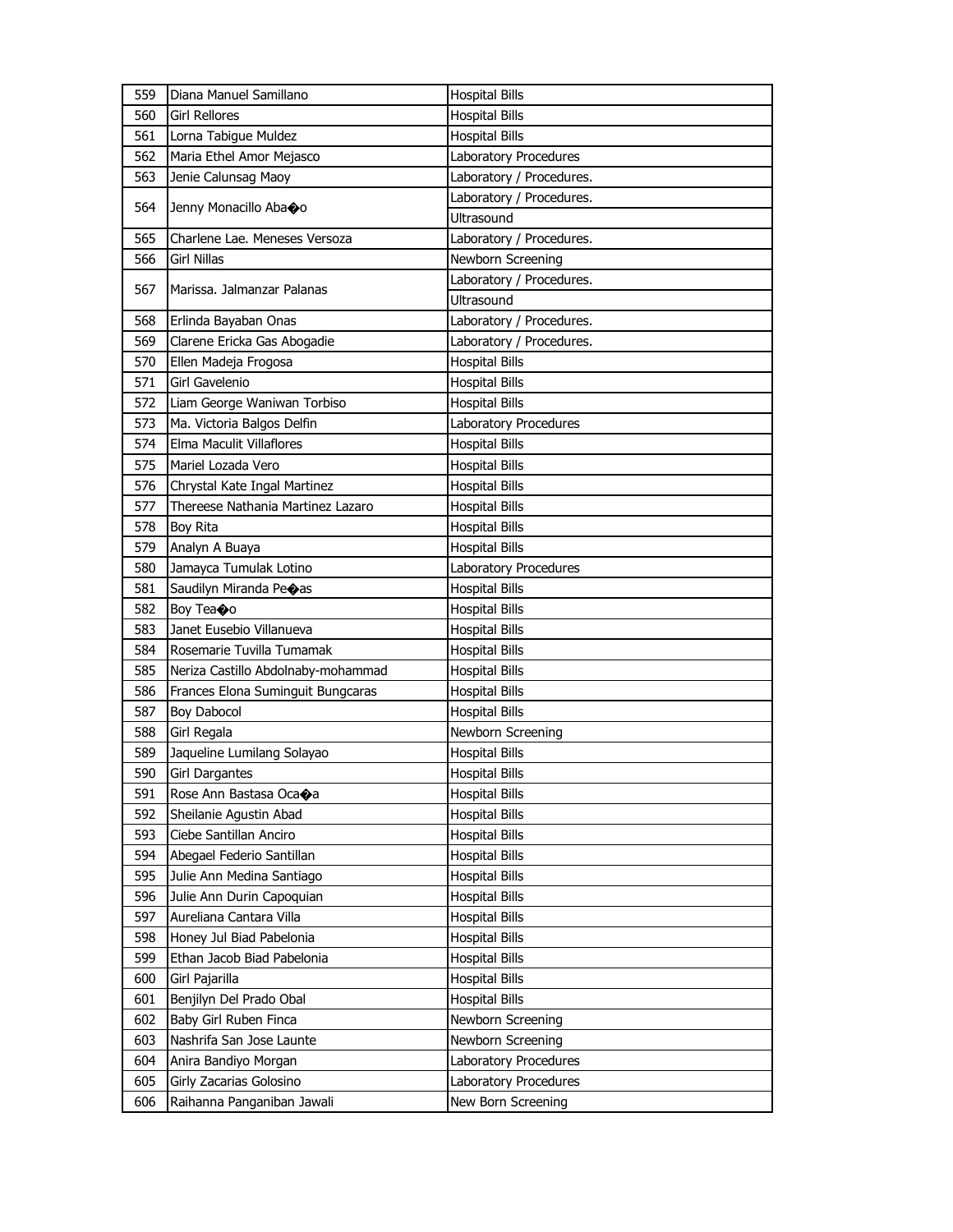| 559 | Diana Manuel Samillano | Hospital Bills |
|---|---|---|
| 560 | Girl Rellores | Hospital Bills |
| 561 | Lorna Tabigue Muldez | Hospital Bills |
| 562 | Maria Ethel Amor Mejasco | Laboratory Procedures |
| 563 | Jenie Calunsag Maoy | Laboratory / Procedures. |
| 564 | Jenny Monacillo Aba�o | Laboratory / Procedures. |
| | | Ultrasound |
| 565 | Charlene Lae. Meneses Versoza | Laboratory / Procedures. |
| 566 | Girl Nillas | Newborn Screening |
| 567 | Marissa. Jalmanzar Palanas | Laboratory / Procedures. |
| | | Ultrasound |
| 568 | Erlinda Bayaban Onas | Laboratory / Procedures. |
| 569 | Clarene Ericka Gas Abogadie | Laboratory / Procedures. |
| 570 | Ellen Madeja Frogosa | Hospital Bills |
| 571 | Girl Gavelenio | Hospital Bills |
| 572 | Liam George Waniwan Torbiso | Hospital Bills |
| 573 | Ma. Victoria Balgos Delfin | Laboratory Procedures |
| 574 | Elma Maculit Villaflores | Hospital Bills |
| 575 | Mariel Lozada Vero | Hospital Bills |
| 576 | Chrystal Kate Ingal Martinez | Hospital Bills |
| 577 | Thereese Nathania Martinez Lazaro | Hospital Bills |
| 578 | Boy Rita | Hospital Bills |
| 579 | Analyn A Buaya | Hospital Bills |
| 580 | Jamayca Tumulak Lotino | Laboratory Procedures |
| 581 | Saudilyn Miranda Pe�as | Hospital Bills |
| 582 | Boy Tea�o | Hospital Bills |
| 583 | Janet Eusebio Villanueva | Hospital Bills |
| 584 | Rosemarie Tuvilla Tumamak | Hospital Bills |
| 585 | Neriza Castillo Abdolnaby-mohammad | Hospital Bills |
| 586 | Frances Elona Suminguit Bungcaras | Hospital Bills |
| 587 | Boy Dabocol | Hospital Bills |
| 588 | Girl Regala | Newborn Screening |
| 589 | Jaqueline Lumilang Solayao | Hospital Bills |
| 590 | Girl Dargantes | Hospital Bills |
| 591 | Rose Ann Bastasa Oca�a | Hospital Bills |
| 592 | Sheilanie Agustin Abad | Hospital Bills |
| 593 | Ciebe Santillan Anciro | Hospital Bills |
| 594 | Abegael Federio Santillan | Hospital Bills |
| 595 | Julie Ann Medina Santiago | Hospital Bills |
| 596 | Julie Ann Durin Capoquian | Hospital Bills |
| 597 | Aureliana Cantara Villa | Hospital Bills |
| 598 | Honey Jul Biad Pabelonia | Hospital Bills |
| 599 | Ethan Jacob Biad Pabelonia | Hospital Bills |
| 600 | Girl Pajarilla | Hospital Bills |
| 601 | Benjilyn Del Prado Obal | Hospital Bills |
| 602 | Baby Girl Ruben Finca | Newborn Screening |
| 603 | Nashrifa San Jose Launte | Newborn Screening |
| 604 | Anira Bandiyo Morgan | Laboratory Procedures |
| 605 | Girly Zacarias Golosino | Laboratory Procedures |
| 606 | Raihanna Panganiban Jawali | New Born Screening |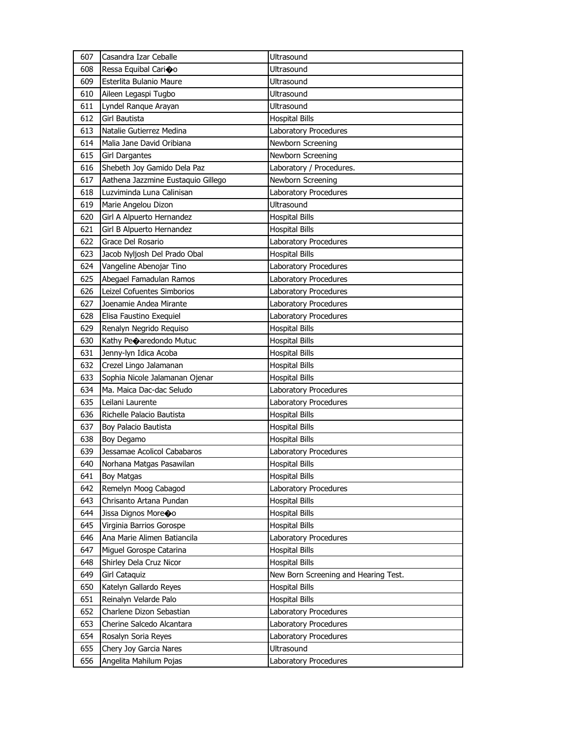| 607 | Casandra Izar Ceballe | Ultrasound |
|---|---|---|
| 608 | Ressa Equibal Cari�o | Ultrasound |
| 609 | Esterlita Bulanio Maure | Ultrasound |
| 610 | Aileen Legaspi Tugbo | Ultrasound |
| 611 | Lyndel Ranque Arayan | Ultrasound |
| 612 | Girl Bautista | Hospital Bills |
| 613 | Natalie Gutierrez Medina | Laboratory Procedures |
| 614 | Malia Jane David Oribiana | Newborn Screening |
| 615 | Girl Dargantes | Newborn Screening |
| 616 | Shebeth Joy Gamido Dela Paz | Laboratory / Procedures. |
| 617 | Aathena Jazzmine Eustaquio Gillego | Newborn Screening |
| 618 | Luzviminda Luna Calinisan | Laboratory Procedures |
| 619 | Marie Angelou Dizon | Ultrasound |
| 620 | Girl A Alpuerto Hernandez | Hospital Bills |
| 621 | Girl B Alpuerto Hernandez | Hospital Bills |
| 622 | Grace Del Rosario | Laboratory Procedures |
| 623 | Jacob Nyljosh Del Prado Obal | Hospital Bills |
| 624 | Vangeline Abenojar Tino | Laboratory Procedures |
| 625 | Abegael Famadulan Ramos | Laboratory Procedures |
| 626 | Leizel Cofuentes Simborios | Laboratory Procedures |
| 627 | Joenamie Andea Mirante | Laboratory Procedures |
| 628 | Elisa Faustino Exequiel | Laboratory Procedures |
| 629 | Renalyn Negrido Requiso | Hospital Bills |
| 630 | Kathy Pe�aredondo Mutuc | Hospital Bills |
| 631 | Jenny-lyn Idica Acoba | Hospital Bills |
| 632 | Crezel Lingo Jalamanan | Hospital Bills |
| 633 | Sophia Nicole Jalamanan Ojenar | Hospital Bills |
| 634 | Ma. Maica Dac-dac Seludo | Laboratory Procedures |
| 635 | Leilani Laurente | Laboratory Procedures |
| 636 | Richelle Palacio Bautista | Hospital Bills |
| 637 | Boy Palacio Bautista | Hospital Bills |
| 638 | Boy Degamo | Hospital Bills |
| 639 | Jessamae Acolicol Cababaros | Laboratory Procedures |
| 640 | Norhana Matgas Pasawilan | Hospital Bills |
| 641 | Boy Matgas | Hospital Bills |
| 642 | Remelyn Moog Cabagod | Laboratory Procedures |
| 643 | Chrisanto Artana Pundan | Hospital Bills |
| 644 | Jissa Dignos More�o | Hospital Bills |
| 645 | Virginia Barrios Gorospe | Hospital Bills |
| 646 | Ana Marie Alimen Batiancila | Laboratory Procedures |
| 647 | Miguel Gorospe Catarina | Hospital Bills |
| 648 | Shirley Dela Cruz Nicor | Hospital Bills |
| 649 | Girl Cataquiz | New Born Screening and Hearing Test. |
| 650 | Katelyn Gallardo Reyes | Hospital Bills |
| 651 | Reinalyn Velarde Palo | Hospital Bills |
| 652 | Charlene Dizon Sebastian | Laboratory Procedures |
| 653 | Cherine Salcedo Alcantara | Laboratory Procedures |
| 654 | Rosalyn Soria Reyes | Laboratory Procedures |
| 655 | Chery Joy Garcia Nares | Ultrasound |
| 656 | Angelita Mahilum Pojas | Laboratory Procedures |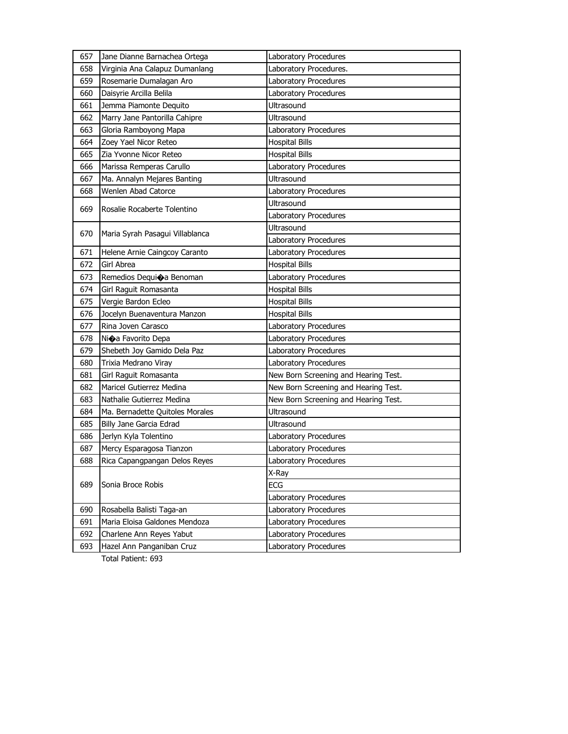| | | |
|---|---|---|
| 657 | Jane Dianne Barnachea Ortega | Laboratory Procedures |
| 658 | Virginia Ana Calapuz Dumanlang | Laboratory Procedures. |
| 659 | Rosemarie Dumalagan Aro | Laboratory Procedures |
| 660 | Daisyrie Arcilla Belila | Laboratory Procedures |
| 661 | Jemma Piamonte Dequito | Ultrasound |
| 662 | Marry Jane Pantorilla Cahipre | Ultrasound |
| 663 | Gloria Ramboyong Mapa | Laboratory Procedures |
| 664 | Zoey Yael Nicor Reteo | Hospital Bills |
| 665 | Zia Yvonne Nicor Reteo | Hospital Bills |
| 666 | Marissa Remperas Carullo | Laboratory Procedures |
| 667 | Ma. Annalyn Mejares Banting | Ultrasound |
| 668 | Wenlen Abad Catorce | Laboratory Procedures |
| 669 | Rosalie Rocaberte Tolentino | Ultrasound |
| | | Laboratory Procedures |
| 670 | Maria Syrah Pasagui Villablanca | Ultrasound |
| | | Laboratory Procedures |
| 671 | Helene Arnie Caingcoy Caranto | Laboratory Procedures |
| 672 | Girl Abrea | Hospital Bills |
| 673 | Remedios Dequi�a Benoman | Laboratory Procedures |
| 674 | Girl Raguit Romasanta | Hospital Bills |
| 675 | Vergie Bardon Ecleo | Hospital Bills |
| 676 | Jocelyn Buenaventura Manzon | Hospital Bills |
| 677 | Rina Joven Carasco | Laboratory Procedures |
| 678 | Ni�a Favorito Depa | Laboratory Procedures |
| 679 | Shebeth Joy Gamido Dela Paz | Laboratory Procedures |
| 680 | Trixia Medrano Viray | Laboratory Procedures |
| 681 | Girl Raguit Romasanta | New Born Screening and Hearing Test. |
| 682 | Maricel Gutierrez Medina | New Born Screening and Hearing Test. |
| 683 | Nathalie Gutierrez Medina | New Born Screening and Hearing Test. |
| 684 | Ma. Bernadette Quitoles Morales | Ultrasound |
| 685 | Billy Jane Garcia Edrad | Ultrasound |
| 686 | Jerlyn Kyla Tolentino | Laboratory Procedures |
| 687 | Mercy Esparagosa Tianzon | Laboratory Procedures |
| 688 | Rica Capangpangan Delos Reyes | Laboratory Procedures |
| 689 | Sonia Broce Robis | X-Ray |
| | | ECG |
| | | Laboratory Procedures |
| 690 | Rosabella Balisti Taga-an | Laboratory Procedures |
| 691 | Maria Eloisa Galdones Mendoza | Laboratory Procedures |
| 692 | Charlene Ann Reyes Yabut | Laboratory Procedures |
| 693 | Hazel Ann Panganiban Cruz | Laboratory Procedures |

Total Patient: 693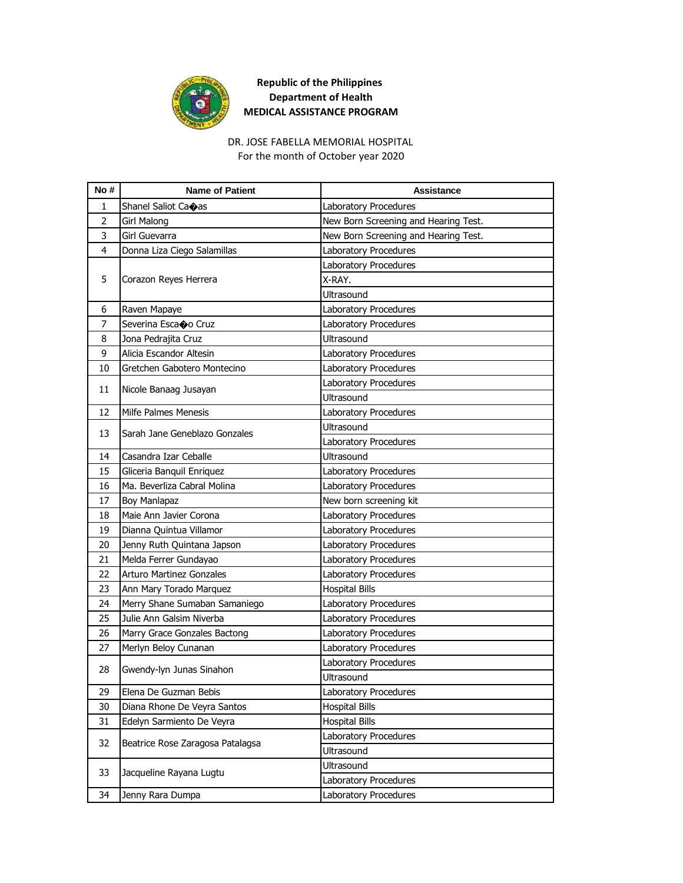**Republic of the Philippines**
**Department of Health**
**MEDICAL ASSISTANCE PROGRAM**

DR. JOSE FABELLA MEMORIAL HOSPITAL
For the month of October year 2020

| No # | Name of Patient | Assistance |
|---|---|---|
| 1 | Shanel Saliot Ca�as | Laboratory Procedures |
| 2 | Girl Malong | New Born Screening and Hearing Test. |
| 3 | Girl Guevarra | New Born Screening and Hearing Test. |
| 4 | Donna Liza Ciego Salamillas | Laboratory Procedures |
| 5 | Corazon Reyes Herrera | Laboratory Procedures |
| | | X-RAY. |
| | | Ultrasound |
| 6 | Raven Mapaye | Laboratory Procedures |
| 7 | Severina Esca�o Cruz | Laboratory Procedures |
| 8 | Jona Pedrajita Cruz | Ultrasound |
| 9 | Alicia Escandor Altesin | Laboratory Procedures |
| 10 | Gretchen Gabotero Montecino | Laboratory Procedures |
| 11 | Nicole Banaag Jusayan | Laboratory Procedures |
| | | Ultrasound |
| 12 | Milfe Palmes Menesis | Laboratory Procedures |
| 13 | Sarah Jane Geneblazo Gonzales | Ultrasound |
| | | Laboratory Procedures |
| 14 | Casandra Izar Ceballe | Ultrasound |
| 15 | Gliceria Banquil Enriquez | Laboratory Procedures |
| 16 | Ma. Beverliza Cabral Molina | Laboratory Procedures |
| 17 | Boy Manlapaz | New born screening kit |
| 18 | Maie Ann Javier Corona | Laboratory Procedures |
| 19 | Dianna Quintua Villamor | Laboratory Procedures |
| 20 | Jenny Ruth Quintana Japson | Laboratory Procedures |
| 21 | Melda Ferrer Gundayao | Laboratory Procedures |
| 22 | Arturo Martinez Gonzales | Laboratory Procedures |
| 23 | Ann Mary Torado Marquez | Hospital Bills |
| 24 | Merry Shane Sumaban Samaniego | Laboratory Procedures |
| 25 | Julie Ann Galsim Niverba | Laboratory Procedures |
| 26 | Marry Grace Gonzales Bactong | Laboratory Procedures |
| 27 | Merlyn Beloy Cunanan | Laboratory Procedures |
| 28 | Gwendy-lyn Junas Sinahon | Laboratory Procedures |
| | | Ultrasound |
| 29 | Elena De Guzman Bebis | Laboratory Procedures |
| 30 | Diana Rhone De Veyra Santos | Hospital Bills |
| 31 | Edelyn Sarmiento De Veyra | Hospital Bills |
| 32 | Beatrice Rose Zaragosa Patalagsa | Laboratory Procedures |
| | | Ultrasound |
| 33 | Jacqueline Rayana Lugtu | Ultrasound |
| | | Laboratory Procedures |
| 34 | Jenny Rara Dumpa | Laboratory Procedures |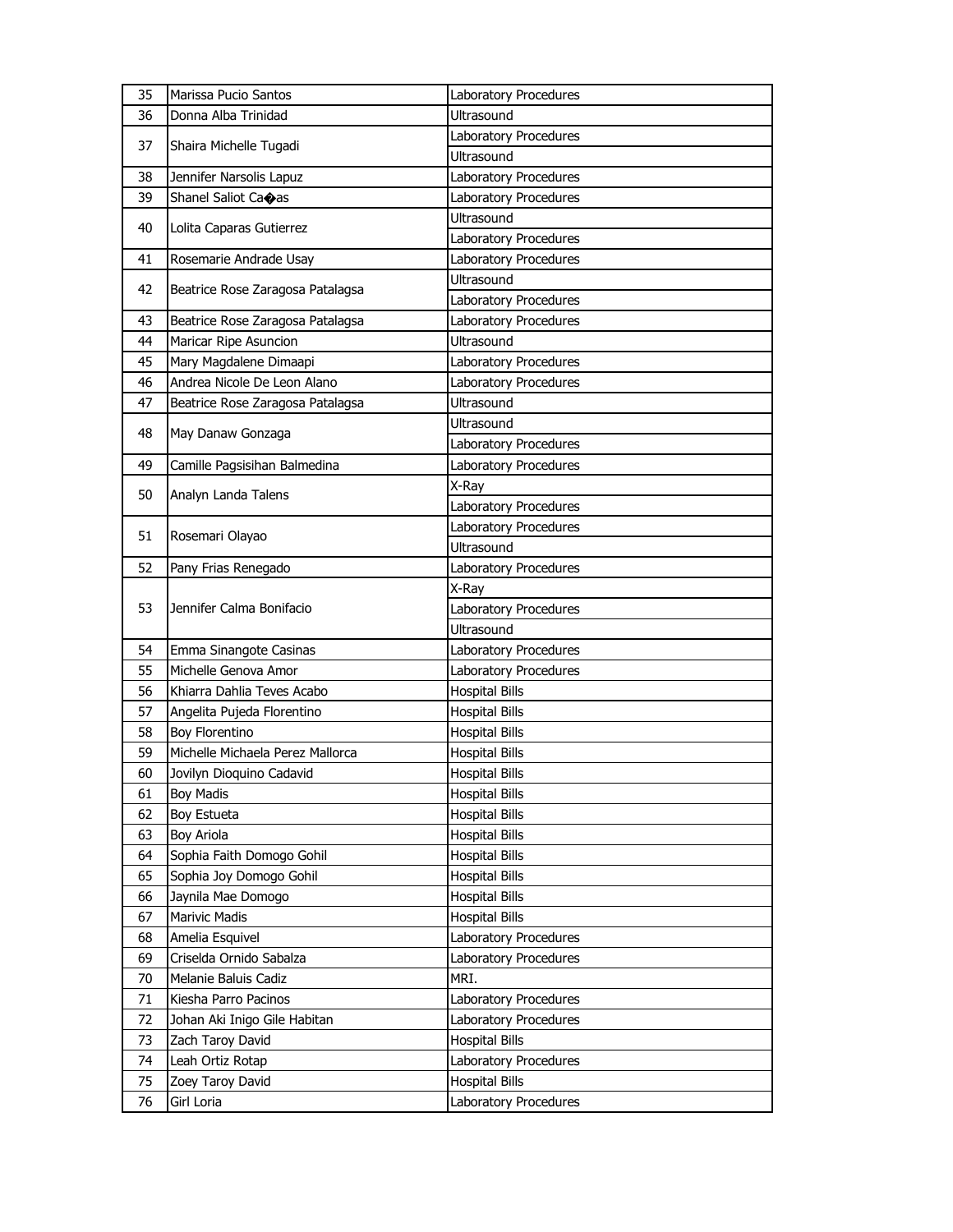| 35 | Marissa Pucio Santos | Laboratory Procedures |
|---|---|---|
| 36 | Donna Alba Trinidad | Ultrasound |
| 37 | Shaira Michelle Tugadi | Laboratory Procedures |
| | | Ultrasound |
| 38 | Jennifer Narsolis Lapuz | Laboratory Procedures |
| 39 | Shanel Saliot Ca�as | Laboratory Procedures |
| 40 | Lolita Caparas Gutierrez | Ultrasound |
| | | Laboratory Procedures |
| 41 | Rosemarie Andrade Usay | Laboratory Procedures |
| 42 | Beatrice Rose Zaragosa Patalagsa | Ultrasound |
| | | Laboratory Procedures |
| 43 | Beatrice Rose Zaragosa Patalagsa | Laboratory Procedures |
| 44 | Maricar Ripe Asuncion | Ultrasound |
| 45 | Mary Magdalene Dimaapi | Laboratory Procedures |
| 46 | Andrea Nicole De Leon Alano | Laboratory Procedures |
| 47 | Beatrice Rose Zaragosa Patalagsa | Ultrasound |
| 48 | May Danaw Gonzaga | Ultrasound |
| | | Laboratory Procedures |
| 49 | Camille Pagsisihan Balmedina | Laboratory Procedures |
| 50 | Analyn Landa Talens | X-Ray |
| | | Laboratory Procedures |
| 51 | Rosemari Olayao | Laboratory Procedures |
| | | Ultrasound |
| 52 | Pany Frias Renegado | Laboratory Procedures |
| 53 | Jennifer Calma Bonifacio | X-Ray |
| | | Laboratory Procedures |
| | | Ultrasound |
| 54 | Emma Sinangote Casinas | Laboratory Procedures |
| 55 | Michelle Genova Amor | Laboratory Procedures |
| 56 | Khiarra Dahlia Teves Acabo | Hospital Bills |
| 57 | Angelita Pujeda Florentino | Hospital Bills |
| 58 | Boy Florentino | Hospital Bills |
| 59 | Michelle Michaela Perez Mallorca | Hospital Bills |
| 60 | Jovilyn Dioquino Cadavid | Hospital Bills |
| 61 | Boy Madis | Hospital Bills |
| 62 | Boy Estueta | Hospital Bills |
| 63 | Boy Ariola | Hospital Bills |
| 64 | Sophia Faith Domogo Gohil | Hospital Bills |
| 65 | Sophia Joy Domogo Gohil | Hospital Bills |
| 66 | Jaynila Mae Domogo | Hospital Bills |
| 67 | Marivic Madis | Hospital Bills |
| 68 | Amelia Esquivel | Laboratory Procedures |
| 69 | Criselda Ornido Sabalza | Laboratory Procedures |
| 70 | Melanie Baluis Cadiz | MRI. |
| 71 | Kiesha Parro Pacinos | Laboratory Procedures |
| 72 | Johan Aki Inigo Gile Habitan | Laboratory Procedures |
| 73 | Zach Taroy David | Hospital Bills |
| 74 | Leah Ortiz Rotap | Laboratory Procedures |
| 75 | Zoey Taroy David | Hospital Bills |
| 76 | Girl Loria | Laboratory Procedures |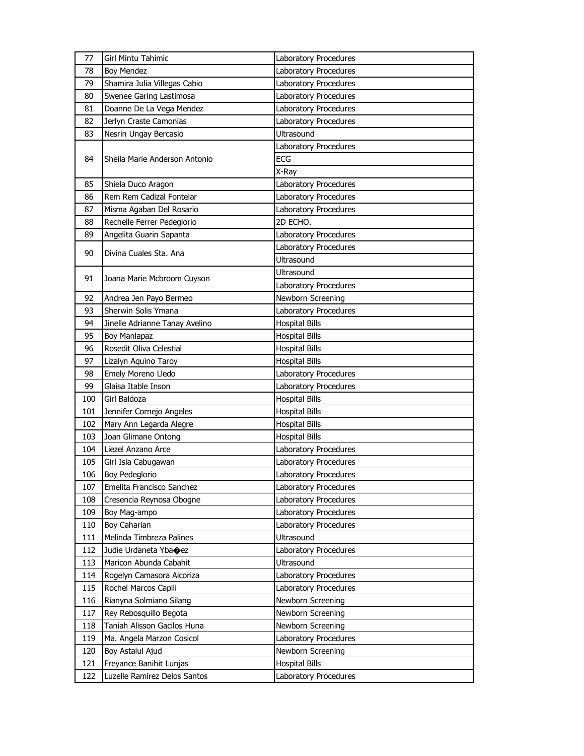| | | |
|---|---|---|
| 77 | Girl Mintu Tahimic | Laboratory Procedures |
| 78 | Boy Mendez | Laboratory Procedures |
| 79 | Shamira Julia Villegas Cabio | Laboratory Procedures |
| 80 | Swenee Garing Lastimosa | Laboratory Procedures |
| 81 | Doanne De La Vega Mendez | Laboratory Procedures |
| 82 | Jerlyn Craste Camonias | Laboratory Procedures |
| 83 | Nesrin Ungay Bercasio | Ultrasound |
| 84 | Sheila Marie Anderson Antonio | Laboratory Procedures |
| | | ECG |
| | | X-Ray |
| 85 | Shiela Duco Aragon | Laboratory Procedures |
| 86 | Rem Rem Cadizal Fontelar | Laboratory Procedures |
| 87 | Misma Agaban Del Rosario | Laboratory Procedures |
| 88 | Rechelle Ferrer Pedeglorio | 2D ECHO. |
| 89 | Angelita Guarin Sapanta | Laboratory Procedures |
| 90 | Divina Cuales Sta. Ana | Laboratory Procedures |
| | | Ultrasound |
| 91 | Joana Marie Mcbroom Cuyson | Ultrasound |
| | | Laboratory Procedures |
| 92 | Andrea Jen Payo Bermeo | Newborn Screening |
| 93 | Sherwin Solis Ymana | Laboratory Procedures |
| 94 | Jinelle Adrianne Tanay Avelino | Hospital Bills |
| 95 | Boy Manlapaz | Hospital Bills |
| 96 | Rosedit Oliva Celestial | Hospital Bills |
| 97 | Lizalyn Aquino Taroy | Hospital Bills |
| 98 | Emely Moreno Lledo | Laboratory Procedures |
| 99 | Glaisa Itable Inson | Laboratory Procedures |
| 100 | Girl Baldoza | Hospital Bills |
| 101 | Jennifer Cornejo Angeles | Hospital Bills |
| 102 | Mary Ann Legarda Alegre | Hospital Bills |
| 103 | Joan Glimane Ontong | Hospital Bills |
| 104 | Liezel Anzano Arce | Laboratory Procedures |
| 105 | Girl Isla Cabugawan | Laboratory Procedures |
| 106 | Boy Pedeglorio | Laboratory Procedures |
| 107 | Emelita Francisco Sanchez | Laboratory Procedures |
| 108 | Cresencia Reynosa Obogne | Laboratory Procedures |
| 109 | Boy Mag-ampo | Laboratory Procedures |
| 110 | Boy Caharian | Laboratory Procedures |
| 111 | Melinda Timbreza Palines | Ultrasound |
| 112 | Judie Urdaneta Yba�ez | Laboratory Procedures |
| 113 | Maricon Abunda Cabahit | Ultrasound |
| 114 | Rogelyn Camasora Alcoriza | Laboratory Procedures |
| 115 | Rochel Marcos Capili | Laboratory Procedures |
| 116 | Rianyna Solmiano Silang | Newborn Screening |
| 117 | Rey Rebosquillo Begota | Newborn Screening |
| 118 | Taniah Alisson Gacilos Huna | Newborn Screening |
| 119 | Ma. Angela Marzon Cosicol | Laboratory Procedures |
| 120 | Boy Astalul Ajud | Newborn Screening |
| 121 | Freyance Banihit Lunjas | Hospital Bills |
| 122 | Luzelle Ramirez Delos Santos | Laboratory Procedures |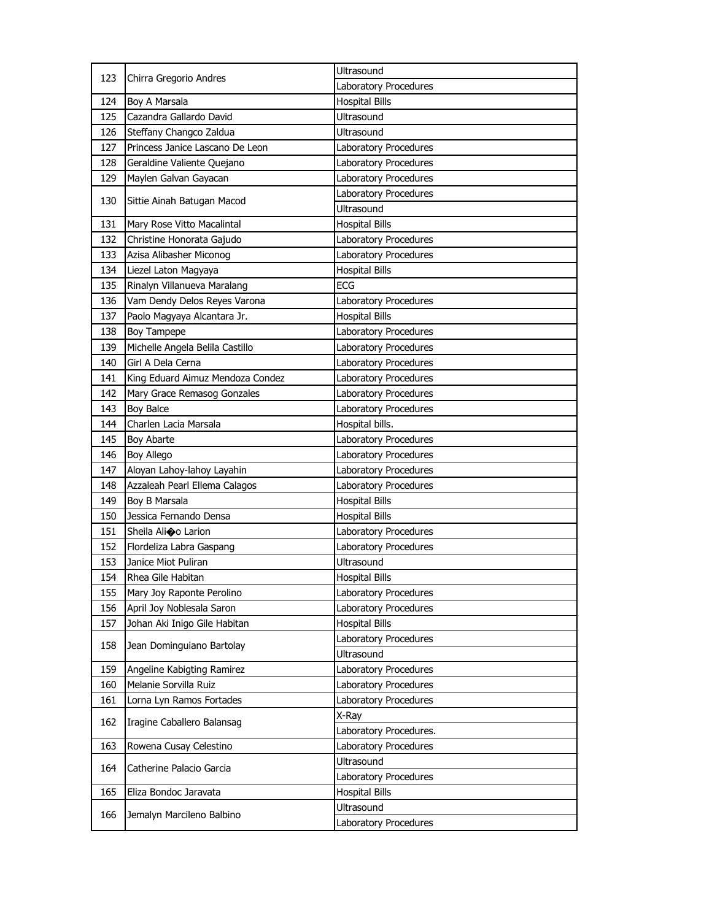| 123 | Chirra Gregorio Andres | Ultrasound |
|---|---|---|
| | | Laboratory Procedures |
| 124 | Boy A Marsala | Hospital Bills |
| 125 | Cazandra Gallardo David | Ultrasound |
| 126 | Steffany Changco Zaldua | Ultrasound |
| 127 | Princess Janice Lascano De Leon | Laboratory Procedures |
| 128 | Geraldine Valiente Quejano | Laboratory Procedures |
| 129 | Maylen Galvan Gayacan | Laboratory Procedures |
| 130 | Sittie Ainah Batugan Macod | Laboratory Procedures |
| | | Ultrasound |
| 131 | Mary Rose Vitto Macalintal | Hospital Bills |
| 132 | Christine Honorata Gajudo | Laboratory Procedures |
| 133 | Azisa Alibasher Miconog | Laboratory Procedures |
| 134 | Liezel Laton Magyaya | Hospital Bills |
| 135 | Rinalyn Villanueva Maralang | ECG |
| 136 | Vam Dendy Delos Reyes Varona | Laboratory Procedures |
| 137 | Paolo Magyaya Alcantara Jr. | Hospital Bills |
| 138 | Boy Tampepe | Laboratory Procedures |
| 139 | Michelle Angela Belila Castillo | Laboratory Procedures |
| 140 | Girl A Dela Cerna | Laboratory Procedures |
| 141 | King Eduard Aimuz Mendoza Condez | Laboratory Procedures |
| 142 | Mary Grace Remasog Gonzales | Laboratory Procedures |
| 143 | Boy Balce | Laboratory Procedures |
| 144 | Charlen Lacia Marsala | Hospital bills. |
| 145 | Boy Abarte | Laboratory Procedures |
| 146 | Boy Allego | Laboratory Procedures |
| 147 | Aloyan Lahoy-lahoy Layahin | Laboratory Procedures |
| 148 | Azzaleah Pearl Ellema Calagos | Laboratory Procedures |
| 149 | Boy B Marsala | Hospital Bills |
| 150 | Jessica Fernando Densa | Hospital Bills |
| 151 | Sheila Ali�o Larion | Laboratory Procedures |
| 152 | Flordeliza Labra Gaspang | Laboratory Procedures |
| 153 | Janice Miot Puliran | Ultrasound |
| 154 | Rhea Gile Habitan | Hospital Bills |
| 155 | Mary Joy Raponte Perolino | Laboratory Procedures |
| 156 | April Joy Noblesala Saron | Laboratory Procedures |
| 157 | Johan Aki Inigo Gile Habitan | Hospital Bills |
| 158 | Jean Dominguiano Bartolay | Laboratory Procedures |
| | | Ultrasound |
| 159 | Angeline Kabigting Ramirez | Laboratory Procedures |
| 160 | Melanie Sorvilla Ruiz | Laboratory Procedures |
| 161 | Lorna Lyn Ramos Fortades | Laboratory Procedures |
| 162 | Iragine Caballero Balansag | X-Ray |
| | | Laboratory Procedures. |
| 163 | Rowena Cusay Celestino | Laboratory Procedures |
| 164 | Catherine Palacio Garcia | Ultrasound |
| | | Laboratory Procedures |
| 165 | Eliza Bondoc Jaravata | Hospital Bills |
| 166 | Jemalyn Marcileno Balbino | Ultrasound |
| | | Laboratory Procedures |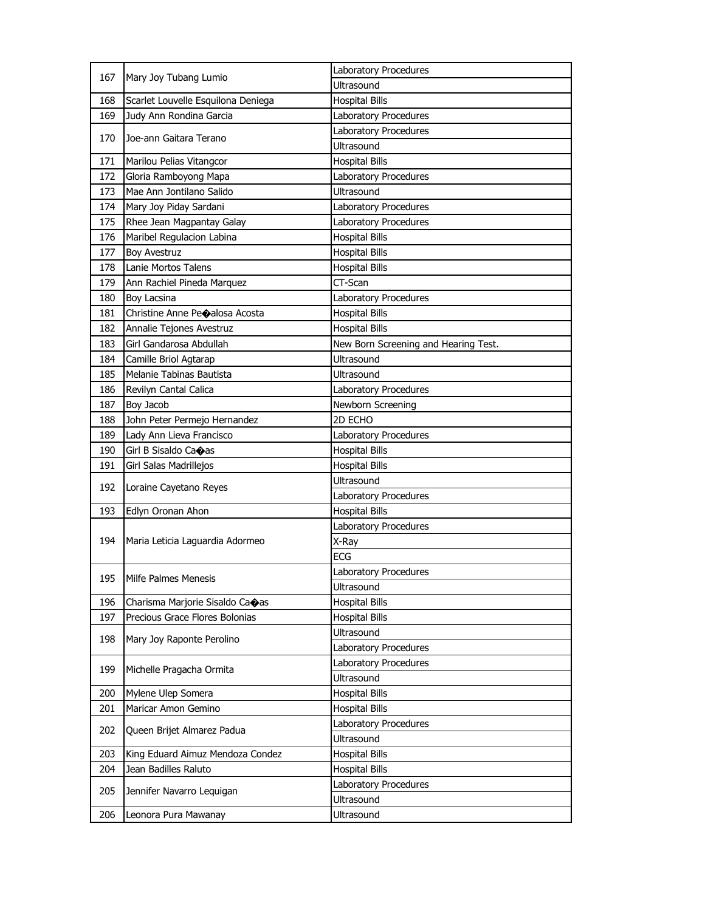| | | |
|---|---|---|
| 167 | Mary Joy Tubang Lumio | Laboratory Procedures |
| | | Ultrasound |
| 168 | Scarlet Louvelle Esquilona Deniega | Hospital Bills |
| 169 | Judy Ann Rondina Garcia | Laboratory Procedures |
| 170 | Joe-ann Gaitara Terano | Laboratory Procedures |
| | | Ultrasound |
| 171 | Marilou Pelias Vitangcor | Hospital Bills |
| 172 | Gloria Ramboyong Mapa | Laboratory Procedures |
| 173 | Mae Ann Jontilano Salido | Ultrasound |
| 174 | Mary Joy Piday Sardani | Laboratory Procedures |
| 175 | Rhee Jean Magpantay Galay | Laboratory Procedures |
| 176 | Maribel Regulacion Labina | Hospital Bills |
| 177 | Boy Avestruz | Hospital Bills |
| 178 | Lanie Mortos Talens | Hospital Bills |
| 179 | Ann Rachiel Pineda Marquez | CT-Scan |
| 180 | Boy Lacsina | Laboratory Procedures |
| 181 | Christine Anne Pe�alosa Acosta | Hospital Bills |
| 182 | Annalie Tejones Avestruz | Hospital Bills |
| 183 | Girl Gandarosa Abdullah | New Born Screening and Hearing Test. |
| 184 | Camille Briol Agtarap | Ultrasound |
| 185 | Melanie Tabinas Bautista | Ultrasound |
| 186 | Revilyn Cantal Calica | Laboratory Procedures |
| 187 | Boy Jacob | Newborn Screening |
| 188 | John Peter Permejo Hernandez | 2D ECHO |
| 189 | Lady Ann Lieva Francisco | Laboratory Procedures |
| 190 | Girl B Sisaldo Ca�as | Hospital Bills |
| 191 | Girl Salas Madrillejos | Hospital Bills |
| 192 | Loraine Cayetano Reyes | Ultrasound |
| | | Laboratory Procedures |
| 193 | Edlyn Oronan Ahon | Hospital Bills |
| 194 | Maria Leticia Laguardia Adormeo | Laboratory Procedures |
| | | X-Ray |
| | | ECG |
| 195 | Milfe Palmes Menesis | Laboratory Procedures |
| | | Ultrasound |
| 196 | Charisma Marjorie Sisaldo Ca�as | Hospital Bills |
| 197 | Precious Grace Flores Bolonias | Hospital Bills |
| 198 | Mary Joy Raponte Perolino | Ultrasound |
| | | Laboratory Procedures |
| 199 | Michelle Pragacha Ormita | Laboratory Procedures |
| | | Ultrasound |
| 200 | Mylene Ulep Somera | Hospital Bills |
| 201 | Maricar Amon Gemino | Hospital Bills |
| 202 | Queen Brijet Almarez Padua | Laboratory Procedures |
| | | Ultrasound |
| 203 | King Eduard Aimuz Mendoza Condez | Hospital Bills |
| 204 | Jean Badilles Raluto | Hospital Bills |
| 205 | Jennifer Navarro Lequigan | Laboratory Procedures |
| | | Ultrasound |
| 206 | Leonora Pura Mawanay | Ultrasound |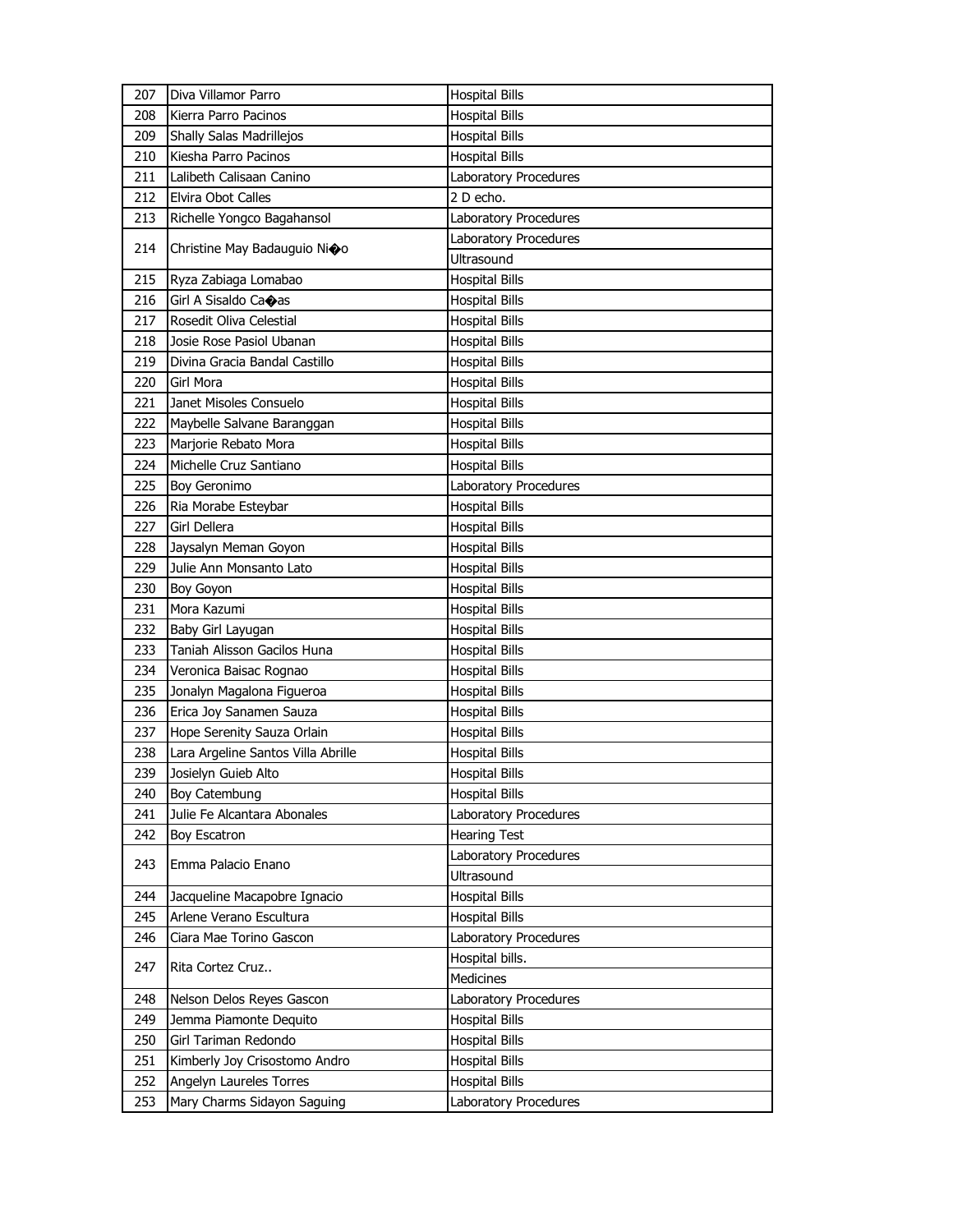| | | |
|---|---|---|
| 207 | Diva Villamor Parro | Hospital Bills |
| 208 | Kierra Parro Pacinos | Hospital Bills |
| 209 | Shally Salas Madrillejos | Hospital Bills |
| 210 | Kiesha Parro Pacinos | Hospital Bills |
| 211 | Lalibeth Calisaan Canino | Laboratory Procedures |
| 212 | Elvira Obot Calles | 2 D echo. |
| 213 | Richelle Yongco Bagahansol | Laboratory Procedures |
| 214 | Christine May Badauguio Ni�o | Laboratory Procedures |
| | | Ultrasound |
| 215 | Ryza Zabiaga Lomabao | Hospital Bills |
| 216 | Girl A Sisaldo Ca�as | Hospital Bills |
| 217 | Rosedit Oliva Celestial | Hospital Bills |
| 218 | Josie Rose Pasiol Ubanan | Hospital Bills |
| 219 | Divina Gracia Bandal Castillo | Hospital Bills |
| 220 | Girl Mora | Hospital Bills |
| 221 | Janet Misoles Consuelo | Hospital Bills |
| 222 | Maybelle Salvane Baranggan | Hospital Bills |
| 223 | Marjorie Rebato Mora | Hospital Bills |
| 224 | Michelle Cruz Santiano | Hospital Bills |
| 225 | Boy Geronimo | Laboratory Procedures |
| 226 | Ria Morabe Esteybar | Hospital Bills |
| 227 | Girl Dellera | Hospital Bills |
| 228 | Jaysalyn Meman Goyon | Hospital Bills |
| 229 | Julie Ann Monsanto Lato | Hospital Bills |
| 230 | Boy Goyon | Hospital Bills |
| 231 | Mora Kazumi | Hospital Bills |
| 232 | Baby Girl Layugan | Hospital Bills |
| 233 | Taniah Alisson Gacilos Huna | Hospital Bills |
| 234 | Veronica Baisac Rognao | Hospital Bills |
| 235 | Jonalyn Magalona Figueroa | Hospital Bills |
| 236 | Erica Joy Sanamen Sauza | Hospital Bills |
| 237 | Hope Serenity Sauza Orlain | Hospital Bills |
| 238 | Lara Argeline Santos Villa Abrille | Hospital Bills |
| 239 | Josielyn Guieb Alto | Hospital Bills |
| 240 | Boy Catembung | Hospital Bills |
| 241 | Julie Fe Alcantara Abonales | Laboratory Procedures |
| 242 | Boy Escatron | Hearing Test |
| 243 | Emma Palacio Enano | Laboratory Procedures |
| | | Ultrasound |
| 244 | Jacqueline Macapobre Ignacio | Hospital Bills |
| 245 | Arlene Verano Escultura | Hospital Bills |
| 246 | Ciara Mae Torino Gascon | Laboratory Procedures |
| 247 | Rita Cortez Cruz.. | Hospital bills. |
| | | Medicines |
| 248 | Nelson Delos Reyes Gascon | Laboratory Procedures |
| 249 | Jemma Piamonte Dequito | Hospital Bills |
| 250 | Girl Tariman Redondo | Hospital Bills |
| 251 | Kimberly Joy Crisostomo Andro | Hospital Bills |
| 252 | Angelyn Laureles Torres | Hospital Bills |
| 253 | Mary Charms Sidayon Saguing | Laboratory Procedures |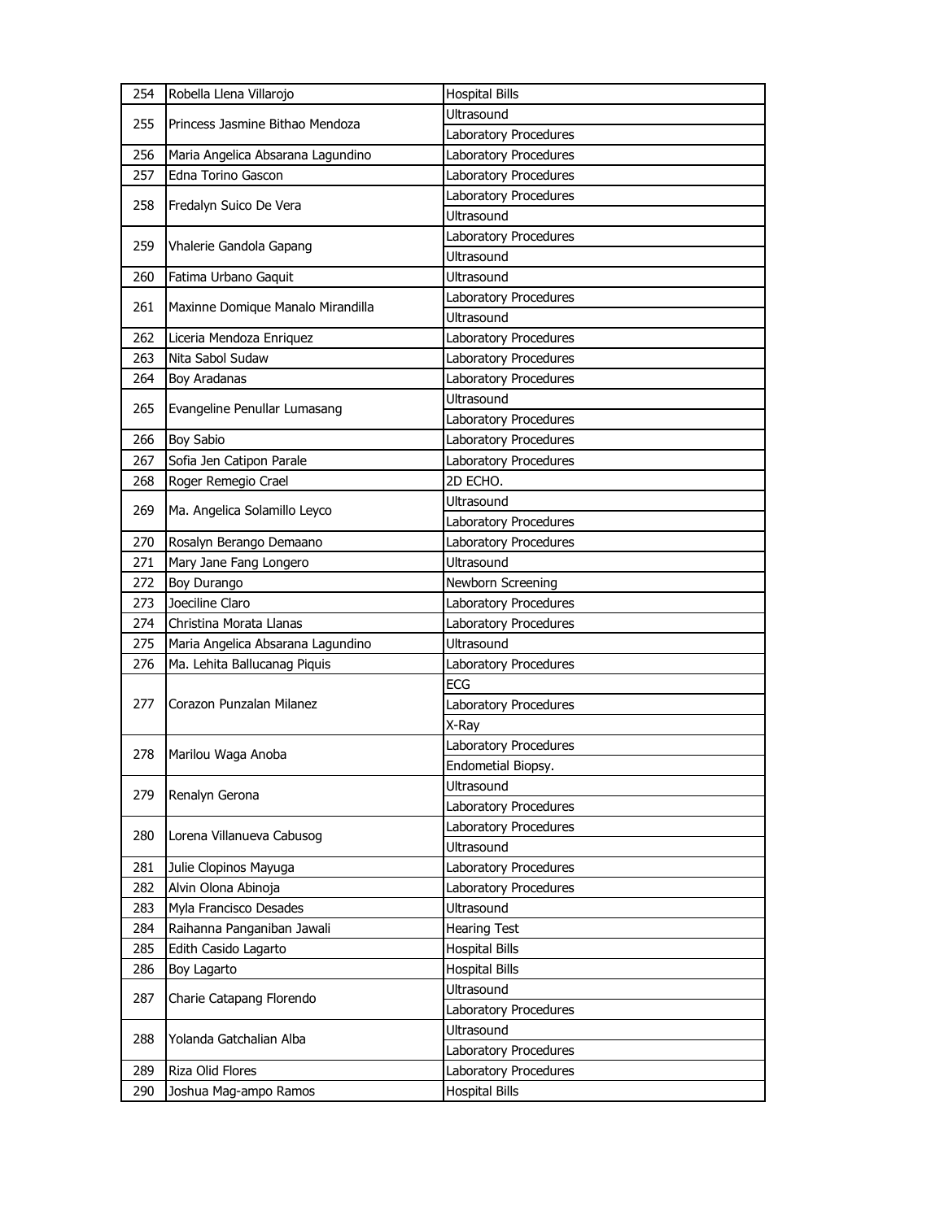| | | |
|---|---|---|
| 254 | Robella Llena Villarojo | Hospital Bills |
| 255 | Princess Jasmine Bithao Mendoza | Ultrasound |
| | | Laboratory Procedures |
| 256 | Maria Angelica Absarana Lagundino | Laboratory Procedures |
| 257 | Edna Torino Gascon | Laboratory Procedures |
| 258 | Fredalyn Suico De Vera | Laboratory Procedures |
| | | Ultrasound |
| 259 | Vhalerie Gandola Gapang | Laboratory Procedures |
| | | Ultrasound |
| 260 | Fatima Urbano Gaquit | Ultrasound |
| 261 | Maxinne Domique Manalo Mirandilla | Laboratory Procedures |
| | | Ultrasound |
| 262 | Liceria Mendoza Enriquez | Laboratory Procedures |
| 263 | Nita Sabol Sudaw | Laboratory Procedures |
| 264 | Boy Aradanas | Laboratory Procedures |
| 265 | Evangeline Penullar Lumasang | Ultrasound |
| | | Laboratory Procedures |
| 266 | Boy Sabio | Laboratory Procedures |
| 267 | Sofia Jen Catipon Parale | Laboratory Procedures |
| 268 | Roger Remegio Crael | 2D ECHO. |
| 269 | Ma. Angelica Solamillo Leyco | Ultrasound |
| | | Laboratory Procedures |
| 270 | Rosalyn Berango Demaano | Laboratory Procedures |
| 271 | Mary Jane Fang Longero | Ultrasound |
| 272 | Boy Durango | Newborn Screening |
| 273 | Joeciline Claro | Laboratory Procedures |
| 274 | Christina Morata Llanas | Laboratory Procedures |
| 275 | Maria Angelica Absarana Lagundino | Ultrasound |
| 276 | Ma. Lehita Ballucanag Piquis | Laboratory Procedures |
| 277 | Corazon Punzalan Milanez | ECG |
| | | Laboratory Procedures |
| | | X-Ray |
| 278 | Marilou Waga Anoba | Laboratory Procedures |
| | | Endometial Biopsy. |
| 279 | Renalyn Gerona | Ultrasound |
| | | Laboratory Procedures |
| 280 | Lorena Villanueva Cabusog | Laboratory Procedures |
| | | Ultrasound |
| 281 | Julie Clopinos Mayuga | Laboratory Procedures |
| 282 | Alvin Olona Abinoja | Laboratory Procedures |
| 283 | Myla Francisco Desades | Ultrasound |
| 284 | Raihanna Panganiban Jawali | Hearing Test |
| 285 | Edith Casido Lagarto | Hospital Bills |
| 286 | Boy Lagarto | Hospital Bills |
| 287 | Charie Catapang Florendo | Ultrasound |
| | | Laboratory Procedures |
| 288 | Yolanda Gatchalian Alba | Ultrasound |
| | | Laboratory Procedures |
| 289 | Riza Olid Flores | Laboratory Procedures |
| 290 | Joshua Mag-ampo Ramos | Hospital Bills |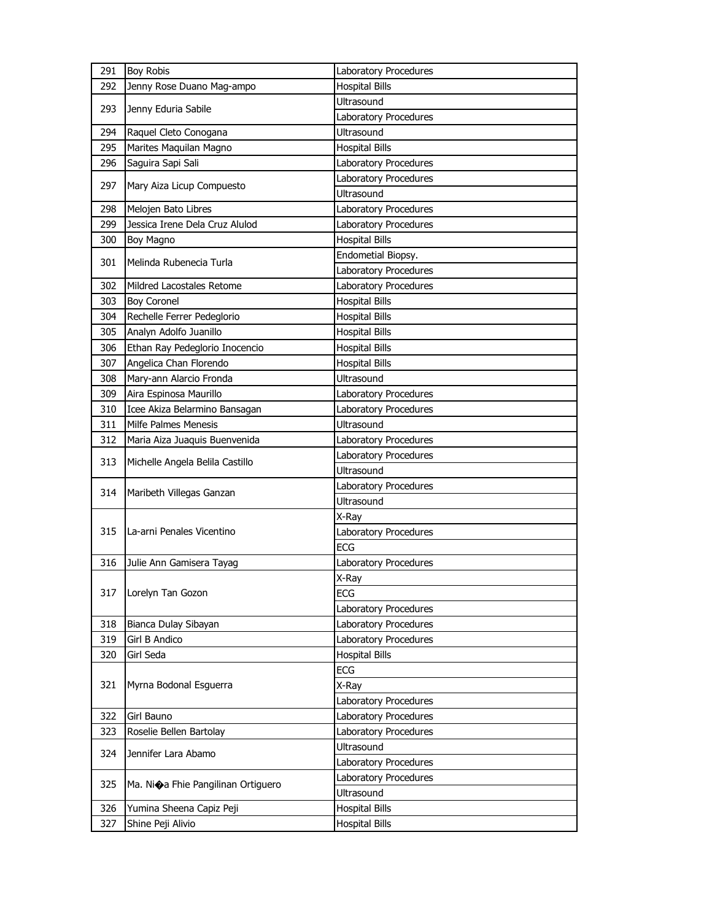| 291 | Boy Robis | Laboratory Procedures |
|---|---|---|
| 292 | Jenny Rose Duano Mag-ampo | Hospital Bills |
| 293 | Jenny Eduria Sabile | Ultrasound |
| | | Laboratory Procedures |
| 294 | Raquel Cleto Conogana | Ultrasound |
| 295 | Marites Maquilan Magno | Hospital Bills |
| 296 | Saguira Sapi Sali | Laboratory Procedures |
| 297 | Mary Aiza Licup Compuesto | Laboratory Procedures |
| | | Ultrasound |
| 298 | Melojen Bato Libres | Laboratory Procedures |
| 299 | Jessica Irene Dela Cruz Alulod | Laboratory Procedures |
| 300 | Boy Magno | Hospital Bills |
| 301 | Melinda Rubenecia Turla | Endometial Biopsy. |
| | | Laboratory Procedures |
| 302 | Mildred Lacostales Retome | Laboratory Procedures |
| 303 | Boy Coronel | Hospital Bills |
| 304 | Rechelle Ferrer Pedeglorio | Hospital Bills |
| 305 | Analyn Adolfo Juanillo | Hospital Bills |
| 306 | Ethan Ray Pedeglorio Inocencio | Hospital Bills |
| 307 | Angelica Chan Florendo | Hospital Bills |
| 308 | Mary-ann Alarcio Fronda | Ultrasound |
| 309 | Aira Espinosa Maurillo | Laboratory Procedures |
| 310 | Icee Akiza Belarmino Bansagan | Laboratory Procedures |
| 311 | Milfe Palmes Menesis | Ultrasound |
| 312 | Maria Aiza Juaquis Buenvenida | Laboratory Procedures |
| 313 | Michelle Angela Belila Castillo | Laboratory Procedures |
| | | Ultrasound |
| 314 | Maribeth Villegas Ganzan | Laboratory Procedures |
| | | Ultrasound |
| 315 | La-arni Penales Vicentino | X-Ray |
| | | Laboratory Procedures |
| | | ECG |
| 316 | Julie Ann Gamisera Tayag | Laboratory Procedures |
| 317 | Lorelyn Tan Gozon | X-Ray |
| | | ECG |
| | | Laboratory Procedures |
| 318 | Bianca Dulay Sibayan | Laboratory Procedures |
| 319 | Girl B Andico | Laboratory Procedures |
| 320 | Girl Seda | Hospital Bills |
| 321 | Myrna Bodonal Esguerra | ECG |
| | | X-Ray |
| | | Laboratory Procedures |
| 322 | Girl Bauno | Laboratory Procedures |
| 323 | Roselie Bellen Bartolay | Laboratory Procedures |
| 324 | Jennifer Lara Abamo | Ultrasound |
| | | Laboratory Procedures |
| 325 | Ma. Ni�a Fhie Pangilinan Ortiguero | Laboratory Procedures |
| | | Ultrasound |
| 326 | Yumina Sheena Capiz Peji | Hospital Bills |
| 327 | Shine Peji Alivio | Hospital Bills |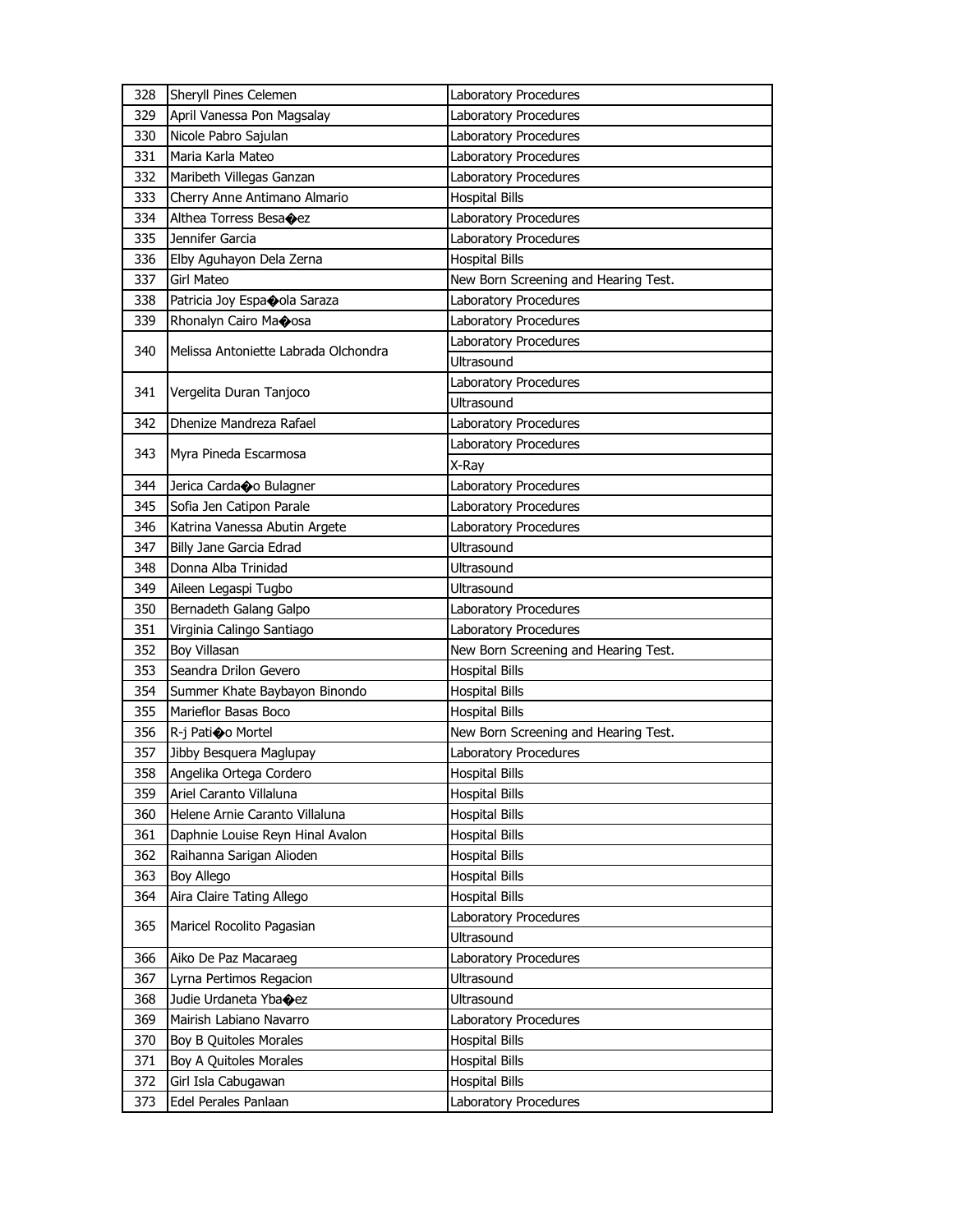| 328 | Sheryll Pines Celemen | Laboratory Procedures |
|---|---|---|
| 329 | April Vanessa Pon Magsalay | Laboratory Procedures |
| 330 | Nicole Pabro Sajulan | Laboratory Procedures |
| 331 | Maria Karla Mateo | Laboratory Procedures |
| 332 | Maribeth Villegas Ganzan | Laboratory Procedures |
| 333 | Cherry Anne Antimano Almario | Hospital Bills |
| 334 | Althea Torress Besa�ez | Laboratory Procedures |
| 335 | Jennifer Garcia | Laboratory Procedures |
| 336 | Elby Aguhayon Dela Zerna | Hospital Bills |
| 337 | Girl Mateo | New Born Screening and Hearing Test. |
| 338 | Patricia Joy Espa�ola Saraza | Laboratory Procedures |
| 339 | Rhonalyn Cairo Ma�osa | Laboratory Procedures |
| 340 | Melissa Antoniette Labrada Olchondra | Laboratory Procedures |
| | | Ultrasound |
| 341 | Vergelita Duran Tanjoco | Laboratory Procedures |
| | | Ultrasound |
| 342 | Dhenize Mandreza Rafael | Laboratory Procedures |
| 343 | Myra Pineda Escarmosa | Laboratory Procedures |
| | | X-Ray |
| 344 | Jerica Carda�o Bulagner | Laboratory Procedures |
| 345 | Sofia Jen Catipon Parale | Laboratory Procedures |
| 346 | Katrina Vanessa Abutin Argete | Laboratory Procedures |
| 347 | Billy Jane Garcia Edrad | Ultrasound |
| 348 | Donna Alba Trinidad | Ultrasound |
| 349 | Aileen Legaspi Tugbo | Ultrasound |
| 350 | Bernadeth Galang Galpo | Laboratory Procedures |
| 351 | Virginia Calingo Santiago | Laboratory Procedures |
| 352 | Boy Villasan | New Born Screening and Hearing Test. |
| 353 | Seandra Drilon Gevero | Hospital Bills |
| 354 | Summer Khate Baybayon Binondo | Hospital Bills |
| 355 | Marieflor Basas Boco | Hospital Bills |
| 356 | R-j Pati�o Mortel | New Born Screening and Hearing Test. |
| 357 | Jibby Besquera Maglupay | Laboratory Procedures |
| 358 | Angelika Ortega Cordero | Hospital Bills |
| 359 | Ariel Caranto Villaluna | Hospital Bills |
| 360 | Helene Arnie Caranto Villaluna | Hospital Bills |
| 361 | Daphnie Louise Reyn Hinal Avalon | Hospital Bills |
| 362 | Raihanna Sarigan Alioden | Hospital Bills |
| 363 | Boy Allego | Hospital Bills |
| 364 | Aira Claire Tating Allego | Hospital Bills |
| 365 | Maricel Rocolito Pagasian | Laboratory Procedures |
| | | Ultrasound |
| 366 | Aiko De Paz Macaraeg | Laboratory Procedures |
| 367 | Lyrna Pertimos Regacion | Ultrasound |
| 368 | Judie Urdaneta Yba�ez | Ultrasound |
| 369 | Mairish Labiano Navarro | Laboratory Procedures |
| 370 | Boy B Quitoles Morales | Hospital Bills |
| 371 | Boy A Quitoles Morales | Hospital Bills |
| 372 | Girl Isla Cabugawan | Hospital Bills |
| 373 | Edel Perales Panlaan | Laboratory Procedures |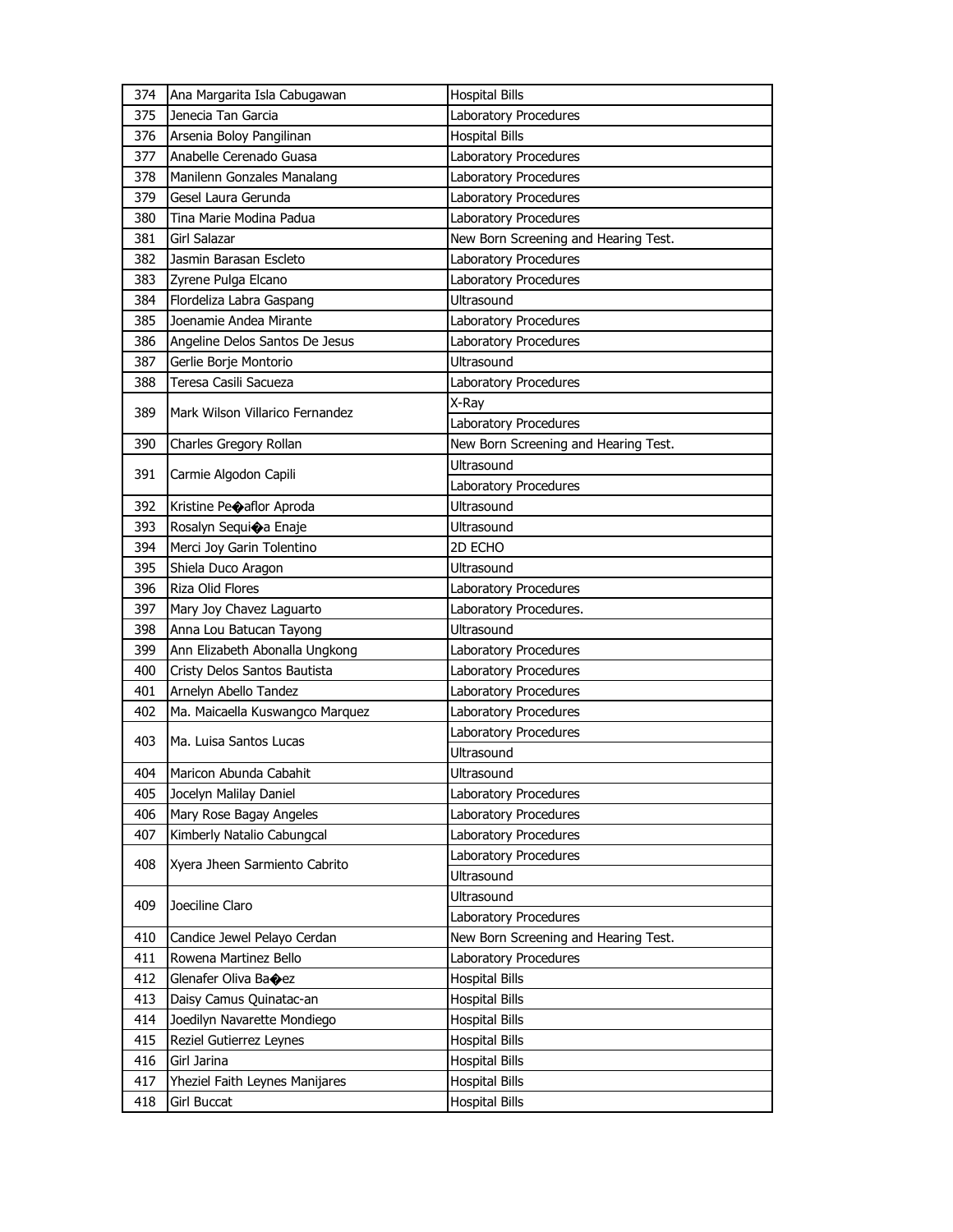| 374 | Ana Margarita Isla Cabugawan | Hospital Bills |
|---|---|---|
| 375 | Jenecia Tan Garcia | Laboratory Procedures |
| 376 | Arsenia Boloy Pangilinan | Hospital Bills |
| 377 | Anabelle Cerenado Guasa | Laboratory Procedures |
| 378 | Manilenn Gonzales Manalang | Laboratory Procedures |
| 379 | Gesel Laura Gerunda | Laboratory Procedures |
| 380 | Tina Marie Modina Padua | Laboratory Procedures |
| 381 | Girl Salazar | New Born Screening and Hearing Test. |
| 382 | Jasmin Barasan Escleto | Laboratory Procedures |
| 383 | Zyrene Pulga Elcano | Laboratory Procedures |
| 384 | Flordeliza Labra Gaspang | Ultrasound |
| 385 | Joenamie Andea Mirante | Laboratory Procedures |
| 386 | Angeline Delos Santos De Jesus | Laboratory Procedures |
| 387 | Gerlie Borje Montorio | Ultrasound |
| 388 | Teresa Casili Sacueza | Laboratory Procedures |
| 389 | Mark Wilson Villarico Fernandez | X-Ray |
| | | Laboratory Procedures |
| 390 | Charles Gregory Rollan | New Born Screening and Hearing Test. |
| 391 | Carmie Algodon Capili | Ultrasound |
| | | Laboratory Procedures |
| 392 | Kristine Pe�aflor Aproda | Ultrasound |
| 393 | Rosalyn Sequi�a Enaje | Ultrasound |
| 394 | Merci Joy Garin Tolentino | 2D ECHO |
| 395 | Shiela Duco Aragon | Ultrasound |
| 396 | Riza Olid Flores | Laboratory Procedures |
| 397 | Mary Joy Chavez Laguarto | Laboratory Procedures. |
| 398 | Anna Lou Batucan Tayong | Ultrasound |
| 399 | Ann Elizabeth Abonalla Ungkong | Laboratory Procedures |
| 400 | Cristy Delos Santos Bautista | Laboratory Procedures |
| 401 | Arnelyn Abello Tandez | Laboratory Procedures |
| 402 | Ma. Maicaella Kuswangco Marquez | Laboratory Procedures |
| 403 | Ma. Luisa Santos Lucas | Laboratory Procedures |
| | | Ultrasound |
| 404 | Maricon Abunda Cabahit | Ultrasound |
| 405 | Jocelyn Malilay Daniel | Laboratory Procedures |
| 406 | Mary Rose Bagay Angeles | Laboratory Procedures |
| 407 | Kimberly Natalio Cabungcal | Laboratory Procedures |
| 408 | Xyera Jheen Sarmiento Cabrito | Laboratory Procedures |
| | | Ultrasound |
| 409 | Joeciline Claro | Ultrasound |
| | | Laboratory Procedures |
| 410 | Candice Jewel Pelayo Cerdan | New Born Screening and Hearing Test. |
| 411 | Rowena Martinez Bello | Laboratory Procedures |
| 412 | Glenafer Oliva Ba�ez | Hospital Bills |
| 413 | Daisy Camus Quinatac-an | Hospital Bills |
| 414 | Joedilyn Navarette Mondiego | Hospital Bills |
| 415 | Reziel Gutierrez Leynes | Hospital Bills |
| 416 | Girl Jarina | Hospital Bills |
| 417 | Yheziel Faith Leynes Manijares | Hospital Bills |
| 418 | Girl Buccat | Hospital Bills |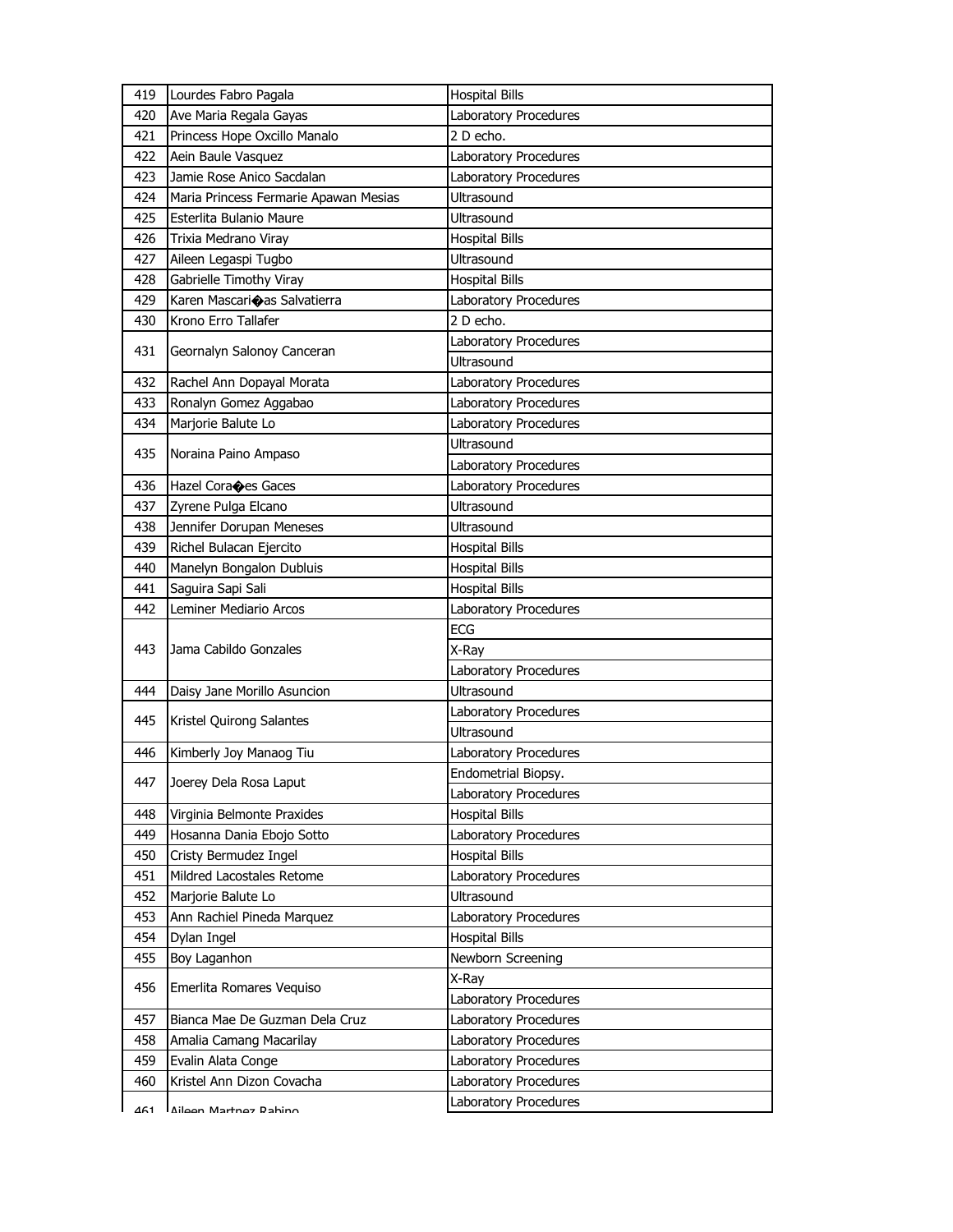| | | |
|---|---|---|
| 419 | Lourdes Fabro Pagala | Hospital Bills |
| 420 | Ave Maria Regala Gayas | Laboratory Procedures |
| 421 | Princess Hope Oxcillo Manalo | 2 D echo. |
| 422 | Aein Baule Vasquez | Laboratory Procedures |
| 423 | Jamie Rose Anico Sacdalan | Laboratory Procedures |
| 424 | Maria Princess Fermarie Apawan Mesias | Ultrasound |
| 425 | Esterlita Bulanio Maure | Ultrasound |
| 426 | Trixia Medrano Viray | Hospital Bills |
| 427 | Aileen Legaspi Tugbo | Ultrasound |
| 428 | Gabrielle Timothy Viray | Hospital Bills |
| 429 | Karen Mascari�as Salvatierra | Laboratory Procedures |
| 430 | Krono Erro Tallafer | 2 D echo. |
| 431 | Geornalyn Salonoy Canceran | Laboratory Procedures |
| | | Ultrasound |
| 432 | Rachel Ann Dopayal Morata | Laboratory Procedures |
| 433 | Ronalyn Gomez Aggabao | Laboratory Procedures |
| 434 | Marjorie Balute Lo | Laboratory Procedures |
| 435 | Noraina Paino Ampaso | Ultrasound |
| | | Laboratory Procedures |
| 436 | Hazel Cora�es Gaces | Laboratory Procedures |
| 437 | Zyrene Pulga Elcano | Ultrasound |
| 438 | Jennifer Dorupan Meneses | Ultrasound |
| 439 | Richel Bulacan Ejercito | Hospital Bills |
| 440 | Manelyn Bongalon Dubluis | Hospital Bills |
| 441 | Saguira Sapi Sali | Hospital Bills |
| 442 | Leminer Mediario Arcos | Laboratory Procedures |
| 443 | Jama Cabildo Gonzales | ECG |
| | | X-Ray |
| | | Laboratory Procedures |
| 444 | Daisy Jane Morillo Asuncion | Ultrasound |
| 445 | Kristel Quirong Salantes | Laboratory Procedures |
| | | Ultrasound |
| 446 | Kimberly Joy Manaog Tiu | Laboratory Procedures |
| 447 | Joerey Dela Rosa Laput | Endometrial Biopsy. |
| | | Laboratory Procedures |
| 448 | Virginia Belmonte Praxides | Hospital Bills |
| 449 | Hosanna Dania Ebojo Sotto | Laboratory Procedures |
| 450 | Cristy Bermudez Ingel | Hospital Bills |
| 451 | Mildred Lacostales Retome | Laboratory Procedures |
| 452 | Marjorie Balute Lo | Ultrasound |
| 453 | Ann Rachiel Pineda Marquez | Laboratory Procedures |
| 454 | Dylan Ingel | Hospital Bills |
| 455 | Boy Laganhon | Newborn Screening |
| 456 | Emerlita Romares Vequiso | X-Ray |
| | | Laboratory Procedures |
| 457 | Bianca Mae De Guzman Dela Cruz | Laboratory Procedures |
| 458 | Amalia Camang Macarilay | Laboratory Procedures |
| 459 | Evalin Alata Conge | Laboratory Procedures |
| 460 | Kristel Ann Dizon Covacha | Laboratory Procedures |
| 461 | Aileen Martnez Rabino | Laboratory Procedures |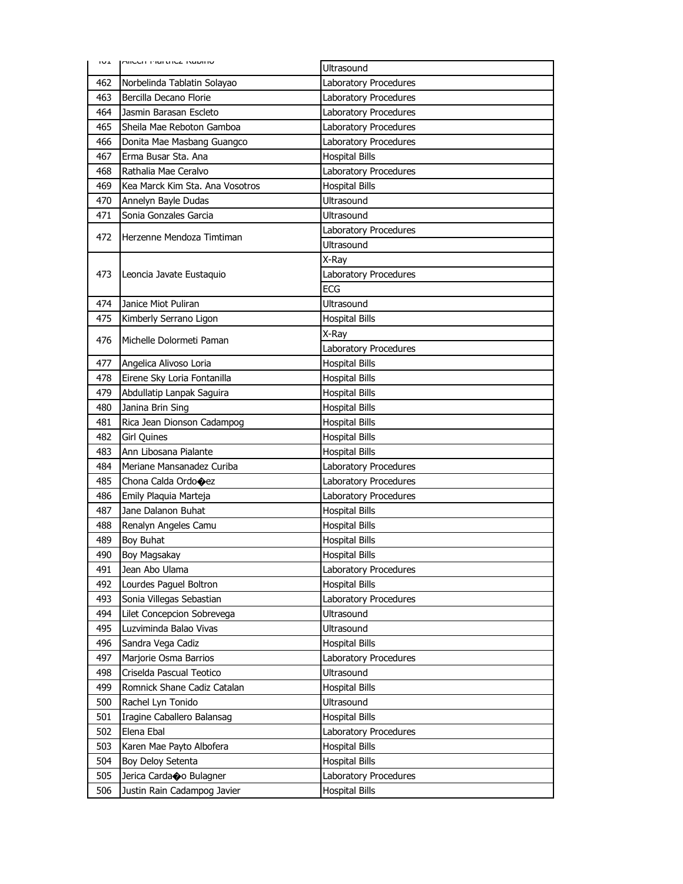| 461 | Aileen Martinez Rubino | Ultrasound |
|---|---|---|
| 462 | Norbelinda Tablatin Solayao | Laboratory Procedures |
| 463 | Bercilla Decano Florie | Laboratory Procedures |
| 464 | Jasmin Barasan Escleto | Laboratory Procedures |
| 465 | Sheila Mae Reboton Gamboa | Laboratory Procedures |
| 466 | Donita Mae Masbang Guangco | Laboratory Procedures |
| 467 | Erma Busar Sta. Ana | Hospital Bills |
| 468 | Rathalia Mae Ceralvo | Laboratory Procedures |
| 469 | Kea Marck Kim Sta. Ana Vosotros | Hospital Bills |
| 470 | Annelyn Bayle Dudas | Ultrasound |
| 471 | Sonia Gonzales Garcia | Ultrasound |
| 472 | Herzenne Mendoza Timtiman | Laboratory Procedures |
| | | Ultrasound |
| 473 | Leoncia Javate Eustaquio | X-Ray |
| | | Laboratory Procedures |
| | | ECG |
| 474 | Janice Miot Puliran | Ultrasound |
| 475 | Kimberly Serrano Ligon | Hospital Bills |
| 476 | Michelle Dolormeti Paman | X-Ray |
| | | Laboratory Procedures |
| 477 | Angelica Alivoso Loria | Hospital Bills |
| 478 | Eirene Sky Loria Fontanilla | Hospital Bills |
| 479 | Abdullatip Lanpak Saguira | Hospital Bills |
| 480 | Janina Brin Sing | Hospital Bills |
| 481 | Rica Jean Dionson Cadampog | Hospital Bills |
| 482 | Girl Quines | Hospital Bills |
| 483 | Ann Libosana Pialante | Hospital Bills |
| 484 | Meriane Mansanadez Curiba | Laboratory Procedures |
| 485 | Chona Calda Ordo�ez | Laboratory Procedures |
| 486 | Emily Plaquia Marteja | Laboratory Procedures |
| 487 | Jane Dalanon Buhat | Hospital Bills |
| 488 | Renalyn Angeles Camu | Hospital Bills |
| 489 | Boy Buhat | Hospital Bills |
| 490 | Boy Magsakay | Hospital Bills |
| 491 | Jean Abo Ulama | Laboratory Procedures |
| 492 | Lourdes Paguel Boltron | Hospital Bills |
| 493 | Sonia Villegas Sebastian | Laboratory Procedures |
| 494 | Lilet Concepcion Sobrevega | Ultrasound |
| 495 | Luzviminda Balao Vivas | Ultrasound |
| 496 | Sandra Vega Cadiz | Hospital Bills |
| 497 | Marjorie Osma Barrios | Laboratory Procedures |
| 498 | Criselda Pascual Teotico | Ultrasound |
| 499 | Romnick Shane Cadiz Catalan | Hospital Bills |
| 500 | Rachel Lyn Tonido | Ultrasound |
| 501 | Iragine Caballero Balansag | Hospital Bills |
| 502 | Elena Ebal | Laboratory Procedures |
| 503 | Karen Mae Payto Albofera | Hospital Bills |
| 504 | Boy Deloy Setenta | Hospital Bills |
| 505 | Jerica Carda�o Bulagner | Laboratory Procedures |
| 506 | Justin Rain Cadampog Javier | Hospital Bills |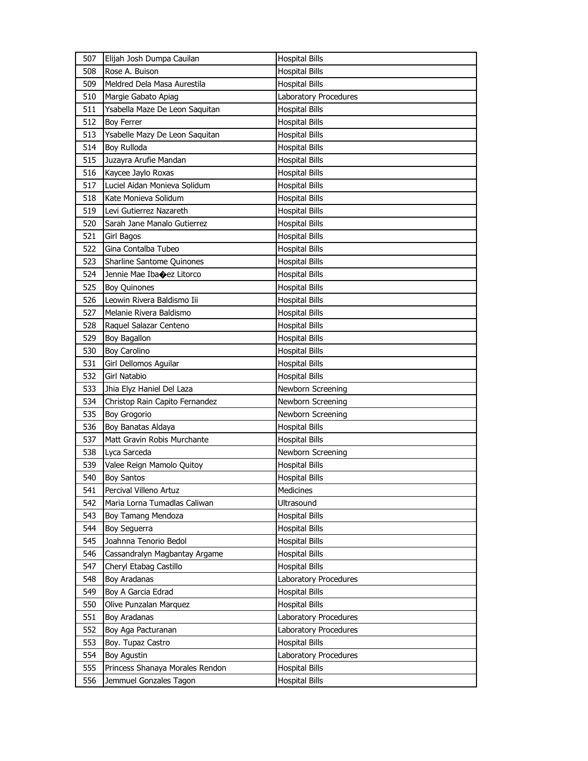| 507 | Elijah Josh Dumpa Cauilan | Hospital Bills |
|---|---|---|
| 508 | Rose A. Buison | Hospital Bills |
| 509 | Meldred Dela Masa Aurestila | Hospital Bills |
| 510 | Margie Gabato Apiag | Laboratory Procedures |
| 511 | Ysabella Maze De Leon Saquitan | Hospital Bills |
| 512 | Boy Ferrer | Hospital Bills |
| 513 | Ysabelle Mazy De Leon Saquitan | Hospital Bills |
| 514 | Boy Rulloda | Hospital Bills |
| 515 | Juzayra Arufie Mandan | Hospital Bills |
| 516 | Kaycee Jaylo Roxas | Hospital Bills |
| 517 | Luciel Aidan Monieva Solidum | Hospital Bills |
| 518 | Kate Monieva Solidum | Hospital Bills |
| 519 | Levi Gutierrez Nazareth | Hospital Bills |
| 520 | Sarah Jane Manalo Gutierrez | Hospital Bills |
| 521 | Girl Bagos | Hospital Bills |
| 522 | Gina Contalba Tubeo | Hospital Bills |
| 523 | Sharline Santome Quinones | Hospital Bills |
| 524 | Jennie Mae Iba�ez Litorco | Hospital Bills |
| 525 | Boy Quinones | Hospital Bills |
| 526 | Leowin Rivera Baldismo Iii | Hospital Bills |
| 527 | Melanie Rivera Baldismo | Hospital Bills |
| 528 | Raquel Salazar Centeno | Hospital Bills |
| 529 | Boy Bagallon | Hospital Bills |
| 530 | Boy Carolino | Hospital Bills |
| 531 | Girl Dellomos Aguilar | Hospital Bills |
| 532 | Girl Natabio | Hospital Bills |
| 533 | Jhia Elyz Haniel Del Laza | Newborn Screening |
| 534 | Christop Rain Capito Fernandez | Newborn Screening |
| 535 | Boy Grogorio | Newborn Screening |
| 536 | Boy Banatas Aldaya | Hospital Bills |
| 537 | Matt Gravin Robis Murchante | Hospital Bills |
| 538 | Lyca Sarceda | Newborn Screening |
| 539 | Valee Reign Mamolo Quitoy | Hospital Bills |
| 540 | Boy Santos | Hospital Bills |
| 541 | Percival Villeno Artuz | Medicines |
| 542 | Maria Lorna Tumadlas Caliwan | Ultrasound |
| 543 | Boy Tamang Mendoza | Hospital Bills |
| 544 | Boy Seguerra | Hospital Bills |
| 545 | Joahnna Tenorio Bedol | Hospital Bills |
| 546 | Cassandralyn Magbantay Argame | Hospital Bills |
| 547 | Cheryl Etabag Castillo | Hospital Bills |
| 548 | Boy Aradanas | Laboratory Procedures |
| 549 | Boy A Garcia Edrad | Hospital Bills |
| 550 | Olive Punzalan Marquez | Hospital Bills |
| 551 | Boy Aradanas | Laboratory Procedures |
| 552 | Boy Aga Pacturanan | Laboratory Procedures |
| 553 | Boy. Tupaz Castro | Hospital Bills |
| 554 | Boy Agustin | Laboratory Procedures |
| 555 | Princess Shanaya Morales Rendon | Hospital Bills |
| 556 | Jemmuel Gonzales Tagon | Hospital Bills |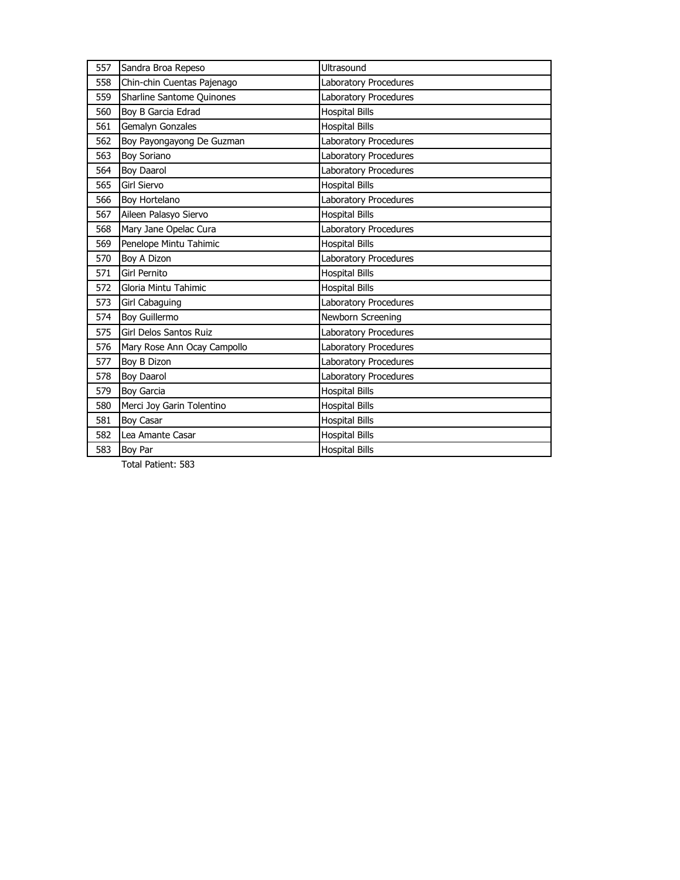| | | |
|---|---|---|
| 557 | Sandra Broa Repeso | Ultrasound |
| 558 | Chin-chin Cuentas Pajenago | Laboratory Procedures |
| 559 | Sharline Santome Quinones | Laboratory Procedures |
| 560 | Boy B Garcia Edrad | Hospital Bills |
| 561 | Gemalyn Gonzales | Hospital Bills |
| 562 | Boy Payongayong De Guzman | Laboratory Procedures |
| 563 | Boy Soriano | Laboratory Procedures |
| 564 | Boy Daarol | Laboratory Procedures |
| 565 | Girl Siervo | Hospital Bills |
| 566 | Boy Hortelano | Laboratory Procedures |
| 567 | Aileen Palasyo Siervo | Hospital Bills |
| 568 | Mary Jane Opelac Cura | Laboratory Procedures |
| 569 | Penelope Mintu Tahimic | Hospital Bills |
| 570 | Boy A Dizon | Laboratory Procedures |
| 571 | Girl Pernito | Hospital Bills |
| 572 | Gloria Mintu Tahimic | Hospital Bills |
| 573 | Girl Cabaguing | Laboratory Procedures |
| 574 | Boy Guillermo | Newborn Screening |
| 575 | Girl Delos Santos Ruiz | Laboratory Procedures |
| 576 | Mary Rose Ann Ocay Campollo | Laboratory Procedures |
| 577 | Boy B Dizon | Laboratory Procedures |
| 578 | Boy Daarol | Laboratory Procedures |
| 579 | Boy Garcia | Hospital Bills |
| 580 | Merci Joy Garin Tolentino | Hospital Bills |
| 581 | Boy Casar | Hospital Bills |
| 582 | Lea Amante Casar | Hospital Bills |
| 583 | Boy Par | Hospital Bills |

Total Patient: 583